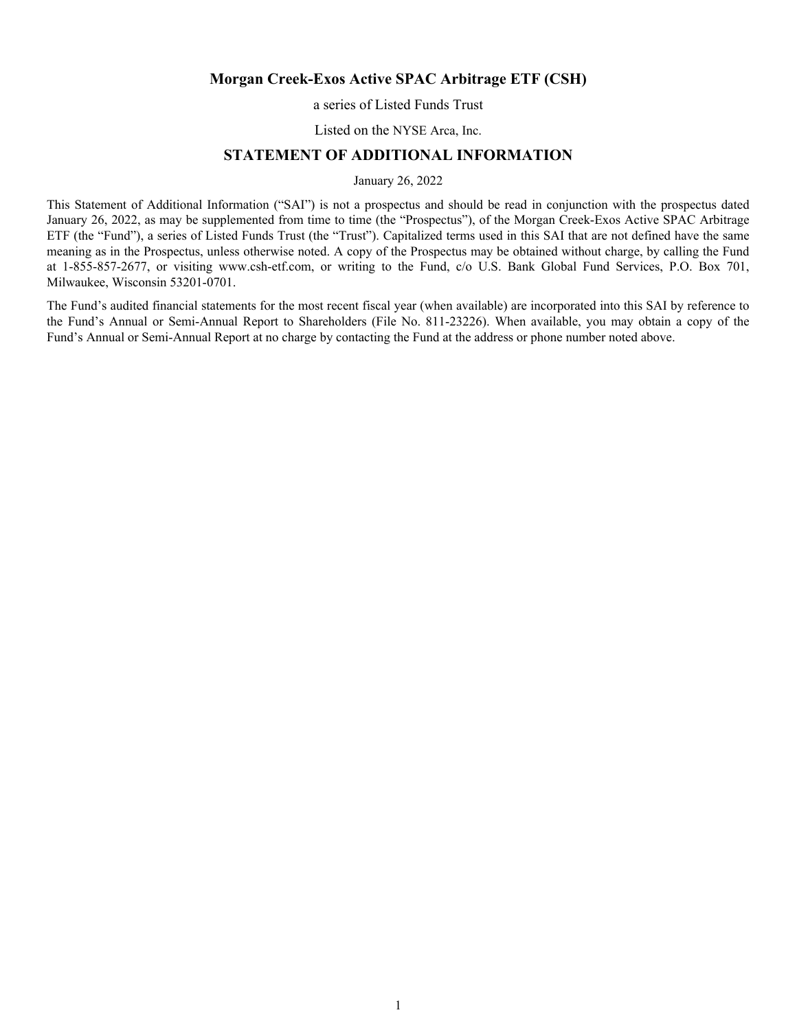# Morgan Creek-Exos Active SPAC Arbitrage ETF (CSH)

a series of Listed Funds Trust

Listed on the NYSE Arca, Inc.

## STATEMENT OF ADDITIONAL INFORMATION

January 26, 2022

This Statement of Additional Information ("SAI") is not a prospectus and should be read in conjunction with the prospectus dated January 26, 2022, as may be supplemented from time to time (the "Prospectus"), of the Morgan Creek-Exos Active SPAC Arbitrage ETF (the "Fund"), a series of Listed Funds Trust (the "Trust"). Capitalized terms used in this SAI that are not defined have the same meaning as in the Prospectus, unless otherwise noted. A copy of the Prospectus may be obtained without charge, by calling the Fund at 1-855-857-2677, or visiting www.csh-etf.com, or writing to the Fund, c/o U.S. Bank Global Fund Services, P.O. Box 701, Milwaukee, Wisconsin 53201-0701.

The Fund's audited financial statements for the most recent fiscal year (when available) are incorporated into this SAI by reference to the Fund's Annual or Semi-Annual Report to Shareholders (File No. 811-23226). When available, you may obtain a copy of the Fund's Annual or Semi-Annual Report at no charge by contacting the Fund at the address or phone number noted above.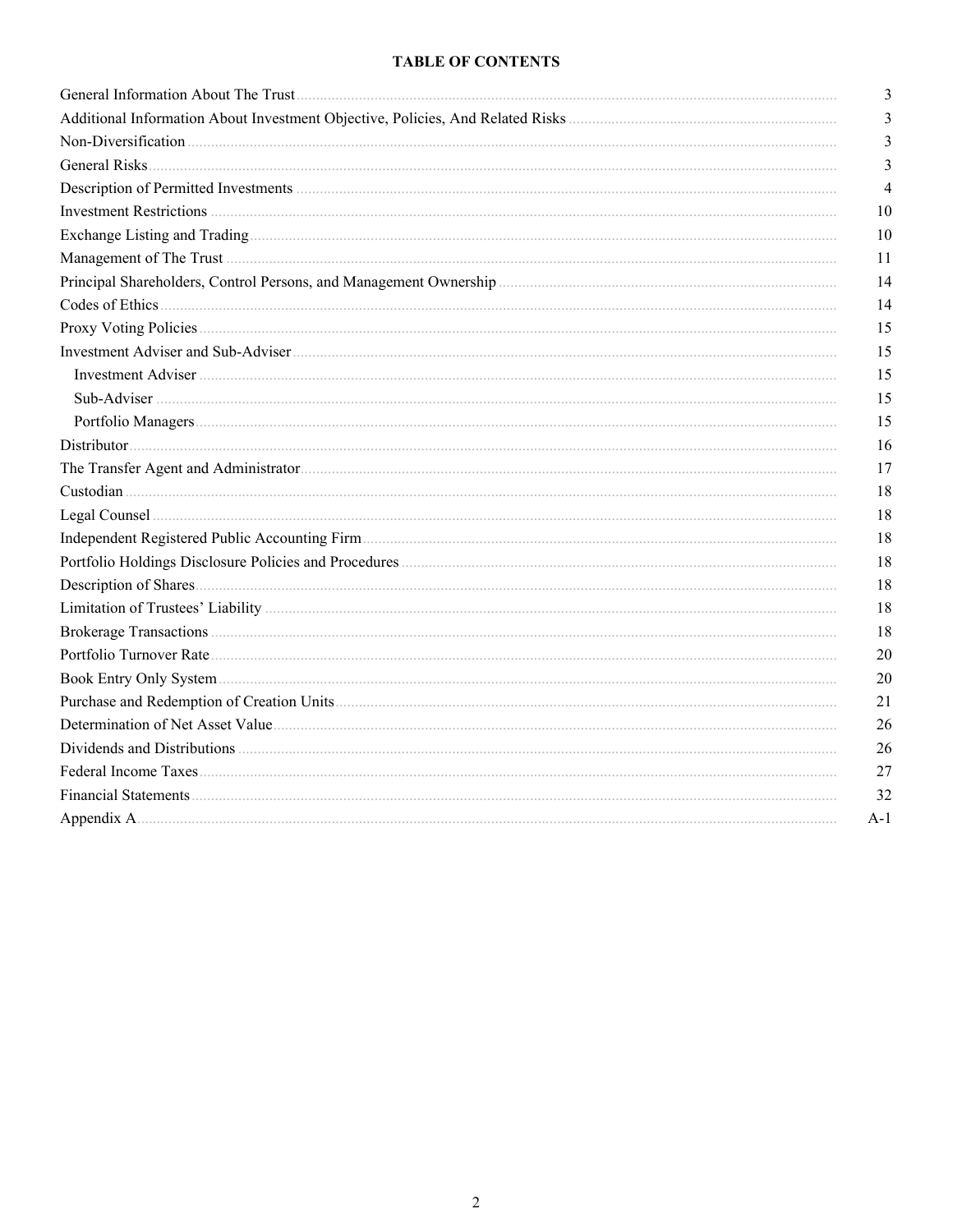**TABLE OF CONTENTS**

| | |
|---|---|
| General Information About The Trust | 3 |
| Additional Information About Investment Objective, Policies, And Related Risks | 3 |
| Non-Diversification | 3 |
| General Risks | 3 |
| Description of Permitted Investments | 4 |
| Investment Restrictions | 10 |
| Exchange Listing and Trading | 10 |
| Management of The Trust | 11 |
| Principal Shareholders, Control Persons, and Management Ownership | 14 |
| Codes of Ethics | 14 |
| Proxy Voting Policies | 15 |
| Investment Adviser and Sub-Adviser | 15 |
| Investment Adviser | 15 |
| Sub-Adviser | 15 |
| Portfolio Managers | 15 |
| Distributor | 16 |
| The Transfer Agent and Administrator | 17 |
| Custodian | 18 |
| Legal Counsel | 18 |
| Independent Registered Public Accounting Firm | 18 |
| Portfolio Holdings Disclosure Policies and Procedures | 18 |
| Description of Shares | 18 |
| Limitation of Trustees' Liability | 18 |
| Brokerage Transactions | 18 |
| Portfolio Turnover Rate | 20 |
| Book Entry Only System | 20 |
| Purchase and Redemption of Creation Units | 21 |
| Determination of Net Asset Value | 26 |
| Dividends and Distributions | 26 |
| Federal Income Taxes | 27 |
| Financial Statements | 32 |
| Appendix A | A-1 |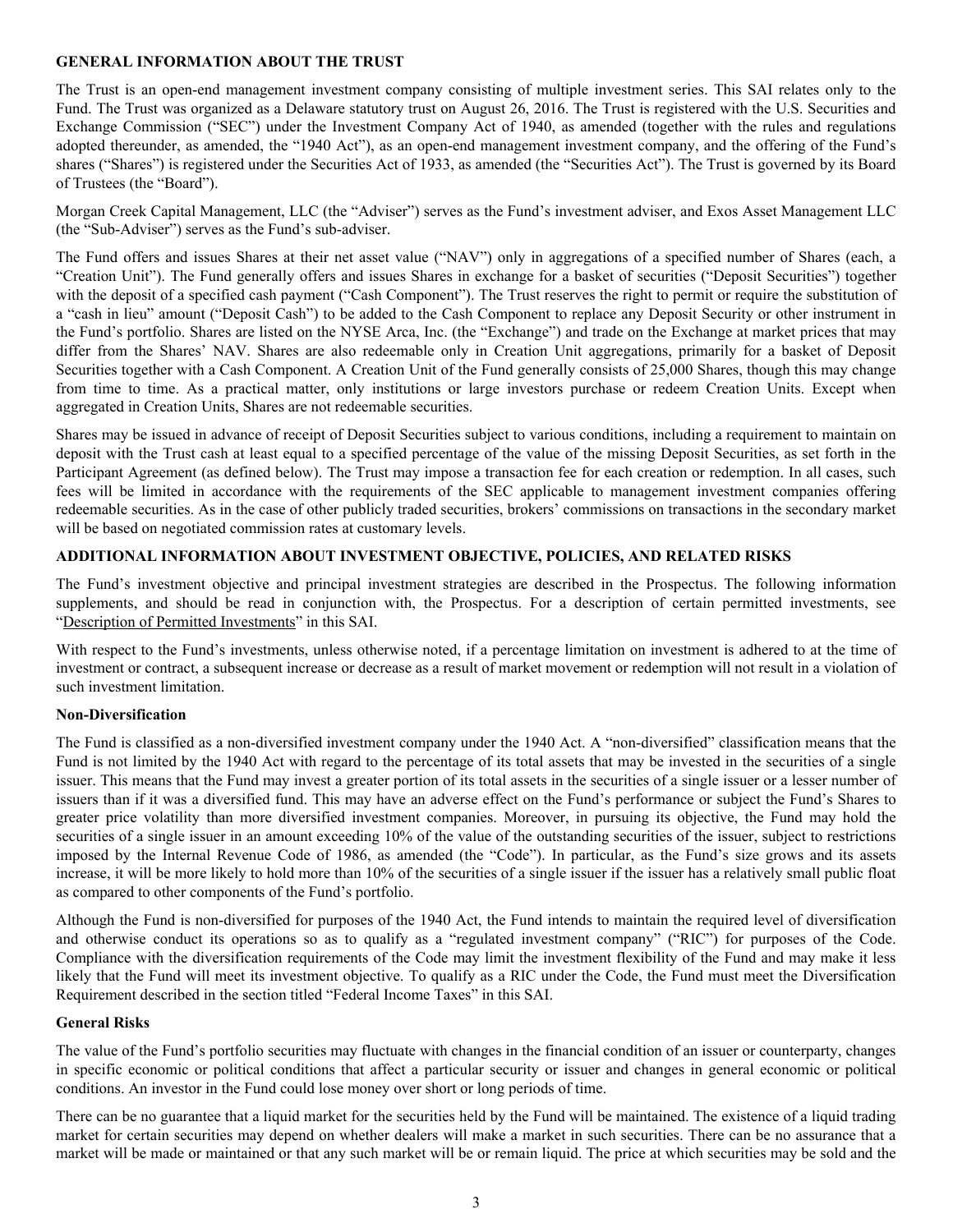## GENERAL INFORMATION ABOUT THE TRUST

The Trust is an open-end management investment company consisting of multiple investment series. This SAI relates only to the Fund. The Trust was organized as a Delaware statutory trust on August 26, 2016. The Trust is registered with the U.S. Securities and Exchange Commission ("SEC") under the Investment Company Act of 1940, as amended (together with the rules and regulations adopted thereunder, as amended, the "1940 Act"), as an open-end management investment company, and the offering of the Fund's shares ("Shares") is registered under the Securities Act of 1933, as amended (the "Securities Act"). The Trust is governed by its Board of Trustees (the "Board").

Morgan Creek Capital Management, LLC (the "Adviser") serves as the Fund's investment adviser, and Exos Asset Management LLC (the "Sub-Adviser") serves as the Fund's sub-adviser.

The Fund offers and issues Shares at their net asset value ("NAV") only in aggregations of a specified number of Shares (each, a "Creation Unit"). The Fund generally offers and issues Shares in exchange for a basket of securities ("Deposit Securities") together with the deposit of a specified cash payment ("Cash Component"). The Trust reserves the right to permit or require the substitution of a "cash in lieu" amount ("Deposit Cash") to be added to the Cash Component to replace any Deposit Security or other instrument in the Fund's portfolio. Shares are listed on the NYSE Arca, Inc. (the "Exchange") and trade on the Exchange at market prices that may differ from the Shares' NAV. Shares are also redeemable only in Creation Unit aggregations, primarily for a basket of Deposit Securities together with a Cash Component. A Creation Unit of the Fund generally consists of 25,000 Shares, though this may change from time to time. As a practical matter, only institutions or large investors purchase or redeem Creation Units. Except when aggregated in Creation Units, Shares are not redeemable securities.

Shares may be issued in advance of receipt of Deposit Securities subject to various conditions, including a requirement to maintain on deposit with the Trust cash at least equal to a specified percentage of the value of the missing Deposit Securities, as set forth in the Participant Agreement (as defined below). The Trust may impose a transaction fee for each creation or redemption. In all cases, such fees will be limited in accordance with the requirements of the SEC applicable to management investment companies offering redeemable securities. As in the case of other publicly traded securities, brokers' commissions on transactions in the secondary market will be based on negotiated commission rates at customary levels.

## ADDITIONAL INFORMATION ABOUT INVESTMENT OBJECTIVE, POLICIES, AND RELATED RISKS

The Fund's investment objective and principal investment strategies are described in the Prospectus. The following information supplements, and should be read in conjunction with, the Prospectus. For a description of certain permitted investments, see "Description of Permitted Investments" in this SAI.

With respect to the Fund's investments, unless otherwise noted, if a percentage limitation on investment is adhered to at the time of investment or contract, a subsequent increase or decrease as a result of market movement or redemption will not result in a violation of such investment limitation.

### Non-Diversification

The Fund is classified as a non-diversified investment company under the 1940 Act. A "non-diversified" classification means that the Fund is not limited by the 1940 Act with regard to the percentage of its total assets that may be invested in the securities of a single issuer. This means that the Fund may invest a greater portion of its total assets in the securities of a single issuer or a lesser number of issuers than if it was a diversified fund. This may have an adverse effect on the Fund's performance or subject the Fund's Shares to greater price volatility than more diversified investment companies. Moreover, in pursuing its objective, the Fund may hold the securities of a single issuer in an amount exceeding 10% of the value of the outstanding securities of the issuer, subject to restrictions imposed by the Internal Revenue Code of 1986, as amended (the "Code"). In particular, as the Fund's size grows and its assets increase, it will be more likely to hold more than 10% of the securities of a single issuer if the issuer has a relatively small public float as compared to other components of the Fund's portfolio.

Although the Fund is non-diversified for purposes of the 1940 Act, the Fund intends to maintain the required level of diversification and otherwise conduct its operations so as to qualify as a "regulated investment company" ("RIC") for purposes of the Code. Compliance with the diversification requirements of the Code may limit the investment flexibility of the Fund and may make it less likely that the Fund will meet its investment objective. To qualify as a RIC under the Code, the Fund must meet the Diversification Requirement described in the section titled "Federal Income Taxes" in this SAI.

### General Risks

The value of the Fund's portfolio securities may fluctuate with changes in the financial condition of an issuer or counterparty, changes in specific economic or political conditions that affect a particular security or issuer and changes in general economic or political conditions. An investor in the Fund could lose money over short or long periods of time.

There can be no guarantee that a liquid market for the securities held by the Fund will be maintained. The existence of a liquid trading market for certain securities may depend on whether dealers will make a market in such securities. There can be no assurance that a market will be made or maintained or that any such market will be or remain liquid. The price at which securities may be sold and the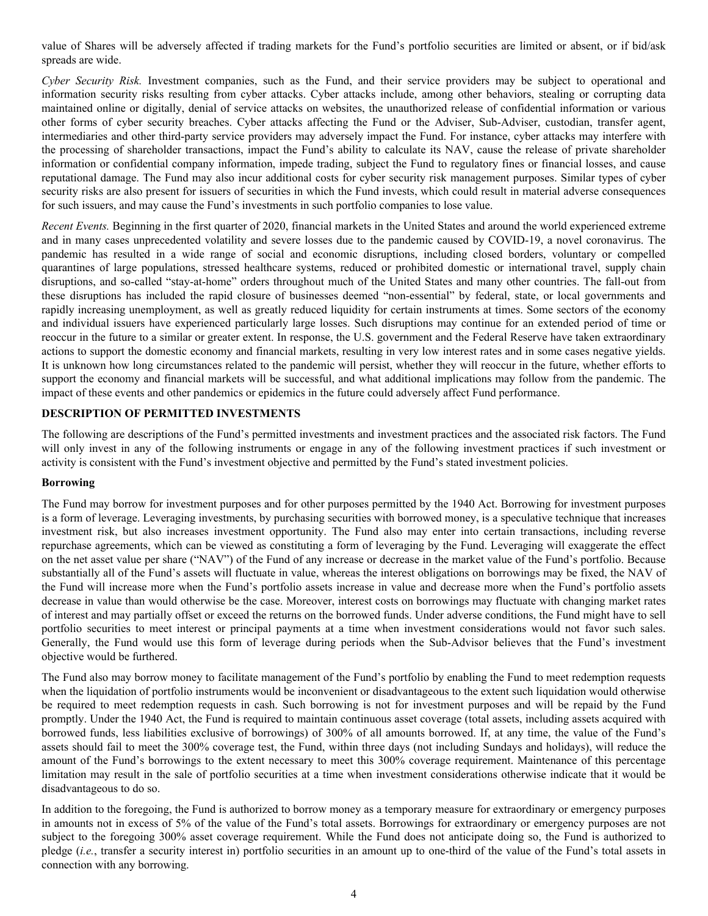value of Shares will be adversely affected if trading markets for the Fund's portfolio securities are limited or absent, or if bid/ask spreads are wide.

*Cyber Security Risk.* Investment companies, such as the Fund, and their service providers may be subject to operational and information security risks resulting from cyber attacks. Cyber attacks include, among other behaviors, stealing or corrupting data maintained online or digitally, denial of service attacks on websites, the unauthorized release of confidential information or various other forms of cyber security breaches. Cyber attacks affecting the Fund or the Adviser, Sub-Adviser, custodian, transfer agent, intermediaries and other third-party service providers may adversely impact the Fund. For instance, cyber attacks may interfere with the processing of shareholder transactions, impact the Fund's ability to calculate its NAV, cause the release of private shareholder information or confidential company information, impede trading, subject the Fund to regulatory fines or financial losses, and cause reputational damage. The Fund may also incur additional costs for cyber security risk management purposes. Similar types of cyber security risks are also present for issuers of securities in which the Fund invests, which could result in material adverse consequences for such issuers, and may cause the Fund's investments in such portfolio companies to lose value.

*Recent Events.* Beginning in the first quarter of 2020, financial markets in the United States and around the world experienced extreme and in many cases unprecedented volatility and severe losses due to the pandemic caused by COVID-19, a novel coronavirus. The pandemic has resulted in a wide range of social and economic disruptions, including closed borders, voluntary or compelled quarantines of large populations, stressed healthcare systems, reduced or prohibited domestic or international travel, supply chain disruptions, and so-called "stay-at-home" orders throughout much of the United States and many other countries. The fall-out from these disruptions has included the rapid closure of businesses deemed "non-essential" by federal, state, or local governments and rapidly increasing unemployment, as well as greatly reduced liquidity for certain instruments at times. Some sectors of the economy and individual issuers have experienced particularly large losses. Such disruptions may continue for an extended period of time or reoccur in the future to a similar or greater extent. In response, the U.S. government and the Federal Reserve have taken extraordinary actions to support the domestic economy and financial markets, resulting in very low interest rates and in some cases negative yields. It is unknown how long circumstances related to the pandemic will persist, whether they will reoccur in the future, whether efforts to support the economy and financial markets will be successful, and what additional implications may follow from the pandemic. The impact of these events and other pandemics or epidemics in the future could adversely affect Fund performance.

## DESCRIPTION OF PERMITTED INVESTMENTS

The following are descriptions of the Fund's permitted investments and investment practices and the associated risk factors. The Fund will only invest in any of the following instruments or engage in any of the following investment practices if such investment or activity is consistent with the Fund's investment objective and permitted by the Fund's stated investment policies.

### Borrowing

The Fund may borrow for investment purposes and for other purposes permitted by the 1940 Act. Borrowing for investment purposes is a form of leverage. Leveraging investments, by purchasing securities with borrowed money, is a speculative technique that increases investment risk, but also increases investment opportunity. The Fund also may enter into certain transactions, including reverse repurchase agreements, which can be viewed as constituting a form of leveraging by the Fund. Leveraging will exaggerate the effect on the net asset value per share ("NAV") of the Fund of any increase or decrease in the market value of the Fund's portfolio. Because substantially all of the Fund's assets will fluctuate in value, whereas the interest obligations on borrowings may be fixed, the NAV of the Fund will increase more when the Fund's portfolio assets increase in value and decrease more when the Fund's portfolio assets decrease in value than would otherwise be the case. Moreover, interest costs on borrowings may fluctuate with changing market rates of interest and may partially offset or exceed the returns on the borrowed funds. Under adverse conditions, the Fund might have to sell portfolio securities to meet interest or principal payments at a time when investment considerations would not favor such sales. Generally, the Fund would use this form of leverage during periods when the Sub-Advisor believes that the Fund's investment objective would be furthered.

The Fund also may borrow money to facilitate management of the Fund's portfolio by enabling the Fund to meet redemption requests when the liquidation of portfolio instruments would be inconvenient or disadvantageous to the extent such liquidation would otherwise be required to meet redemption requests in cash. Such borrowing is not for investment purposes and will be repaid by the Fund promptly. Under the 1940 Act, the Fund is required to maintain continuous asset coverage (total assets, including assets acquired with borrowed funds, less liabilities exclusive of borrowings) of 300% of all amounts borrowed. If, at any time, the value of the Fund's assets should fail to meet the 300% coverage test, the Fund, within three days (not including Sundays and holidays), will reduce the amount of the Fund's borrowings to the extent necessary to meet this 300% coverage requirement. Maintenance of this percentage limitation may result in the sale of portfolio securities at a time when investment considerations otherwise indicate that it would be disadvantageous to do so.

In addition to the foregoing, the Fund is authorized to borrow money as a temporary measure for extraordinary or emergency purposes in amounts not in excess of 5% of the value of the Fund's total assets. Borrowings for extraordinary or emergency purposes are not subject to the foregoing 300% asset coverage requirement. While the Fund does not anticipate doing so, the Fund is authorized to pledge (*i.e.*, transfer a security interest in) portfolio securities in an amount up to one-third of the value of the Fund's total assets in connection with any borrowing.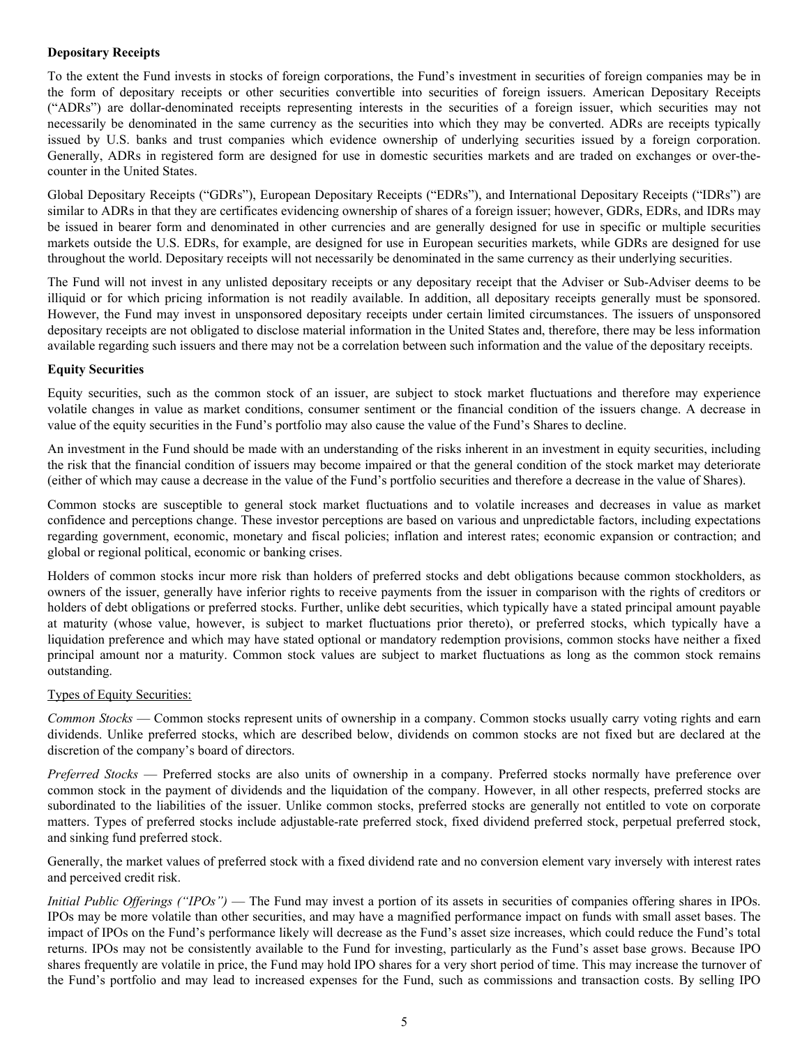**Depositary Receipts**

To the extent the Fund invests in stocks of foreign corporations, the Fund's investment in securities of foreign companies may be in the form of depositary receipts or other securities convertible into securities of foreign issuers. American Depositary Receipts ("ADRs") are dollar-denominated receipts representing interests in the securities of a foreign issuer, which securities may not necessarily be denominated in the same currency as the securities into which they may be converted. ADRs are receipts typically issued by U.S. banks and trust companies which evidence ownership of underlying securities issued by a foreign corporation. Generally, ADRs in registered form are designed for use in domestic securities markets and are traded on exchanges or over-the-counter in the United States.

Global Depositary Receipts ("GDRs"), European Depositary Receipts ("EDRs"), and International Depositary Receipts ("IDRs") are similar to ADRs in that they are certificates evidencing ownership of shares of a foreign issuer; however, GDRs, EDRs, and IDRs may be issued in bearer form and denominated in other currencies and are generally designed for use in specific or multiple securities markets outside the U.S. EDRs, for example, are designed for use in European securities markets, while GDRs are designed for use throughout the world. Depositary receipts will not necessarily be denominated in the same currency as their underlying securities.

The Fund will not invest in any unlisted depositary receipts or any depositary receipt that the Adviser or Sub-Adviser deems to be illiquid or for which pricing information is not readily available. In addition, all depositary receipts generally must be sponsored. However, the Fund may invest in unsponsored depositary receipts under certain limited circumstances. The issuers of unsponsored depositary receipts are not obligated to disclose material information in the United States and, therefore, there may be less information available regarding such issuers and there may not be a correlation between such information and the value of the depositary receipts.

**Equity Securities**

Equity securities, such as the common stock of an issuer, are subject to stock market fluctuations and therefore may experience volatile changes in value as market conditions, consumer sentiment or the financial condition of the issuers change. A decrease in value of the equity securities in the Fund's portfolio may also cause the value of the Fund's Shares to decline.

An investment in the Fund should be made with an understanding of the risks inherent in an investment in equity securities, including the risk that the financial condition of issuers may become impaired or that the general condition of the stock market may deteriorate (either of which may cause a decrease in the value of the Fund's portfolio securities and therefore a decrease in the value of Shares).

Common stocks are susceptible to general stock market fluctuations and to volatile increases and decreases in value as market confidence and perceptions change. These investor perceptions are based on various and unpredictable factors, including expectations regarding government, economic, monetary and fiscal policies; inflation and interest rates; economic expansion or contraction; and global or regional political, economic or banking crises.

Holders of common stocks incur more risk than holders of preferred stocks and debt obligations because common stockholders, as owners of the issuer, generally have inferior rights to receive payments from the issuer in comparison with the rights of creditors or holders of debt obligations or preferred stocks. Further, unlike debt securities, which typically have a stated principal amount payable at maturity (whose value, however, is subject to market fluctuations prior thereto), or preferred stocks, which typically have a liquidation preference and which may have stated optional or mandatory redemption provisions, common stocks have neither a fixed principal amount nor a maturity. Common stock values are subject to market fluctuations as long as the common stock remains outstanding.

Types of Equity Securities:

*Common Stocks* — Common stocks represent units of ownership in a company. Common stocks usually carry voting rights and earn dividends. Unlike preferred stocks, which are described below, dividends on common stocks are not fixed but are declared at the discretion of the company's board of directors.

*Preferred Stocks* — Preferred stocks are also units of ownership in a company. Preferred stocks normally have preference over common stock in the payment of dividends and the liquidation of the company. However, in all other respects, preferred stocks are subordinated to the liabilities of the issuer. Unlike common stocks, preferred stocks are generally not entitled to vote on corporate matters. Types of preferred stocks include adjustable-rate preferred stock, fixed dividend preferred stock, perpetual preferred stock, and sinking fund preferred stock.

Generally, the market values of preferred stock with a fixed dividend rate and no conversion element vary inversely with interest rates and perceived credit risk.

*Initial Public Offerings ("IPOs")* — The Fund may invest a portion of its assets in securities of companies offering shares in IPOs. IPOs may be more volatile than other securities, and may have a magnified performance impact on funds with small asset bases. The impact of IPOs on the Fund's performance likely will decrease as the Fund's asset size increases, which could reduce the Fund's total returns. IPOs may not be consistently available to the Fund for investing, particularly as the Fund's asset base grows. Because IPO shares frequently are volatile in price, the Fund may hold IPO shares for a very short period of time. This may increase the turnover of the Fund's portfolio and may lead to increased expenses for the Fund, such as commissions and transaction costs. By selling IPO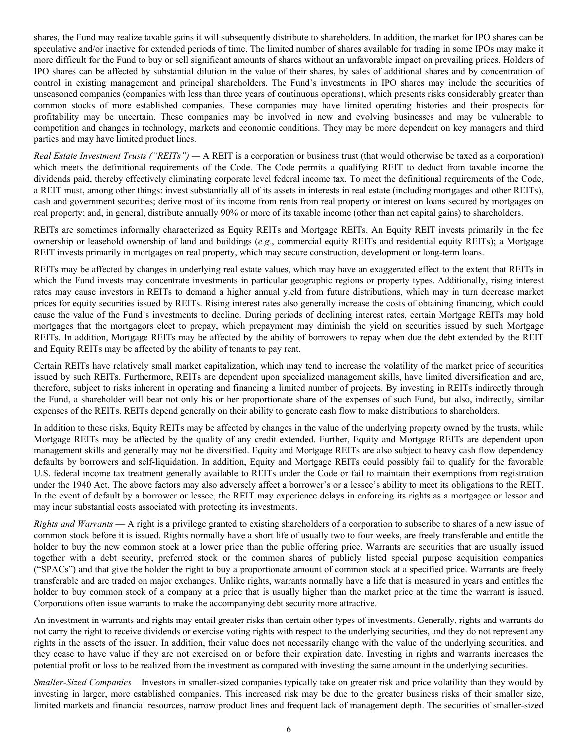shares, the Fund may realize taxable gains it will subsequently distribute to shareholders. In addition, the market for IPO shares can be speculative and/or inactive for extended periods of time. The limited number of shares available for trading in some IPOs may make it more difficult for the Fund to buy or sell significant amounts of shares without an unfavorable impact on prevailing prices. Holders of IPO shares can be affected by substantial dilution in the value of their shares, by sales of additional shares and by concentration of control in existing management and principal shareholders. The Fund's investments in IPO shares may include the securities of unseasoned companies (companies with less than three years of continuous operations), which presents risks considerably greater than common stocks of more established companies. These companies may have limited operating histories and their prospects for profitability may be uncertain. These companies may be involved in new and evolving businesses and may be vulnerable to competition and changes in technology, markets and economic conditions. They may be more dependent on key managers and third parties and may have limited product lines.

*Real Estate Investment Trusts ("REITs")* — A REIT is a corporation or business trust (that would otherwise be taxed as a corporation) which meets the definitional requirements of the Code. The Code permits a qualifying REIT to deduct from taxable income the dividends paid, thereby effectively eliminating corporate level federal income tax. To meet the definitional requirements of the Code, a REIT must, among other things: invest substantially all of its assets in interests in real estate (including mortgages and other REITs), cash and government securities; derive most of its income from rents from real property or interest on loans secured by mortgages on real property; and, in general, distribute annually 90% or more of its taxable income (other than net capital gains) to shareholders.

REITs are sometimes informally characterized as Equity REITs and Mortgage REITs. An Equity REIT invests primarily in the fee ownership or leasehold ownership of land and buildings (*e.g.*, commercial equity REITs and residential equity REITs); a Mortgage REIT invests primarily in mortgages on real property, which may secure construction, development or long-term loans.

REITs may be affected by changes in underlying real estate values, which may have an exaggerated effect to the extent that REITs in which the Fund invests may concentrate investments in particular geographic regions or property types. Additionally, rising interest rates may cause investors in REITs to demand a higher annual yield from future distributions, which may in turn decrease market prices for equity securities issued by REITs. Rising interest rates also generally increase the costs of obtaining financing, which could cause the value of the Fund's investments to decline. During periods of declining interest rates, certain Mortgage REITs may hold mortgages that the mortgagors elect to prepay, which prepayment may diminish the yield on securities issued by such Mortgage REITs. In addition, Mortgage REITs may be affected by the ability of borrowers to repay when due the debt extended by the REIT and Equity REITs may be affected by the ability of tenants to pay rent.

Certain REITs have relatively small market capitalization, which may tend to increase the volatility of the market price of securities issued by such REITs. Furthermore, REITs are dependent upon specialized management skills, have limited diversification and are, therefore, subject to risks inherent in operating and financing a limited number of projects. By investing in REITs indirectly through the Fund, a shareholder will bear not only his or her proportionate share of the expenses of such Fund, but also, indirectly, similar expenses of the REITs. REITs depend generally on their ability to generate cash flow to make distributions to shareholders.

In addition to these risks, Equity REITs may be affected by changes in the value of the underlying property owned by the trusts, while Mortgage REITs may be affected by the quality of any credit extended. Further, Equity and Mortgage REITs are dependent upon management skills and generally may not be diversified. Equity and Mortgage REITs are also subject to heavy cash flow dependency defaults by borrowers and self-liquidation. In addition, Equity and Mortgage REITs could possibly fail to qualify for the favorable U.S. federal income tax treatment generally available to REITs under the Code or fail to maintain their exemptions from registration under the 1940 Act. The above factors may also adversely affect a borrower's or a lessee's ability to meet its obligations to the REIT. In the event of default by a borrower or lessee, the REIT may experience delays in enforcing its rights as a mortgagee or lessor and may incur substantial costs associated with protecting its investments.

*Rights and Warrants* — A right is a privilege granted to existing shareholders of a corporation to subscribe to shares of a new issue of common stock before it is issued. Rights normally have a short life of usually two to four weeks, are freely transferable and entitle the holder to buy the new common stock at a lower price than the public offering price. Warrants are securities that are usually issued together with a debt security, preferred stock or the common shares of publicly listed special purpose acquisition companies ("SPACs") and that give the holder the right to buy a proportionate amount of common stock at a specified price. Warrants are freely transferable and are traded on major exchanges. Unlike rights, warrants normally have a life that is measured in years and entitles the holder to buy common stock of a company at a price that is usually higher than the market price at the time the warrant is issued. Corporations often issue warrants to make the accompanying debt security more attractive.

An investment in warrants and rights may entail greater risks than certain other types of investments. Generally, rights and warrants do not carry the right to receive dividends or exercise voting rights with respect to the underlying securities, and they do not represent any rights in the assets of the issuer. In addition, their value does not necessarily change with the value of the underlying securities, and they cease to have value if they are not exercised on or before their expiration date. Investing in rights and warrants increases the potential profit or loss to be realized from the investment as compared with investing the same amount in the underlying securities.

*Smaller-Sized Companies* – Investors in smaller-sized companies typically take on greater risk and price volatility than they would by investing in larger, more established companies. This increased risk may be due to the greater business risks of their smaller size, limited markets and financial resources, narrow product lines and frequent lack of management depth. The securities of smaller-sized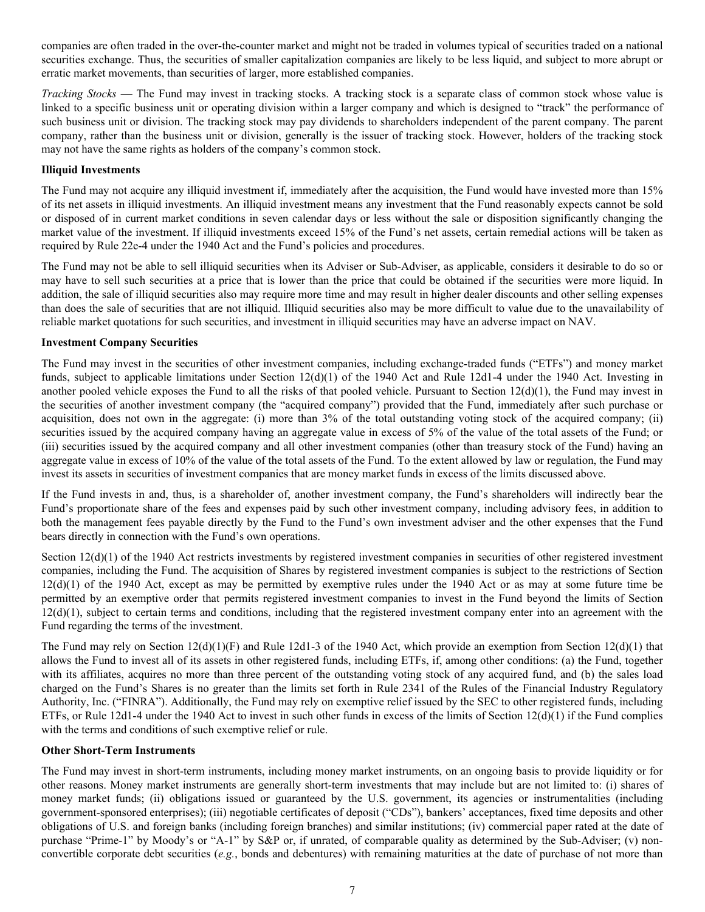companies are often traded in the over-the-counter market and might not be traded in volumes typical of securities traded on a national securities exchange. Thus, the securities of smaller capitalization companies are likely to be less liquid, and subject to more abrupt or erratic market movements, than securities of larger, more established companies.

*Tracking Stocks* — The Fund may invest in tracking stocks. A tracking stock is a separate class of common stock whose value is linked to a specific business unit or operating division within a larger company and which is designed to "track" the performance of such business unit or division. The tracking stock may pay dividends to shareholders independent of the parent company. The parent company, rather than the business unit or division, generally is the issuer of tracking stock. However, holders of the tracking stock may not have the same rights as holders of the company's common stock.

**Illiquid Investments**

The Fund may not acquire any illiquid investment if, immediately after the acquisition, the Fund would have invested more than 15% of its net assets in illiquid investments. An illiquid investment means any investment that the Fund reasonably expects cannot be sold or disposed of in current market conditions in seven calendar days or less without the sale or disposition significantly changing the market value of the investment. If illiquid investments exceed 15% of the Fund's net assets, certain remedial actions will be taken as required by Rule 22e-4 under the 1940 Act and the Fund's policies and procedures.

The Fund may not be able to sell illiquid securities when its Adviser or Sub-Adviser, as applicable, considers it desirable to do so or may have to sell such securities at a price that is lower than the price that could be obtained if the securities were more liquid. In addition, the sale of illiquid securities also may require more time and may result in higher dealer discounts and other selling expenses than does the sale of securities that are not illiquid. Illiquid securities also may be more difficult to value due to the unavailability of reliable market quotations for such securities, and investment in illiquid securities may have an adverse impact on NAV.

**Investment Company Securities**

The Fund may invest in the securities of other investment companies, including exchange-traded funds ("ETFs") and money market funds, subject to applicable limitations under Section 12(d)(1) of the 1940 Act and Rule 12d1-4 under the 1940 Act. Investing in another pooled vehicle exposes the Fund to all the risks of that pooled vehicle. Pursuant to Section 12(d)(1), the Fund may invest in the securities of another investment company (the "acquired company") provided that the Fund, immediately after such purchase or acquisition, does not own in the aggregate: (i) more than 3% of the total outstanding voting stock of the acquired company; (ii) securities issued by the acquired company having an aggregate value in excess of 5% of the value of the total assets of the Fund; or (iii) securities issued by the acquired company and all other investment companies (other than treasury stock of the Fund) having an aggregate value in excess of 10% of the value of the total assets of the Fund. To the extent allowed by law or regulation, the Fund may invest its assets in securities of investment companies that are money market funds in excess of the limits discussed above.

If the Fund invests in and, thus, is a shareholder of, another investment company, the Fund's shareholders will indirectly bear the Fund's proportionate share of the fees and expenses paid by such other investment company, including advisory fees, in addition to both the management fees payable directly by the Fund to the Fund's own investment adviser and the other expenses that the Fund bears directly in connection with the Fund's own operations.

Section 12(d)(1) of the 1940 Act restricts investments by registered investment companies in securities of other registered investment companies, including the Fund. The acquisition of Shares by registered investment companies is subject to the restrictions of Section 12(d)(1) of the 1940 Act, except as may be permitted by exemptive rules under the 1940 Act or as may at some future time be permitted by an exemptive order that permits registered investment companies to invest in the Fund beyond the limits of Section 12(d)(1), subject to certain terms and conditions, including that the registered investment company enter into an agreement with the Fund regarding the terms of the investment.

The Fund may rely on Section 12(d)(1)(F) and Rule 12d1-3 of the 1940 Act, which provide an exemption from Section 12(d)(1) that allows the Fund to invest all of its assets in other registered funds, including ETFs, if, among other conditions: (a) the Fund, together with its affiliates, acquires no more than three percent of the outstanding voting stock of any acquired fund, and (b) the sales load charged on the Fund's Shares is no greater than the limits set forth in Rule 2341 of the Rules of the Financial Industry Regulatory Authority, Inc. ("FINRA"). Additionally, the Fund may rely on exemptive relief issued by the SEC to other registered funds, including ETFs, or Rule 12d1-4 under the 1940 Act to invest in such other funds in excess of the limits of Section 12(d)(1) if the Fund complies with the terms and conditions of such exemptive relief or rule.

**Other Short-Term Instruments**

The Fund may invest in short-term instruments, including money market instruments, on an ongoing basis to provide liquidity or for other reasons. Money market instruments are generally short-term investments that may include but are not limited to: (i) shares of money market funds; (ii) obligations issued or guaranteed by the U.S. government, its agencies or instrumentalities (including government-sponsored enterprises); (iii) negotiable certificates of deposit ("CDs"), bankers' acceptances, fixed time deposits and other obligations of U.S. and foreign banks (including foreign branches) and similar institutions; (iv) commercial paper rated at the date of purchase "Prime-1" by Moody's or "A-1" by S&P or, if unrated, of comparable quality as determined by the Sub-Adviser; (v) non-convertible corporate debt securities (*e.g.*, bonds and debentures) with remaining maturities at the date of purchase of not more than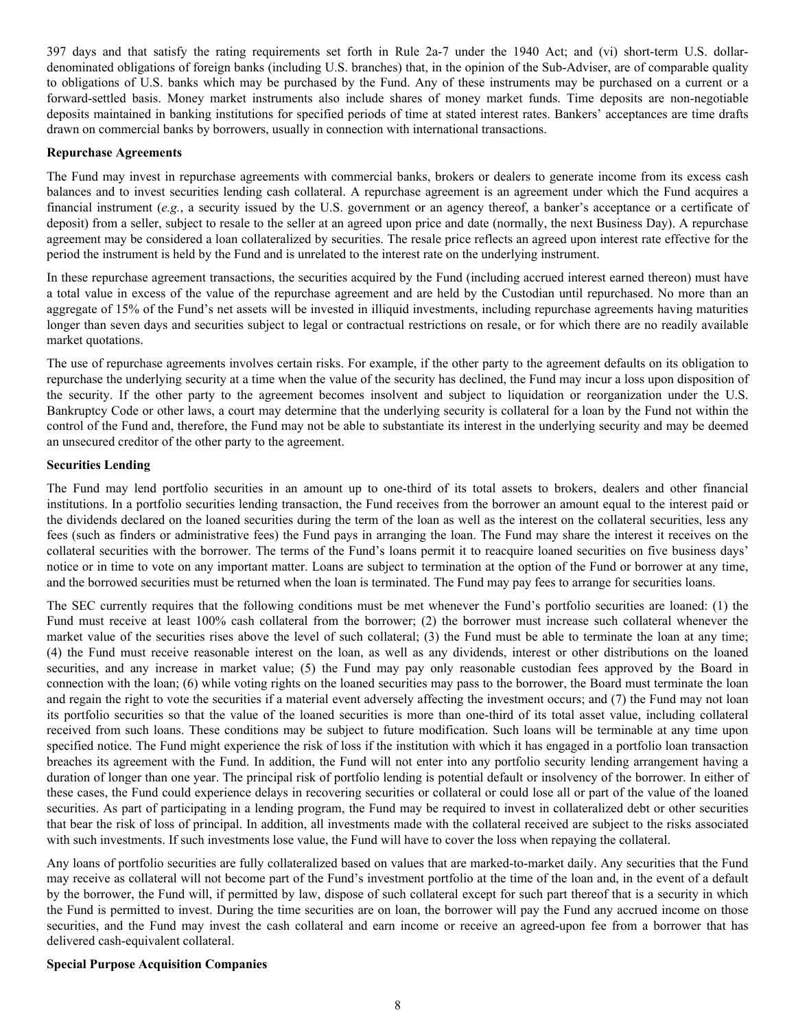397 days and that satisfy the rating requirements set forth in Rule 2a-7 under the 1940 Act; and (vi) short-term U.S. dollar-denominated obligations of foreign banks (including U.S. branches) that, in the opinion of the Sub-Adviser, are of comparable quality to obligations of U.S. banks which may be purchased by the Fund. Any of these instruments may be purchased on a current or a forward-settled basis. Money market instruments also include shares of money market funds. Time deposits are non-negotiable deposits maintained in banking institutions for specified periods of time at stated interest rates. Bankers' acceptances are time drafts drawn on commercial banks by borrowers, usually in connection with international transactions.

**Repurchase Agreements**

The Fund may invest in repurchase agreements with commercial banks, brokers or dealers to generate income from its excess cash balances and to invest securities lending cash collateral. A repurchase agreement is an agreement under which the Fund acquires a financial instrument (*e.g.*, a security issued by the U.S. government or an agency thereof, a banker's acceptance or a certificate of deposit) from a seller, subject to resale to the seller at an agreed upon price and date (normally, the next Business Day). A repurchase agreement may be considered a loan collateralized by securities. The resale price reflects an agreed upon interest rate effective for the period the instrument is held by the Fund and is unrelated to the interest rate on the underlying instrument.

In these repurchase agreement transactions, the securities acquired by the Fund (including accrued interest earned thereon) must have a total value in excess of the value of the repurchase agreement and are held by the Custodian until repurchased. No more than an aggregate of 15% of the Fund's net assets will be invested in illiquid investments, including repurchase agreements having maturities longer than seven days and securities subject to legal or contractual restrictions on resale, or for which there are no readily available market quotations.

The use of repurchase agreements involves certain risks. For example, if the other party to the agreement defaults on its obligation to repurchase the underlying security at a time when the value of the security has declined, the Fund may incur a loss upon disposition of the security. If the other party to the agreement becomes insolvent and subject to liquidation or reorganization under the U.S. Bankruptcy Code or other laws, a court may determine that the underlying security is collateral for a loan by the Fund not within the control of the Fund and, therefore, the Fund may not be able to substantiate its interest in the underlying security and may be deemed an unsecured creditor of the other party to the agreement.

**Securities Lending**

The Fund may lend portfolio securities in an amount up to one-third of its total assets to brokers, dealers and other financial institutions. In a portfolio securities lending transaction, the Fund receives from the borrower an amount equal to the interest paid or the dividends declared on the loaned securities during the term of the loan as well as the interest on the collateral securities, less any fees (such as finders or administrative fees) the Fund pays in arranging the loan. The Fund may share the interest it receives on the collateral securities with the borrower. The terms of the Fund's loans permit it to reacquire loaned securities on five business days' notice or in time to vote on any important matter. Loans are subject to termination at the option of the Fund or borrower at any time, and the borrowed securities must be returned when the loan is terminated. The Fund may pay fees to arrange for securities loans.

The SEC currently requires that the following conditions must be met whenever the Fund's portfolio securities are loaned: (1) the Fund must receive at least 100% cash collateral from the borrower; (2) the borrower must increase such collateral whenever the market value of the securities rises above the level of such collateral; (3) the Fund must be able to terminate the loan at any time; (4) the Fund must receive reasonable interest on the loan, as well as any dividends, interest or other distributions on the loaned securities, and any increase in market value; (5) the Fund may pay only reasonable custodian fees approved by the Board in connection with the loan; (6) while voting rights on the loaned securities may pass to the borrower, the Board must terminate the loan and regain the right to vote the securities if a material event adversely affecting the investment occurs; and (7) the Fund may not loan its portfolio securities so that the value of the loaned securities is more than one-third of its total asset value, including collateral received from such loans. These conditions may be subject to future modification. Such loans will be terminable at any time upon specified notice. The Fund might experience the risk of loss if the institution with which it has engaged in a portfolio loan transaction breaches its agreement with the Fund. In addition, the Fund will not enter into any portfolio security lending arrangement having a duration of longer than one year. The principal risk of portfolio lending is potential default or insolvency of the borrower. In either of these cases, the Fund could experience delays in recovering securities or collateral or could lose all or part of the value of the loaned securities. As part of participating in a lending program, the Fund may be required to invest in collateralized debt or other securities that bear the risk of loss of principal. In addition, all investments made with the collateral received are subject to the risks associated with such investments. If such investments lose value, the Fund will have to cover the loss when repaying the collateral.

Any loans of portfolio securities are fully collateralized based on values that are marked-to-market daily. Any securities that the Fund may receive as collateral will not become part of the Fund's investment portfolio at the time of the loan and, in the event of a default by the borrower, the Fund will, if permitted by law, dispose of such collateral except for such part thereof that is a security in which the Fund is permitted to invest. During the time securities are on loan, the borrower will pay the Fund any accrued income on those securities, and the Fund may invest the cash collateral and earn income or receive an agreed-upon fee from a borrower that has delivered cash-equivalent collateral.

**Special Purpose Acquisition Companies**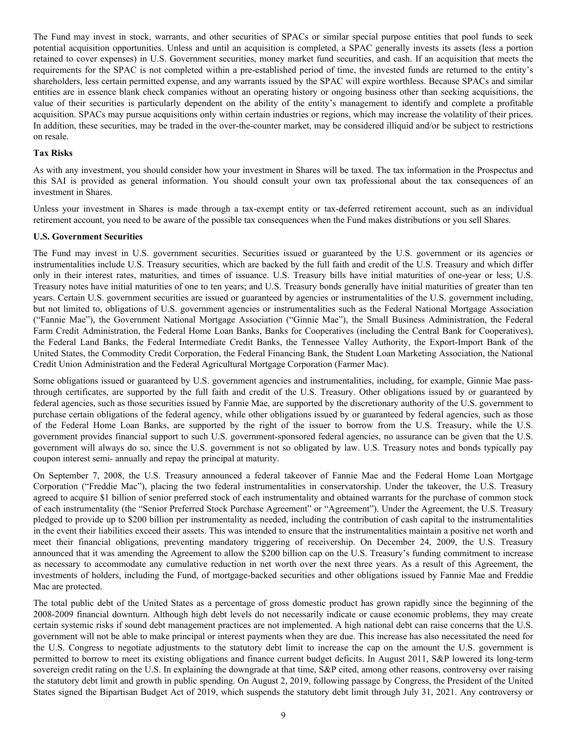The Fund may invest in stock, warrants, and other securities of SPACs or similar special purpose entities that pool funds to seek potential acquisition opportunities. Unless and until an acquisition is completed, a SPAC generally invests its assets (less a portion retained to cover expenses) in U.S. Government securities, money market fund securities, and cash. If an acquisition that meets the requirements for the SPAC is not completed within a pre-established period of time, the invested funds are returned to the entity's shareholders, less certain permitted expense, and any warrants issued by the SPAC will expire worthless. Because SPACs and similar entities are in essence blank check companies without an operating history or ongoing business other than seeking acquisitions, the value of their securities is particularly dependent on the ability of the entity's management to identify and complete a profitable acquisition. SPACs may pursue acquisitions only within certain industries or regions, which may increase the volatility of their prices. In addition, these securities, may be traded in the over-the-counter market, may be considered illiquid and/or be subject to restrictions on resale.

**Tax Risks**

As with any investment, you should consider how your investment in Shares will be taxed. The tax information in the Prospectus and this SAI is provided as general information. You should consult your own tax professional about the tax consequences of an investment in Shares.

Unless your investment in Shares is made through a tax-exempt entity or tax-deferred retirement account, such as an individual retirement account, you need to be aware of the possible tax consequences when the Fund makes distributions or you sell Shares.

**U.S. Government Securities**

The Fund may invest in U.S. government securities. Securities issued or guaranteed by the U.S. government or its agencies or instrumentalities include U.S. Treasury securities, which are backed by the full faith and credit of the U.S. Treasury and which differ only in their interest rates, maturities, and times of issuance. U.S. Treasury bills have initial maturities of one-year or less; U.S. Treasury notes have initial maturities of one to ten years; and U.S. Treasury bonds generally have initial maturities of greater than ten years. Certain U.S. government securities are issued or guaranteed by agencies or instrumentalities of the U.S. government including, but not limited to, obligations of U.S. government agencies or instrumentalities such as the Federal National Mortgage Association ("Fannie Mae"), the Government National Mortgage Association ("Ginnie Mae"), the Small Business Administration, the Federal Farm Credit Administration, the Federal Home Loan Banks, Banks for Cooperatives (including the Central Bank for Cooperatives), the Federal Land Banks, the Federal Intermediate Credit Banks, the Tennessee Valley Authority, the Export-Import Bank of the United States, the Commodity Credit Corporation, the Federal Financing Bank, the Student Loan Marketing Association, the National Credit Union Administration and the Federal Agricultural Mortgage Corporation (Farmer Mac).

Some obligations issued or guaranteed by U.S. government agencies and instrumentalities, including, for example, Ginnie Mae pass-through certificates, are supported by the full faith and credit of the U.S. Treasury. Other obligations issued by or guaranteed by federal agencies, such as those securities issued by Fannie Mae, are supported by the discretionary authority of the U.S. government to purchase certain obligations of the federal agency, while other obligations issued by or guaranteed by federal agencies, such as those of the Federal Home Loan Banks, are supported by the right of the issuer to borrow from the U.S. Treasury, while the U.S. government provides financial support to such U.S. government-sponsored federal agencies, no assurance can be given that the U.S. government will always do so, since the U.S. government is not so obligated by law. U.S. Treasury notes and bonds typically pay coupon interest semi- annually and repay the principal at maturity.

On September 7, 2008, the U.S. Treasury announced a federal takeover of Fannie Mae and the Federal Home Loan Mortgage Corporation ("Freddie Mac"), placing the two federal instrumentalities in conservatorship. Under the takeover, the U.S. Treasury agreed to acquire $1 billion of senior preferred stock of each instrumentality and obtained warrants for the purchase of common stock of each instrumentality (the "Senior Preferred Stock Purchase Agreement" or "Agreement"). Under the Agreement, the U.S. Treasury pledged to provide up to $200 billion per instrumentality as needed, including the contribution of cash capital to the instrumentalities in the event their liabilities exceed their assets. This was intended to ensure that the instrumentalities maintain a positive net worth and meet their financial obligations, preventing mandatory triggering of receivership. On December 24, 2009, the U.S. Treasury announced that it was amending the Agreement to allow the $200 billion cap on the U.S. Treasury's funding commitment to increase as necessary to accommodate any cumulative reduction in net worth over the next three years. As a result of this Agreement, the investments of holders, including the Fund, of mortgage-backed securities and other obligations issued by Fannie Mae and Freddie Mac are protected.

The total public debt of the United States as a percentage of gross domestic product has grown rapidly since the beginning of the 2008-2009 financial downturn. Although high debt levels do not necessarily indicate or cause economic problems, they may create certain systemic risks if sound debt management practices are not implemented. A high national debt can raise concerns that the U.S. government will not be able to make principal or interest payments when they are due. This increase has also necessitated the need for the U.S. Congress to negotiate adjustments to the statutory debt limit to increase the cap on the amount the U.S. government is permitted to borrow to meet its existing obligations and finance current budget deficits. In August 2011, S&P lowered its long-term sovereign credit rating on the U.S. In explaining the downgrade at that time, S&P cited, among other reasons, controversy over raising the statutory debt limit and growth in public spending. On August 2, 2019, following passage by Congress, the President of the United States signed the Bipartisan Budget Act of 2019, which suspends the statutory debt limit through July 31, 2021. Any controversy or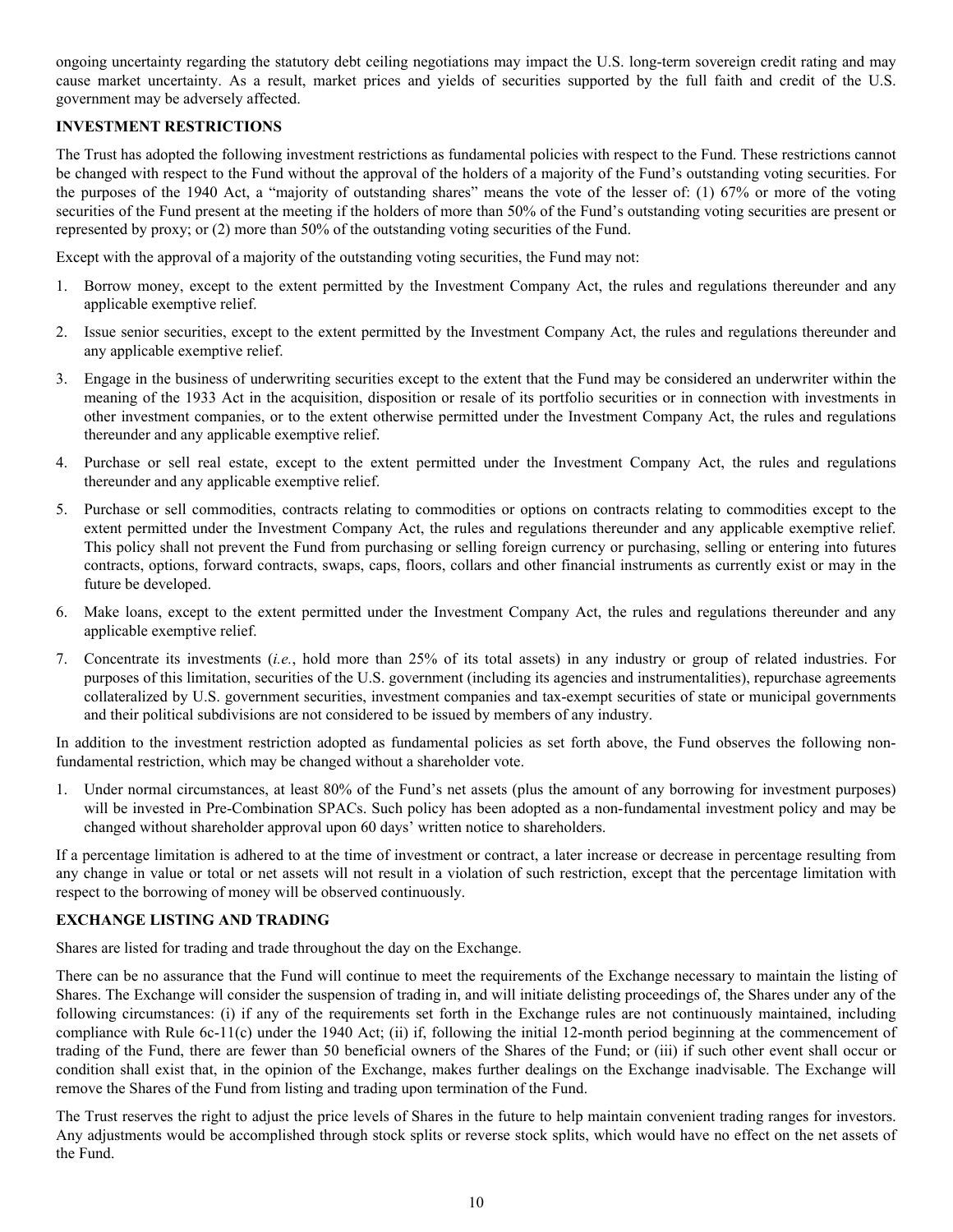ongoing uncertainty regarding the statutory debt ceiling negotiations may impact the U.S. long-term sovereign credit rating and may cause market uncertainty. As a result, market prices and yields of securities supported by the full faith and credit of the U.S. government may be adversely affected.

**INVESTMENT RESTRICTIONS**

The Trust has adopted the following investment restrictions as fundamental policies with respect to the Fund. These restrictions cannot be changed with respect to the Fund without the approval of the holders of a majority of the Fund's outstanding voting securities. For the purposes of the 1940 Act, a "majority of outstanding shares" means the vote of the lesser of: (1) 67% or more of the voting securities of the Fund present at the meeting if the holders of more than 50% of the Fund's outstanding voting securities are present or represented by proxy; or (2) more than 50% of the outstanding voting securities of the Fund.

Except with the approval of a majority of the outstanding voting securities, the Fund may not:

1. Borrow money, except to the extent permitted by the Investment Company Act, the rules and regulations thereunder and any applicable exemptive relief.
2. Issue senior securities, except to the extent permitted by the Investment Company Act, the rules and regulations thereunder and any applicable exemptive relief.
3. Engage in the business of underwriting securities except to the extent that the Fund may be considered an underwriter within the meaning of the 1933 Act in the acquisition, disposition or resale of its portfolio securities or in connection with investments in other investment companies, or to the extent otherwise permitted under the Investment Company Act, the rules and regulations thereunder and any applicable exemptive relief.
4. Purchase or sell real estate, except to the extent permitted under the Investment Company Act, the rules and regulations thereunder and any applicable exemptive relief.
5. Purchase or sell commodities, contracts relating to commodities or options on contracts relating to commodities except to the extent permitted under the Investment Company Act, the rules and regulations thereunder and any applicable exemptive relief. This policy shall not prevent the Fund from purchasing or selling foreign currency or purchasing, selling or entering into futures contracts, options, forward contracts, swaps, caps, floors, collars and other financial instruments as currently exist or may in the future be developed.
6. Make loans, except to the extent permitted under the Investment Company Act, the rules and regulations thereunder and any applicable exemptive relief.
7. Concentrate its investments (*i.e.*, hold more than 25% of its total assets) in any industry or group of related industries. For purposes of this limitation, securities of the U.S. government (including its agencies and instrumentalities), repurchase agreements collateralized by U.S. government securities, investment companies and tax-exempt securities of state or municipal governments and their political subdivisions are not considered to be issued by members of any industry.

In addition to the investment restriction adopted as fundamental policies as set forth above, the Fund observes the following non-fundamental restriction, which may be changed without a shareholder vote.

1. Under normal circumstances, at least 80% of the Fund's net assets (plus the amount of any borrowing for investment purposes) will be invested in Pre-Combination SPACs. Such policy has been adopted as a non-fundamental investment policy and may be changed without shareholder approval upon 60 days' written notice to shareholders.

If a percentage limitation is adhered to at the time of investment or contract, a later increase or decrease in percentage resulting from any change in value or total or net assets will not result in a violation of such restriction, except that the percentage limitation with respect to the borrowing of money will be observed continuously.

**EXCHANGE LISTING AND TRADING**

Shares are listed for trading and trade throughout the day on the Exchange.

There can be no assurance that the Fund will continue to meet the requirements of the Exchange necessary to maintain the listing of Shares. The Exchange will consider the suspension of trading in, and will initiate delisting proceedings of, the Shares under any of the following circumstances: (i) if any of the requirements set forth in the Exchange rules are not continuously maintained, including compliance with Rule 6c-11(c) under the 1940 Act; (ii) if, following the initial 12-month period beginning at the commencement of trading of the Fund, there are fewer than 50 beneficial owners of the Shares of the Fund; or (iii) if such other event shall occur or condition shall exist that, in the opinion of the Exchange, makes further dealings on the Exchange inadvisable. The Exchange will remove the Shares of the Fund from listing and trading upon termination of the Fund.

The Trust reserves the right to adjust the price levels of Shares in the future to help maintain convenient trading ranges for investors. Any adjustments would be accomplished through stock splits or reverse stock splits, which would have no effect on the net assets of the Fund.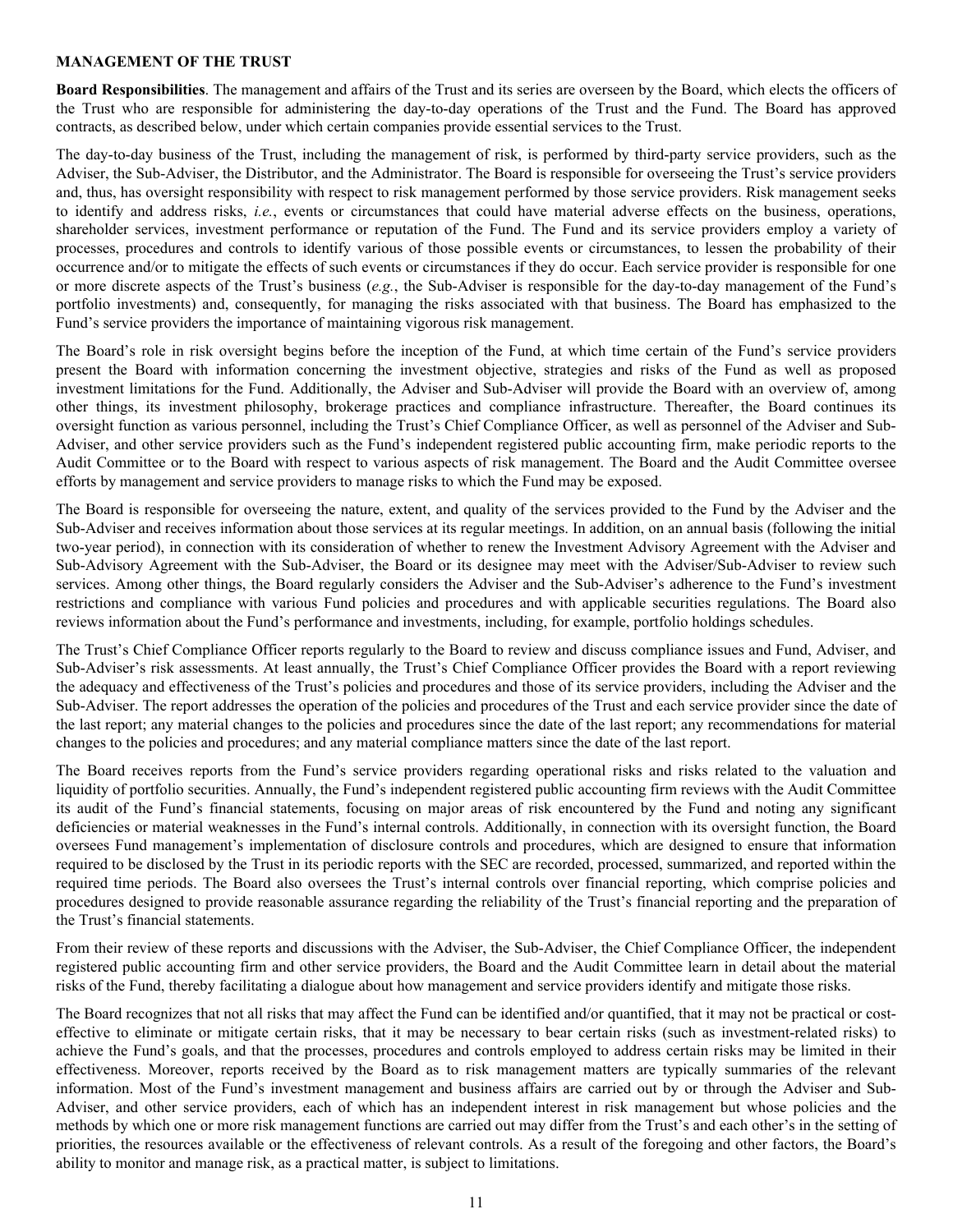**MANAGEMENT OF THE TRUST**

**Board Responsibilities**. The management and affairs of the Trust and its series are overseen by the Board, which elects the officers of the Trust who are responsible for administering the day-to-day operations of the Trust and the Fund. The Board has approved contracts, as described below, under which certain companies provide essential services to the Trust.

The day-to-day business of the Trust, including the management of risk, is performed by third-party service providers, such as the Adviser, the Sub-Adviser, the Distributor, and the Administrator. The Board is responsible for overseeing the Trust's service providers and, thus, has oversight responsibility with respect to risk management performed by those service providers. Risk management seeks to identify and address risks, *i.e.*, events or circumstances that could have material adverse effects on the business, operations, shareholder services, investment performance or reputation of the Fund. The Fund and its service providers employ a variety of processes, procedures and controls to identify various of those possible events or circumstances, to lessen the probability of their occurrence and/or to mitigate the effects of such events or circumstances if they do occur. Each service provider is responsible for one or more discrete aspects of the Trust's business (*e.g.*, the Sub-Adviser is responsible for the day-to-day management of the Fund's portfolio investments) and, consequently, for managing the risks associated with that business. The Board has emphasized to the Fund's service providers the importance of maintaining vigorous risk management.

The Board's role in risk oversight begins before the inception of the Fund, at which time certain of the Fund's service providers present the Board with information concerning the investment objective, strategies and risks of the Fund as well as proposed investment limitations for the Fund. Additionally, the Adviser and Sub-Adviser will provide the Board with an overview of, among other things, its investment philosophy, brokerage practices and compliance infrastructure. Thereafter, the Board continues its oversight function as various personnel, including the Trust's Chief Compliance Officer, as well as personnel of the Adviser and Sub-Adviser, and other service providers such as the Fund's independent registered public accounting firm, make periodic reports to the Audit Committee or to the Board with respect to various aspects of risk management. The Board and the Audit Committee oversee efforts by management and service providers to manage risks to which the Fund may be exposed.

The Board is responsible for overseeing the nature, extent, and quality of the services provided to the Fund by the Adviser and the Sub-Adviser and receives information about those services at its regular meetings. In addition, on an annual basis (following the initial two-year period), in connection with its consideration of whether to renew the Investment Advisory Agreement with the Adviser and Sub-Advisory Agreement with the Sub-Adviser, the Board or its designee may meet with the Adviser/Sub-Adviser to review such services. Among other things, the Board regularly considers the Adviser and the Sub-Adviser's adherence to the Fund's investment restrictions and compliance with various Fund policies and procedures and with applicable securities regulations. The Board also reviews information about the Fund's performance and investments, including, for example, portfolio holdings schedules.

The Trust's Chief Compliance Officer reports regularly to the Board to review and discuss compliance issues and Fund, Adviser, and Sub-Adviser's risk assessments. At least annually, the Trust's Chief Compliance Officer provides the Board with a report reviewing the adequacy and effectiveness of the Trust's policies and procedures and those of its service providers, including the Adviser and the Sub-Adviser. The report addresses the operation of the policies and procedures of the Trust and each service provider since the date of the last report; any material changes to the policies and procedures since the date of the last report; any recommendations for material changes to the policies and procedures; and any material compliance matters since the date of the last report.

The Board receives reports from the Fund's service providers regarding operational risks and risks related to the valuation and liquidity of portfolio securities. Annually, the Fund's independent registered public accounting firm reviews with the Audit Committee its audit of the Fund's financial statements, focusing on major areas of risk encountered by the Fund and noting any significant deficiencies or material weaknesses in the Fund's internal controls. Additionally, in connection with its oversight function, the Board oversees Fund management's implementation of disclosure controls and procedures, which are designed to ensure that information required to be disclosed by the Trust in its periodic reports with the SEC are recorded, processed, summarized, and reported within the required time periods. The Board also oversees the Trust's internal controls over financial reporting, which comprise policies and procedures designed to provide reasonable assurance regarding the reliability of the Trust's financial reporting and the preparation of the Trust's financial statements.

From their review of these reports and discussions with the Adviser, the Sub-Adviser, the Chief Compliance Officer, the independent registered public accounting firm and other service providers, the Board and the Audit Committee learn in detail about the material risks of the Fund, thereby facilitating a dialogue about how management and service providers identify and mitigate those risks.

The Board recognizes that not all risks that may affect the Fund can be identified and/or quantified, that it may not be practical or cost-effective to eliminate or mitigate certain risks, that it may be necessary to bear certain risks (such as investment-related risks) to achieve the Fund's goals, and that the processes, procedures and controls employed to address certain risks may be limited in their effectiveness. Moreover, reports received by the Board as to risk management matters are typically summaries of the relevant information. Most of the Fund's investment management and business affairs are carried out by or through the Adviser and Sub-Adviser, and other service providers, each of which has an independent interest in risk management but whose policies and the methods by which one or more risk management functions are carried out may differ from the Trust's and each other's in the setting of priorities, the resources available or the effectiveness of relevant controls. As a result of the foregoing and other factors, the Board's ability to monitor and manage risk, as a practical matter, is subject to limitations.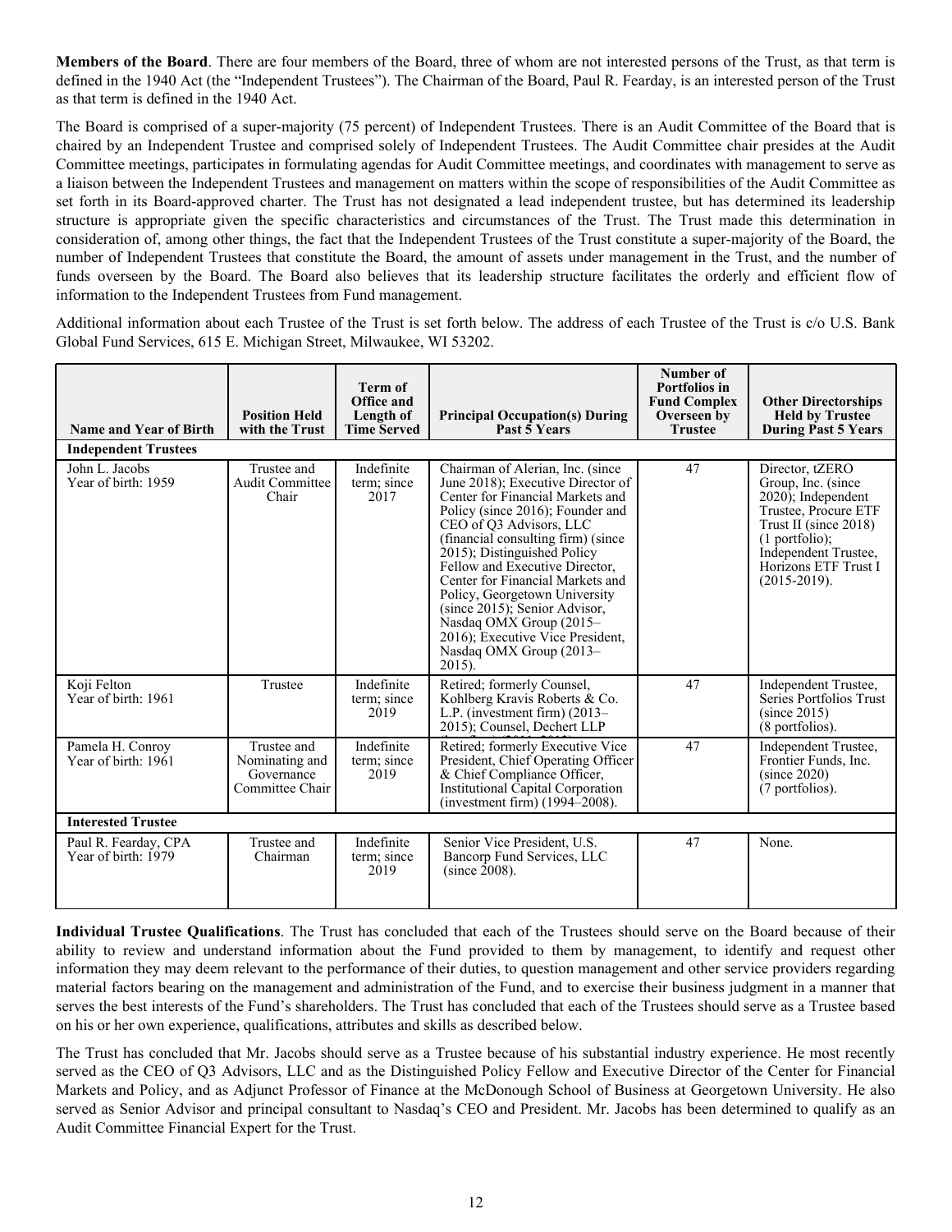**Members of the Board**. There are four members of the Board, three of whom are not interested persons of the Trust, as that term is defined in the 1940 Act (the "Independent Trustees"). The Chairman of the Board, Paul R. Fearday, is an interested person of the Trust as that term is defined in the 1940 Act.

The Board is comprised of a super-majority (75 percent) of Independent Trustees. There is an Audit Committee of the Board that is chaired by an Independent Trustee and comprised solely of Independent Trustees. The Audit Committee chair presides at the Audit Committee meetings, participates in formulating agendas for Audit Committee meetings, and coordinates with management to serve as a liaison between the Independent Trustees and management on matters within the scope of responsibilities of the Audit Committee as set forth in its Board-approved charter. The Trust has not designated a lead independent trustee, but has determined its leadership structure is appropriate given the specific characteristics and circumstances of the Trust. The Trust made this determination in consideration of, among other things, the fact that the Independent Trustees of the Trust constitute a super-majority of the Board, the number of Independent Trustees that constitute the Board, the amount of assets under management in the Trust, and the number of funds overseen by the Board. The Board also believes that its leadership structure facilitates the orderly and efficient flow of information to the Independent Trustees from Fund management.

Additional information about each Trustee of the Trust is set forth below. The address of each Trustee of the Trust is c/o U.S. Bank Global Fund Services, 615 E. Michigan Street, Milwaukee, WI 53202.

| Name and Year of Birth | Position Held with the Trust | Term of Office and Length of Time Served | Principal Occupation(s) During Past 5 Years | Number of Portfolios in Fund Complex Overseen by Trustee | Other Directorships Held by Trustee During Past 5 Years |
|---|---|---|---|---|---|
| **Independent Trustees** | | | | | |
| John L. Jacobs Year of birth: 1959 | Trustee and Audit Committee Chair | Indefinite term; since 2017 | Chairman of Alerian, Inc. (since June 2018); Executive Director of Center for Financial Markets and Policy (since 2016); Founder and CEO of Q3 Advisors, LLC (financial consulting firm) (since 2015); Distinguished Policy Fellow and Executive Director, Center for Financial Markets and Policy, Georgetown University (since 2015); Senior Advisor, Nasdaq OMX Group (2015–2016); Executive Vice President, Nasdaq OMX Group (2013–2015). | 47 | Director, tZERO Group, Inc. (since 2020); Independent Trustee, Procure ETF Trust II (since 2018) (1 portfolio); Independent Trustee, Horizons ETF Trust I (2015-2019). |
| Koji Felton Year of birth: 1961 | Trustee | Indefinite term; since 2019 | Retired; formerly Counsel, Kohlberg Kravis Roberts & Co. L.P. (investment firm) (2013–2015); Counsel, Dechert LLP | 47 | Independent Trustee, Series Portfolios Trust (since 2015) (8 portfolios). |
| Pamela H. Conroy Year of birth: 1961 | Trustee and Nominating and Governance Committee Chair | Indefinite term; since 2019 | Retired; formerly Executive Vice President, Chief Operating Officer & Chief Compliance Officer, Institutional Capital Corporation (investment firm) (1994–2008). | 47 | Independent Trustee, Frontier Funds, Inc. (since 2020) (7 portfolios). |
| **Interested Trustee** | | | | | |
| Paul R. Fearday, CPA Year of birth: 1979 | Trustee and Chairman | Indefinite term; since 2019 | Senior Vice President, U.S. Bancorp Fund Services, LLC (since 2008). | 47 | None. |

**Individual Trustee Qualifications**. The Trust has concluded that each of the Trustees should serve on the Board because of their ability to review and understand information about the Fund provided to them by management, to identify and request other information they may deem relevant to the performance of their duties, to question management and other service providers regarding material factors bearing on the management and administration of the Fund, and to exercise their business judgment in a manner that serves the best interests of the Fund's shareholders. The Trust has concluded that each of the Trustees should serve as a Trustee based on his or her own experience, qualifications, attributes and skills as described below.

The Trust has concluded that Mr. Jacobs should serve as a Trustee because of his substantial industry experience. He most recently served as the CEO of Q3 Advisors, LLC and as the Distinguished Policy Fellow and Executive Director of the Center for Financial Markets and Policy, and as Adjunct Professor of Finance at the McDonough School of Business at Georgetown University. He also served as Senior Advisor and principal consultant to Nasdaq's CEO and President. Mr. Jacobs has been determined to qualify as an Audit Committee Financial Expert for the Trust.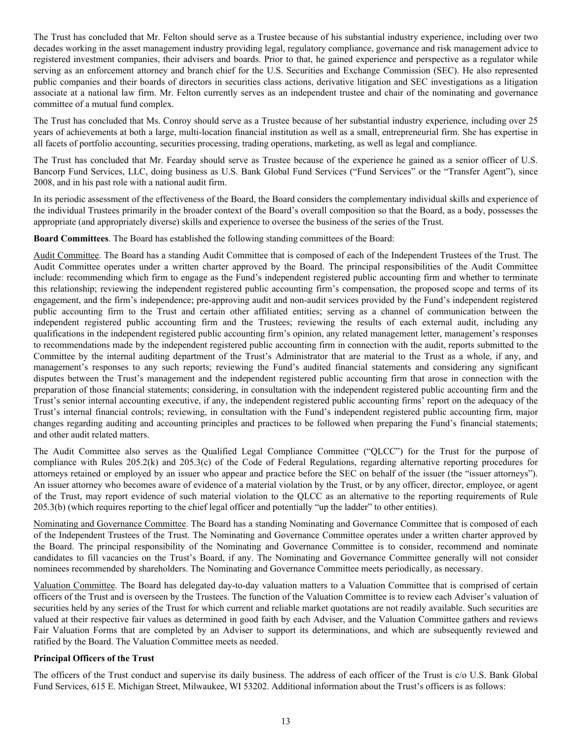The Trust has concluded that Mr. Felton should serve as a Trustee because of his substantial industry experience, including over two decades working in the asset management industry providing legal, regulatory compliance, governance and risk management advice to registered investment companies, their advisers and boards. Prior to that, he gained experience and perspective as a regulator while serving as an enforcement attorney and branch chief for the U.S. Securities and Exchange Commission (SEC). He also represented public companies and their boards of directors in securities class actions, derivative litigation and SEC investigations as a litigation associate at a national law firm. Mr. Felton currently serves as an independent trustee and chair of the nominating and governance committee of a mutual fund complex.

The Trust has concluded that Ms. Conroy should serve as a Trustee because of her substantial industry experience, including over 25 years of achievements at both a large, multi-location financial institution as well as a small, entrepreneurial firm. She has expertise in all facets of portfolio accounting, securities processing, trading operations, marketing, as well as legal and compliance.

The Trust has concluded that Mr. Fearday should serve as Trustee because of the experience he gained as a senior officer of U.S. Bancorp Fund Services, LLC, doing business as U.S. Bank Global Fund Services ("Fund Services" or the "Transfer Agent"), since 2008, and in his past role with a national audit firm.

In its periodic assessment of the effectiveness of the Board, the Board considers the complementary individual skills and experience of the individual Trustees primarily in the broader context of the Board's overall composition so that the Board, as a body, possesses the appropriate (and appropriately diverse) skills and experience to oversee the business of the series of the Trust.

**Board Committees**. The Board has established the following standing committees of the Board:

Audit Committee. The Board has a standing Audit Committee that is composed of each of the Independent Trustees of the Trust. The Audit Committee operates under a written charter approved by the Board. The principal responsibilities of the Audit Committee include: recommending which firm to engage as the Fund's independent registered public accounting firm and whether to terminate this relationship; reviewing the independent registered public accounting firm's compensation, the proposed scope and terms of its engagement, and the firm's independence; pre-approving audit and non-audit services provided by the Fund's independent registered public accounting firm to the Trust and certain other affiliated entities; serving as a channel of communication between the independent registered public accounting firm and the Trustees; reviewing the results of each external audit, including any qualifications in the independent registered public accounting firm's opinion, any related management letter, management's responses to recommendations made by the independent registered public accounting firm in connection with the audit, reports submitted to the Committee by the internal auditing department of the Trust's Administrator that are material to the Trust as a whole, if any, and management's responses to any such reports; reviewing the Fund's audited financial statements and considering any significant disputes between the Trust's management and the independent registered public accounting firm that arose in connection with the preparation of those financial statements; considering, in consultation with the independent registered public accounting firm and the Trust's senior internal accounting executive, if any, the independent registered public accounting firms' report on the adequacy of the Trust's internal financial controls; reviewing, in consultation with the Fund's independent registered public accounting firm, major changes regarding auditing and accounting principles and practices to be followed when preparing the Fund's financial statements; and other audit related matters.

The Audit Committee also serves as the Qualified Legal Compliance Committee ("QLCC") for the Trust for the purpose of compliance with Rules 205.2(k) and 205.3(c) of the Code of Federal Regulations, regarding alternative reporting procedures for attorneys retained or employed by an issuer who appear and practice before the SEC on behalf of the issuer (the "issuer attorneys"). An issuer attorney who becomes aware of evidence of a material violation by the Trust, or by any officer, director, employee, or agent of the Trust, may report evidence of such material violation to the QLCC as an alternative to the reporting requirements of Rule 205.3(b) (which requires reporting to the chief legal officer and potentially "up the ladder" to other entities).

Nominating and Governance Committee. The Board has a standing Nominating and Governance Committee that is composed of each of the Independent Trustees of the Trust. The Nominating and Governance Committee operates under a written charter approved by the Board. The principal responsibility of the Nominating and Governance Committee is to consider, recommend and nominate candidates to fill vacancies on the Trust's Board, if any. The Nominating and Governance Committee generally will not consider nominees recommended by shareholders. The Nominating and Governance Committee meets periodically, as necessary.

Valuation Committee. The Board has delegated day-to-day valuation matters to a Valuation Committee that is comprised of certain officers of the Trust and is overseen by the Trustees. The function of the Valuation Committee is to review each Adviser's valuation of securities held by any series of the Trust for which current and reliable market quotations are not readily available. Such securities are valued at their respective fair values as determined in good faith by each Adviser, and the Valuation Committee gathers and reviews Fair Valuation Forms that are completed by an Adviser to support its determinations, and which are subsequently reviewed and ratified by the Board. The Valuation Committee meets as needed.

**Principal Officers of the Trust**

The officers of the Trust conduct and supervise its daily business. The address of each officer of the Trust is c/o U.S. Bank Global Fund Services, 615 E. Michigan Street, Milwaukee, WI 53202. Additional information about the Trust's officers is as follows: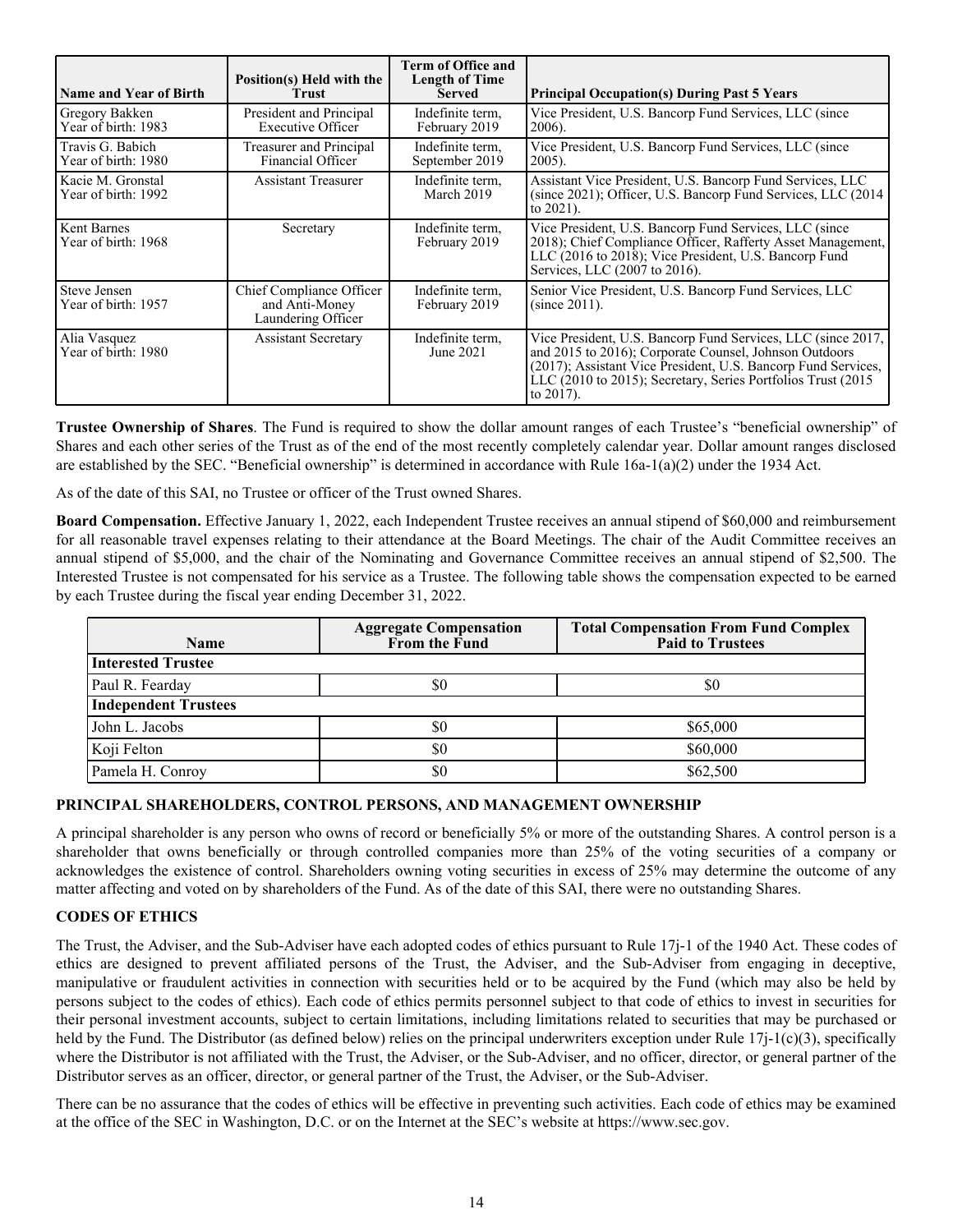| Name and Year of Birth | Position(s) Held with the Trust | Term of Office and Length of Time Served | Principal Occupation(s) During Past 5 Years |
|---|---|---|---|
| Gregory Bakken<br>Year of birth: 1983 | President and Principal Executive Officer | Indefinite term, February 2019 | Vice President, U.S. Bancorp Fund Services, LLC (since 2006). |
| Travis G. Babich<br>Year of birth: 1980 | Treasurer and Principal Financial Officer | Indefinite term, September 2019 | Vice President, U.S. Bancorp Fund Services, LLC (since 2005). |
| Kacie M. Gronstal<br>Year of birth: 1992 | Assistant Treasurer | Indefinite term, March 2019 | Assistant Vice President, U.S. Bancorp Fund Services, LLC (since 2021); Officer, U.S. Bancorp Fund Services, LLC (2014 to 2021). |
| Kent Barnes<br>Year of birth: 1968 | Secretary | Indefinite term, February 2019 | Vice President, U.S. Bancorp Fund Services, LLC (since 2018); Chief Compliance Officer, Rafferty Asset Management, LLC (2016 to 2018); Vice President, U.S. Bancorp Fund Services, LLC (2007 to 2016). |
| Steve Jensen<br>Year of birth: 1957 | Chief Compliance Officer and Anti-Money Laundering Officer | Indefinite term, February 2019 | Senior Vice President, U.S. Bancorp Fund Services, LLC (since 2011). |
| Alia Vasquez<br>Year of birth: 1980 | Assistant Secretary | Indefinite term, June 2021 | Vice President, U.S. Bancorp Fund Services, LLC (since 2017, and 2015 to 2016); Corporate Counsel, Johnson Outdoors (2017); Assistant Vice President, U.S. Bancorp Fund Services, LLC (2010 to 2015); Secretary, Series Portfolios Trust (2015 to 2017). |

**Trustee Ownership of Shares**. The Fund is required to show the dollar amount ranges of each Trustee's "beneficial ownership" of Shares and each other series of the Trust as of the end of the most recently completely calendar year. Dollar amount ranges disclosed are established by the SEC. "Beneficial ownership" is determined in accordance with Rule 16a-1(a)(2) under the 1934 Act.

As of the date of this SAI, no Trustee or officer of the Trust owned Shares.

**Board Compensation.** Effective January 1, 2022, each Independent Trustee receives an annual stipend of $60,000 and reimbursement for all reasonable travel expenses relating to their attendance at the Board Meetings. The chair of the Audit Committee receives an annual stipend of $5,000, and the chair of the Nominating and Governance Committee receives an annual stipend of $2,500. The Interested Trustee is not compensated for his service as a Trustee. The following table shows the compensation expected to be earned by each Trustee during the fiscal year ending December 31, 2022.

| Name | Aggregate Compensation From the Fund | Total Compensation From Fund Complex Paid to Trustees |
|---|---|---|
| **Interested Trustee** | | |
| Paul R. Fearday | $0 | $0 |
| **Independent Trustees** | | |
| John L. Jacobs | $0 | $65,000 |
| Koji Felton | $0 | $60,000 |
| Pamela H. Conroy | $0 | $62,500 |

## PRINCIPAL SHAREHOLDERS, CONTROL PERSONS, AND MANAGEMENT OWNERSHIP

A principal shareholder is any person who owns of record or beneficially 5% or more of the outstanding Shares. A control person is a shareholder that owns beneficially or through controlled companies more than 25% of the voting securities of a company or acknowledges the existence of control. Shareholders owning voting securities in excess of 25% may determine the outcome of any matter affecting and voted on by shareholders of the Fund. As of the date of this SAI, there were no outstanding Shares.

## CODES OF ETHICS

The Trust, the Adviser, and the Sub-Adviser have each adopted codes of ethics pursuant to Rule 17j-1 of the 1940 Act. These codes of ethics are designed to prevent affiliated persons of the Trust, the Adviser, and the Sub-Adviser from engaging in deceptive, manipulative or fraudulent activities in connection with securities held or to be acquired by the Fund (which may also be held by persons subject to the codes of ethics). Each code of ethics permits personnel subject to that code of ethics to invest in securities for their personal investment accounts, subject to certain limitations, including limitations related to securities that may be purchased or held by the Fund. The Distributor (as defined below) relies on the principal underwriters exception under Rule 17j-1(c)(3), specifically where the Distributor is not affiliated with the Trust, the Adviser, or the Sub-Adviser, and no officer, director, or general partner of the Distributor serves as an officer, director, or general partner of the Trust, the Adviser, or the Sub-Adviser.

There can be no assurance that the codes of ethics will be effective in preventing such activities. Each code of ethics may be examined at the office of the SEC in Washington, D.C. or on the Internet at the SEC's website at https://www.sec.gov.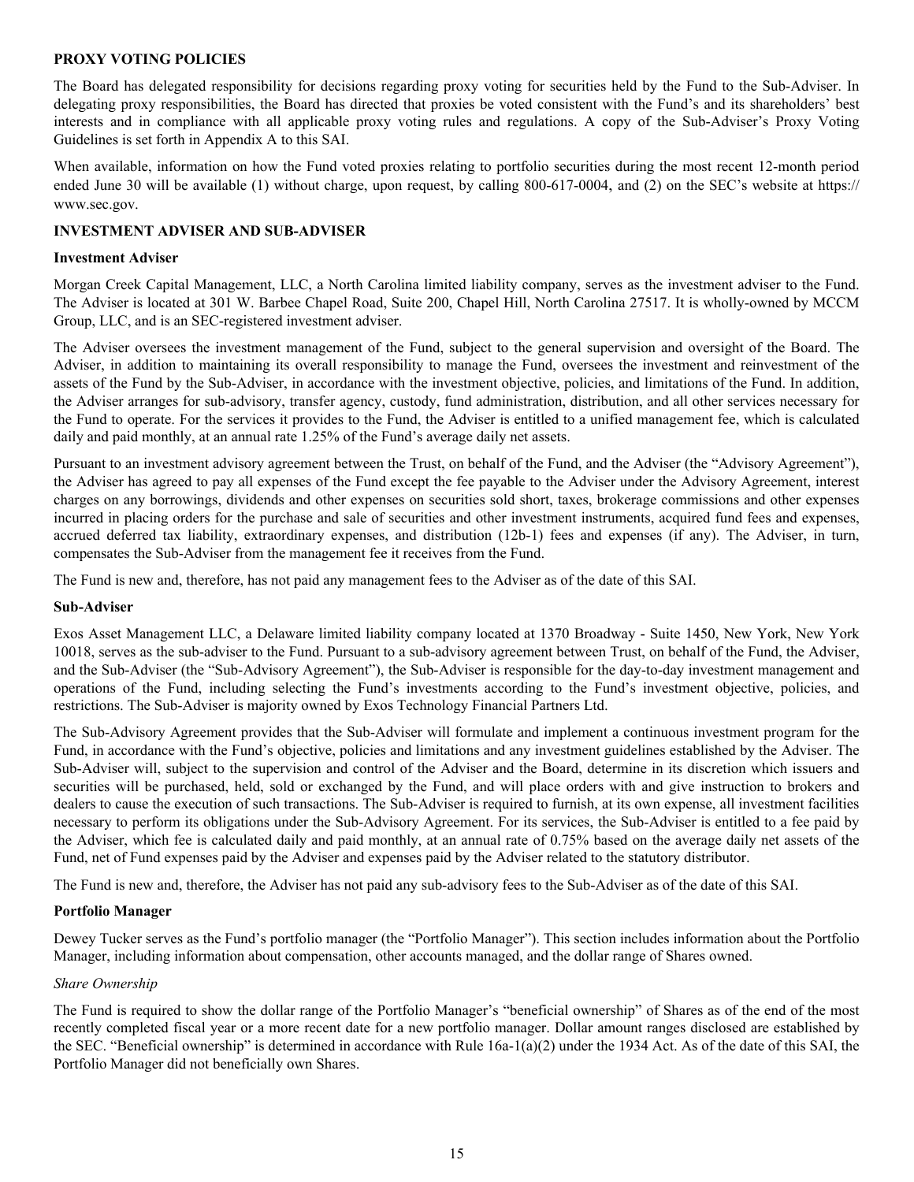## PROXY VOTING POLICIES

The Board has delegated responsibility for decisions regarding proxy voting for securities held by the Fund to the Sub-Adviser. In delegating proxy responsibilities, the Board has directed that proxies be voted consistent with the Fund's and its shareholders' best interests and in compliance with all applicable proxy voting rules and regulations. A copy of the Sub-Adviser's Proxy Voting Guidelines is set forth in Appendix A to this SAI.

When available, information on how the Fund voted proxies relating to portfolio securities during the most recent 12-month period ended June 30 will be available (1) without charge, upon request, by calling 800-617-0004, and (2) on the SEC's website at https://www.sec.gov.

## INVESTMENT ADVISER AND SUB-ADVISER

### Investment Adviser

Morgan Creek Capital Management, LLC, a North Carolina limited liability company, serves as the investment adviser to the Fund. The Adviser is located at 301 W. Barbee Chapel Road, Suite 200, Chapel Hill, North Carolina 27517. It is wholly-owned by MCCM Group, LLC, and is an SEC-registered investment adviser.

The Adviser oversees the investment management of the Fund, subject to the general supervision and oversight of the Board. The Adviser, in addition to maintaining its overall responsibility to manage the Fund, oversees the investment and reinvestment of the assets of the Fund by the Sub-Adviser, in accordance with the investment objective, policies, and limitations of the Fund. In addition, the Adviser arranges for sub-advisory, transfer agency, custody, fund administration, distribution, and all other services necessary for the Fund to operate. For the services it provides to the Fund, the Adviser is entitled to a unified management fee, which is calculated daily and paid monthly, at an annual rate 1.25% of the Fund's average daily net assets.

Pursuant to an investment advisory agreement between the Trust, on behalf of the Fund, and the Adviser (the "Advisory Agreement"), the Adviser has agreed to pay all expenses of the Fund except the fee payable to the Adviser under the Advisory Agreement, interest charges on any borrowings, dividends and other expenses on securities sold short, taxes, brokerage commissions and other expenses incurred in placing orders for the purchase and sale of securities and other investment instruments, acquired fund fees and expenses, accrued deferred tax liability, extraordinary expenses, and distribution (12b-1) fees and expenses (if any). The Adviser, in turn, compensates the Sub-Adviser from the management fee it receives from the Fund.

The Fund is new and, therefore, has not paid any management fees to the Adviser as of the date of this SAI.

### Sub-Adviser

Exos Asset Management LLC, a Delaware limited liability company located at 1370 Broadway - Suite 1450, New York, New York 10018, serves as the sub-adviser to the Fund. Pursuant to a sub-advisory agreement between Trust, on behalf of the Fund, the Adviser, and the Sub-Adviser (the "Sub-Advisory Agreement"), the Sub-Adviser is responsible for the day-to-day investment management and operations of the Fund, including selecting the Fund's investments according to the Fund's investment objective, policies, and restrictions. The Sub-Adviser is majority owned by Exos Technology Financial Partners Ltd.

The Sub-Advisory Agreement provides that the Sub-Adviser will formulate and implement a continuous investment program for the Fund, in accordance with the Fund's objective, policies and limitations and any investment guidelines established by the Adviser. The Sub-Adviser will, subject to the supervision and control of the Adviser and the Board, determine in its discretion which issuers and securities will be purchased, held, sold or exchanged by the Fund, and will place orders with and give instruction to brokers and dealers to cause the execution of such transactions. The Sub-Adviser is required to furnish, at its own expense, all investment facilities necessary to perform its obligations under the Sub-Advisory Agreement. For its services, the Sub-Adviser is entitled to a fee paid by the Adviser, which fee is calculated daily and paid monthly, at an annual rate of 0.75% based on the average daily net assets of the Fund, net of Fund expenses paid by the Adviser and expenses paid by the Adviser related to the statutory distributor.

The Fund is new and, therefore, the Adviser has not paid any sub-advisory fees to the Sub-Adviser as of the date of this SAI.

### Portfolio Manager

Dewey Tucker serves as the Fund's portfolio manager (the "Portfolio Manager"). This section includes information about the Portfolio Manager, including information about compensation, other accounts managed, and the dollar range of Shares owned.

*Share Ownership*

The Fund is required to show the dollar range of the Portfolio Manager's "beneficial ownership" of Shares as of the end of the most recently completed fiscal year or a more recent date for a new portfolio manager. Dollar amount ranges disclosed are established by the SEC. "Beneficial ownership" is determined in accordance with Rule 16a-1(a)(2) under the 1934 Act. As of the date of this SAI, the Portfolio Manager did not beneficially own Shares.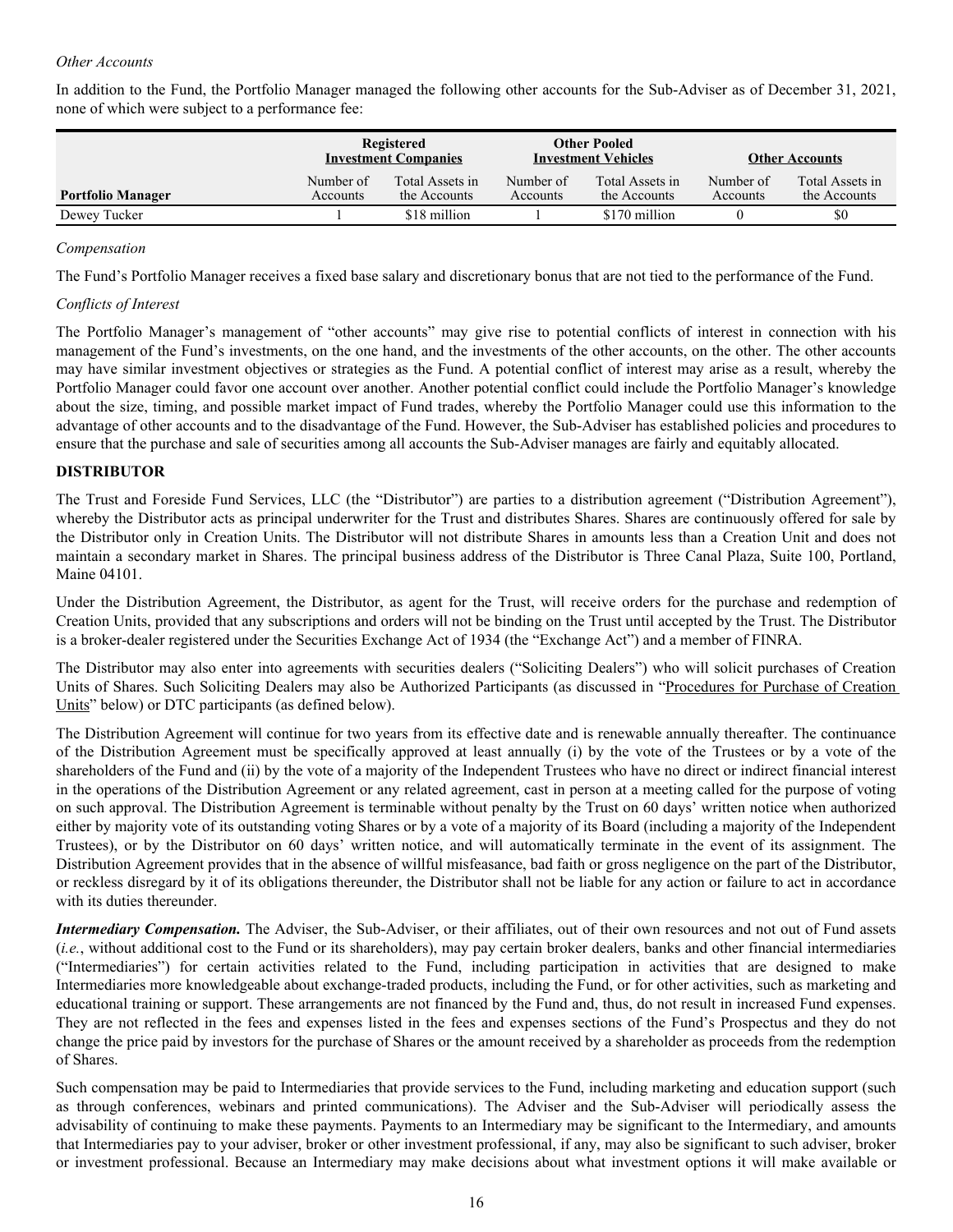*Other Accounts*

In addition to the Fund, the Portfolio Manager managed the following other accounts for the Sub-Adviser as of December 31, 2021, none of which were subject to a performance fee:

| | Registered Investment Companies | | Other Pooled Investment Vehicles | | Other Accounts | |
|---|---|---|---|---|---|---|
| Portfolio Manager | Number of Accounts | Total Assets in the Accounts | Number of Accounts | Total Assets in the Accounts | Number of Accounts | Total Assets in the Accounts |
| Dewey Tucker | 1 | $18 million | 1 | $170 million | 0 | $0 |

*Compensation*

The Fund's Portfolio Manager receives a fixed base salary and discretionary bonus that are not tied to the performance of the Fund.

*Conflicts of Interest*

The Portfolio Manager's management of "other accounts" may give rise to potential conflicts of interest in connection with his management of the Fund's investments, on the one hand, and the investments of the other accounts, on the other. The other accounts may have similar investment objectives or strategies as the Fund. A potential conflict of interest may arise as a result, whereby the Portfolio Manager could favor one account over another. Another potential conflict could include the Portfolio Manager's knowledge about the size, timing, and possible market impact of Fund trades, whereby the Portfolio Manager could use this information to the advantage of other accounts and to the disadvantage of the Fund. However, the Sub-Adviser has established policies and procedures to ensure that the purchase and sale of securities among all accounts the Sub-Adviser manages are fairly and equitably allocated.

## DISTRIBUTOR

The Trust and Foreside Fund Services, LLC (the "Distributor") are parties to a distribution agreement ("Distribution Agreement"), whereby the Distributor acts as principal underwriter for the Trust and distributes Shares. Shares are continuously offered for sale by the Distributor only in Creation Units. The Distributor will not distribute Shares in amounts less than a Creation Unit and does not maintain a secondary market in Shares. The principal business address of the Distributor is Three Canal Plaza, Suite 100, Portland, Maine 04101.

Under the Distribution Agreement, the Distributor, as agent for the Trust, will receive orders for the purchase and redemption of Creation Units, provided that any subscriptions and orders will not be binding on the Trust until accepted by the Trust. The Distributor is a broker-dealer registered under the Securities Exchange Act of 1934 (the "Exchange Act") and a member of FINRA.

The Distributor may also enter into agreements with securities dealers ("Soliciting Dealers") who will solicit purchases of Creation Units of Shares. Such Soliciting Dealers may also be Authorized Participants (as discussed in "Procedures for Purchase of Creation Units" below) or DTC participants (as defined below).

The Distribution Agreement will continue for two years from its effective date and is renewable annually thereafter. The continuance of the Distribution Agreement must be specifically approved at least annually (i) by the vote of the Trustees or by a vote of the shareholders of the Fund and (ii) by the vote of a majority of the Independent Trustees who have no direct or indirect financial interest in the operations of the Distribution Agreement or any related agreement, cast in person at a meeting called for the purpose of voting on such approval. The Distribution Agreement is terminable without penalty by the Trust on 60 days' written notice when authorized either by majority vote of its outstanding voting Shares or by a vote of a majority of its Board (including a majority of the Independent Trustees), or by the Distributor on 60 days' written notice, and will automatically terminate in the event of its assignment. The Distribution Agreement provides that in the absence of willful misfeasance, bad faith or gross negligence on the part of the Distributor, or reckless disregard by it of its obligations thereunder, the Distributor shall not be liable for any action or failure to act in accordance with its duties thereunder.

***Intermediary Compensation.*** The Adviser, the Sub-Adviser, or their affiliates, out of their own resources and not out of Fund assets (*i.e.*, without additional cost to the Fund or its shareholders), may pay certain broker dealers, banks and other financial intermediaries ("Intermediaries") for certain activities related to the Fund, including participation in activities that are designed to make Intermediaries more knowledgeable about exchange-traded products, including the Fund, or for other activities, such as marketing and educational training or support. These arrangements are not financed by the Fund and, thus, do not result in increased Fund expenses. They are not reflected in the fees and expenses listed in the fees and expenses sections of the Fund's Prospectus and they do not change the price paid by investors for the purchase of Shares or the amount received by a shareholder as proceeds from the redemption of Shares.

Such compensation may be paid to Intermediaries that provide services to the Fund, including marketing and education support (such as through conferences, webinars and printed communications). The Adviser and the Sub-Adviser will periodically assess the advisability of continuing to make these payments. Payments to an Intermediary may be significant to the Intermediary, and amounts that Intermediaries pay to your adviser, broker or other investment professional, if any, may also be significant to such adviser, broker or investment professional. Because an Intermediary may make decisions about what investment options it will make available or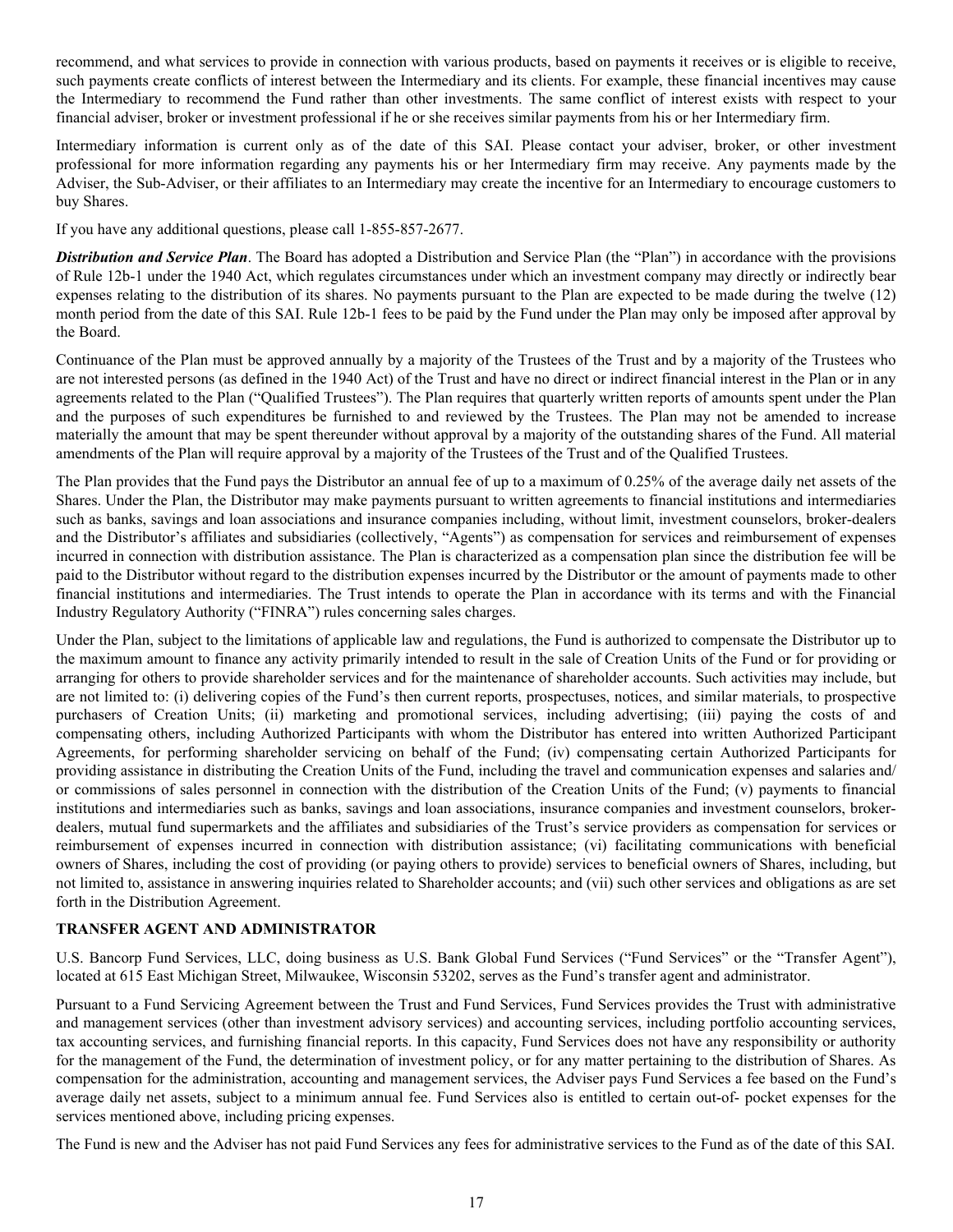recommend, and what services to provide in connection with various products, based on payments it receives or is eligible to receive, such payments create conflicts of interest between the Intermediary and its clients. For example, these financial incentives may cause the Intermediary to recommend the Fund rather than other investments. The same conflict of interest exists with respect to your financial adviser, broker or investment professional if he or she receives similar payments from his or her Intermediary firm.

Intermediary information is current only as of the date of this SAI. Please contact your adviser, broker, or other investment professional for more information regarding any payments his or her Intermediary firm may receive. Any payments made by the Adviser, the Sub-Adviser, or their affiliates to an Intermediary may create the incentive for an Intermediary to encourage customers to buy Shares.

If you have any additional questions, please call 1-855-857-2677.

***Distribution and Service Plan***. The Board has adopted a Distribution and Service Plan (the "Plan") in accordance with the provisions of Rule 12b-1 under the 1940 Act, which regulates circumstances under which an investment company may directly or indirectly bear expenses relating to the distribution of its shares. No payments pursuant to the Plan are expected to be made during the twelve (12) month period from the date of this SAI. Rule 12b-1 fees to be paid by the Fund under the Plan may only be imposed after approval by the Board.

Continuance of the Plan must be approved annually by a majority of the Trustees of the Trust and by a majority of the Trustees who are not interested persons (as defined in the 1940 Act) of the Trust and have no direct or indirect financial interest in the Plan or in any agreements related to the Plan ("Qualified Trustees"). The Plan requires that quarterly written reports of amounts spent under the Plan and the purposes of such expenditures be furnished to and reviewed by the Trustees. The Plan may not be amended to increase materially the amount that may be spent thereunder without approval by a majority of the outstanding shares of the Fund. All material amendments of the Plan will require approval by a majority of the Trustees of the Trust and of the Qualified Trustees.

The Plan provides that the Fund pays the Distributor an annual fee of up to a maximum of 0.25% of the average daily net assets of the Shares. Under the Plan, the Distributor may make payments pursuant to written agreements to financial institutions and intermediaries such as banks, savings and loan associations and insurance companies including, without limit, investment counselors, broker-dealers and the Distributor's affiliates and subsidiaries (collectively, "Agents") as compensation for services and reimbursement of expenses incurred in connection with distribution assistance. The Plan is characterized as a compensation plan since the distribution fee will be paid to the Distributor without regard to the distribution expenses incurred by the Distributor or the amount of payments made to other financial institutions and intermediaries. The Trust intends to operate the Plan in accordance with its terms and with the Financial Industry Regulatory Authority ("FINRA") rules concerning sales charges.

Under the Plan, subject to the limitations of applicable law and regulations, the Fund is authorized to compensate the Distributor up to the maximum amount to finance any activity primarily intended to result in the sale of Creation Units of the Fund or for providing or arranging for others to provide shareholder services and for the maintenance of shareholder accounts. Such activities may include, but are not limited to: (i) delivering copies of the Fund's then current reports, prospectuses, notices, and similar materials, to prospective purchasers of Creation Units; (ii) marketing and promotional services, including advertising; (iii) paying the costs of and compensating others, including Authorized Participants with whom the Distributor has entered into written Authorized Participant Agreements, for performing shareholder servicing on behalf of the Fund; (iv) compensating certain Authorized Participants for providing assistance in distributing the Creation Units of the Fund, including the travel and communication expenses and salaries and/or commissions of sales personnel in connection with the distribution of the Creation Units of the Fund; (v) payments to financial institutions and intermediaries such as banks, savings and loan associations, insurance companies and investment counselors, broker-dealers, mutual fund supermarkets and the affiliates and subsidiaries of the Trust's service providers as compensation for services or reimbursement of expenses incurred in connection with distribution assistance; (vi) facilitating communications with beneficial owners of Shares, including the cost of providing (or paying others to provide) services to beneficial owners of Shares, including, but not limited to, assistance in answering inquiries related to Shareholder accounts; and (vii) such other services and obligations as are set forth in the Distribution Agreement.

**TRANSFER AGENT AND ADMINISTRATOR**

U.S. Bancorp Fund Services, LLC, doing business as U.S. Bank Global Fund Services ("Fund Services" or the "Transfer Agent"), located at 615 East Michigan Street, Milwaukee, Wisconsin 53202, serves as the Fund's transfer agent and administrator.

Pursuant to a Fund Servicing Agreement between the Trust and Fund Services, Fund Services provides the Trust with administrative and management services (other than investment advisory services) and accounting services, including portfolio accounting services, tax accounting services, and furnishing financial reports. In this capacity, Fund Services does not have any responsibility or authority for the management of the Fund, the determination of investment policy, or for any matter pertaining to the distribution of Shares. As compensation for the administration, accounting and management services, the Adviser pays Fund Services a fee based on the Fund's average daily net assets, subject to a minimum annual fee. Fund Services also is entitled to certain out-of- pocket expenses for the services mentioned above, including pricing expenses.

The Fund is new and the Adviser has not paid Fund Services any fees for administrative services to the Fund as of the date of this SAI.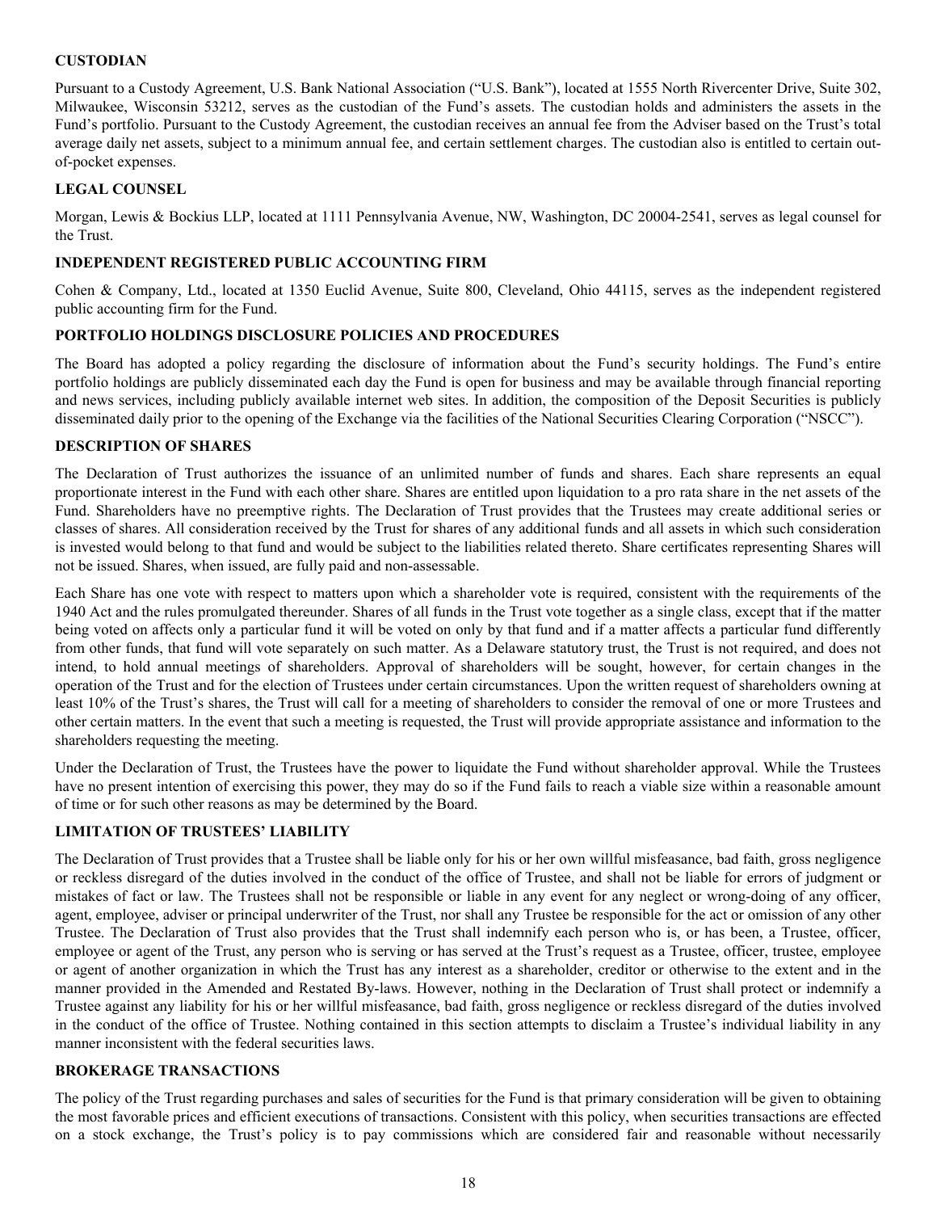**CUSTODIAN**

Pursuant to a Custody Agreement, U.S. Bank National Association ("U.S. Bank"), located at 1555 North Rivercenter Drive, Suite 302, Milwaukee, Wisconsin 53212, serves as the custodian of the Fund's assets. The custodian holds and administers the assets in the Fund's portfolio. Pursuant to the Custody Agreement, the custodian receives an annual fee from the Adviser based on the Trust's total average daily net assets, subject to a minimum annual fee, and certain settlement charges. The custodian also is entitled to certain out-of-pocket expenses.

**LEGAL COUNSEL**

Morgan, Lewis & Bockius LLP, located at 1111 Pennsylvania Avenue, NW, Washington, DC 20004-2541, serves as legal counsel for the Trust.

**INDEPENDENT REGISTERED PUBLIC ACCOUNTING FIRM**

Cohen & Company, Ltd., located at 1350 Euclid Avenue, Suite 800, Cleveland, Ohio 44115, serves as the independent registered public accounting firm for the Fund.

**PORTFOLIO HOLDINGS DISCLOSURE POLICIES AND PROCEDURES**

The Board has adopted a policy regarding the disclosure of information about the Fund's security holdings. The Fund's entire portfolio holdings are publicly disseminated each day the Fund is open for business and may be available through financial reporting and news services, including publicly available internet web sites. In addition, the composition of the Deposit Securities is publicly disseminated daily prior to the opening of the Exchange via the facilities of the National Securities Clearing Corporation ("NSCC").

**DESCRIPTION OF SHARES**

The Declaration of Trust authorizes the issuance of an unlimited number of funds and shares. Each share represents an equal proportionate interest in the Fund with each other share. Shares are entitled upon liquidation to a pro rata share in the net assets of the Fund. Shareholders have no preemptive rights. The Declaration of Trust provides that the Trustees may create additional series or classes of shares. All consideration received by the Trust for shares of any additional funds and all assets in which such consideration is invested would belong to that fund and would be subject to the liabilities related thereto. Share certificates representing Shares will not be issued. Shares, when issued, are fully paid and non-assessable.

Each Share has one vote with respect to matters upon which a shareholder vote is required, consistent with the requirements of the 1940 Act and the rules promulgated thereunder. Shares of all funds in the Trust vote together as a single class, except that if the matter being voted on affects only a particular fund it will be voted on only by that fund and if a matter affects a particular fund differently from other funds, that fund will vote separately on such matter. As a Delaware statutory trust, the Trust is not required, and does not intend, to hold annual meetings of shareholders. Approval of shareholders will be sought, however, for certain changes in the operation of the Trust and for the election of Trustees under certain circumstances. Upon the written request of shareholders owning at least 10% of the Trust's shares, the Trust will call for a meeting of shareholders to consider the removal of one or more Trustees and other certain matters. In the event that such a meeting is requested, the Trust will provide appropriate assistance and information to the shareholders requesting the meeting.

Under the Declaration of Trust, the Trustees have the power to liquidate the Fund without shareholder approval. While the Trustees have no present intention of exercising this power, they may do so if the Fund fails to reach a viable size within a reasonable amount of time or for such other reasons as may be determined by the Board.

**LIMITATION OF TRUSTEES' LIABILITY**

The Declaration of Trust provides that a Trustee shall be liable only for his or her own willful misfeasance, bad faith, gross negligence or reckless disregard of the duties involved in the conduct of the office of Trustee, and shall not be liable for errors of judgment or mistakes of fact or law. The Trustees shall not be responsible or liable in any event for any neglect or wrong-doing of any officer, agent, employee, adviser or principal underwriter of the Trust, nor shall any Trustee be responsible for the act or omission of any other Trustee. The Declaration of Trust also provides that the Trust shall indemnify each person who is, or has been, a Trustee, officer, employee or agent of the Trust, any person who is serving or has served at the Trust's request as a Trustee, officer, trustee, employee or agent of another organization in which the Trust has any interest as a shareholder, creditor or otherwise to the extent and in the manner provided in the Amended and Restated By-laws. However, nothing in the Declaration of Trust shall protect or indemnify a Trustee against any liability for his or her willful misfeasance, bad faith, gross negligence or reckless disregard of the duties involved in the conduct of the office of Trustee. Nothing contained in this section attempts to disclaim a Trustee's individual liability in any manner inconsistent with the federal securities laws.

**BROKERAGE TRANSACTIONS**

The policy of the Trust regarding purchases and sales of securities for the Fund is that primary consideration will be given to obtaining the most favorable prices and efficient executions of transactions. Consistent with this policy, when securities transactions are effected on a stock exchange, the Trust's policy is to pay commissions which are considered fair and reasonable without necessarily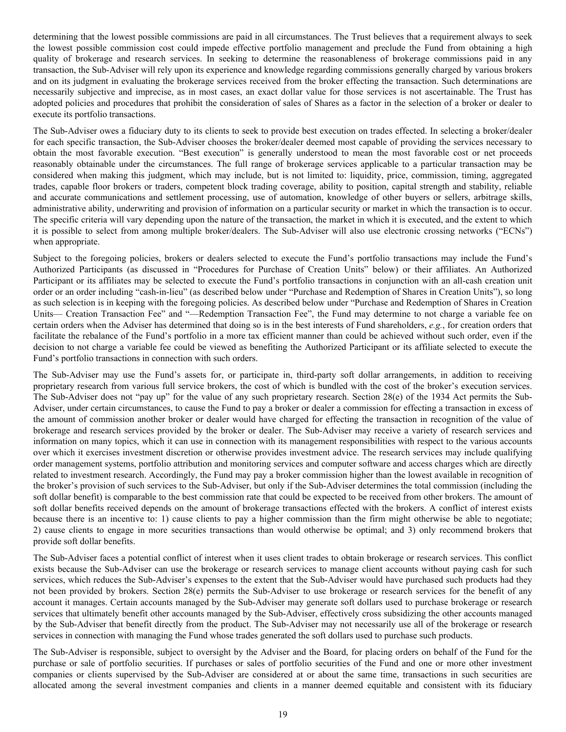determining that the lowest possible commissions are paid in all circumstances. The Trust believes that a requirement always to seek the lowest possible commission cost could impede effective portfolio management and preclude the Fund from obtaining a high quality of brokerage and research services. In seeking to determine the reasonableness of brokerage commissions paid in any transaction, the Sub-Adviser will rely upon its experience and knowledge regarding commissions generally charged by various brokers and on its judgment in evaluating the brokerage services received from the broker effecting the transaction. Such determinations are necessarily subjective and imprecise, as in most cases, an exact dollar value for those services is not ascertainable. The Trust has adopted policies and procedures that prohibit the consideration of sales of Shares as a factor in the selection of a broker or dealer to execute its portfolio transactions.

The Sub-Adviser owes a fiduciary duty to its clients to seek to provide best execution on trades effected. In selecting a broker/dealer for each specific transaction, the Sub-Adviser chooses the broker/dealer deemed most capable of providing the services necessary to obtain the most favorable execution. "Best execution" is generally understood to mean the most favorable cost or net proceeds reasonably obtainable under the circumstances. The full range of brokerage services applicable to a particular transaction may be considered when making this judgment, which may include, but is not limited to: liquidity, price, commission, timing, aggregated trades, capable floor brokers or traders, competent block trading coverage, ability to position, capital strength and stability, reliable and accurate communications and settlement processing, use of automation, knowledge of other buyers or sellers, arbitrage skills, administrative ability, underwriting and provision of information on a particular security or market in which the transaction is to occur. The specific criteria will vary depending upon the nature of the transaction, the market in which it is executed, and the extent to which it is possible to select from among multiple broker/dealers. The Sub-Adviser will also use electronic crossing networks ("ECNs") when appropriate.

Subject to the foregoing policies, brokers or dealers selected to execute the Fund's portfolio transactions may include the Fund's Authorized Participants (as discussed in "Procedures for Purchase of Creation Units" below) or their affiliates. An Authorized Participant or its affiliates may be selected to execute the Fund's portfolio transactions in conjunction with an all-cash creation unit order or an order including "cash-in-lieu" (as described below under "Purchase and Redemption of Shares in Creation Units"), so long as such selection is in keeping with the foregoing policies. As described below under "Purchase and Redemption of Shares in Creation Units— Creation Transaction Fee" and "—Redemption Transaction Fee", the Fund may determine to not charge a variable fee on certain orders when the Adviser has determined that doing so is in the best interests of Fund shareholders, *e.g.*, for creation orders that facilitate the rebalance of the Fund's portfolio in a more tax efficient manner than could be achieved without such order, even if the decision to not charge a variable fee could be viewed as benefiting the Authorized Participant or its affiliate selected to execute the Fund's portfolio transactions in connection with such orders.

The Sub-Adviser may use the Fund's assets for, or participate in, third-party soft dollar arrangements, in addition to receiving proprietary research from various full service brokers, the cost of which is bundled with the cost of the broker's execution services. The Sub-Adviser does not "pay up" for the value of any such proprietary research. Section 28(e) of the 1934 Act permits the Sub-Adviser, under certain circumstances, to cause the Fund to pay a broker or dealer a commission for effecting a transaction in excess of the amount of commission another broker or dealer would have charged for effecting the transaction in recognition of the value of brokerage and research services provided by the broker or dealer. The Sub-Adviser may receive a variety of research services and information on many topics, which it can use in connection with its management responsibilities with respect to the various accounts over which it exercises investment discretion or otherwise provides investment advice. The research services may include qualifying order management systems, portfolio attribution and monitoring services and computer software and access charges which are directly related to investment research. Accordingly, the Fund may pay a broker commission higher than the lowest available in recognition of the broker's provision of such services to the Sub-Adviser, but only if the Sub-Adviser determines the total commission (including the soft dollar benefit) is comparable to the best commission rate that could be expected to be received from other brokers. The amount of soft dollar benefits received depends on the amount of brokerage transactions effected with the brokers. A conflict of interest exists because there is an incentive to: 1) cause clients to pay a higher commission than the firm might otherwise be able to negotiate; 2) cause clients to engage in more securities transactions than would otherwise be optimal; and 3) only recommend brokers that provide soft dollar benefits.

The Sub-Adviser faces a potential conflict of interest when it uses client trades to obtain brokerage or research services. This conflict exists because the Sub-Adviser can use the brokerage or research services to manage client accounts without paying cash for such services, which reduces the Sub-Adviser's expenses to the extent that the Sub-Adviser would have purchased such products had they not been provided by brokers. Section 28(e) permits the Sub-Adviser to use brokerage or research services for the benefit of any account it manages. Certain accounts managed by the Sub-Adviser may generate soft dollars used to purchase brokerage or research services that ultimately benefit other accounts managed by the Sub-Adviser, effectively cross subsidizing the other accounts managed by the Sub-Adviser that benefit directly from the product. The Sub-Adviser may not necessarily use all of the brokerage or research services in connection with managing the Fund whose trades generated the soft dollars used to purchase such products.

The Sub-Adviser is responsible, subject to oversight by the Adviser and the Board, for placing orders on behalf of the Fund for the purchase or sale of portfolio securities. If purchases or sales of portfolio securities of the Fund and one or more other investment companies or clients supervised by the Sub-Adviser are considered at or about the same time, transactions in such securities are allocated among the several investment companies and clients in a manner deemed equitable and consistent with its fiduciary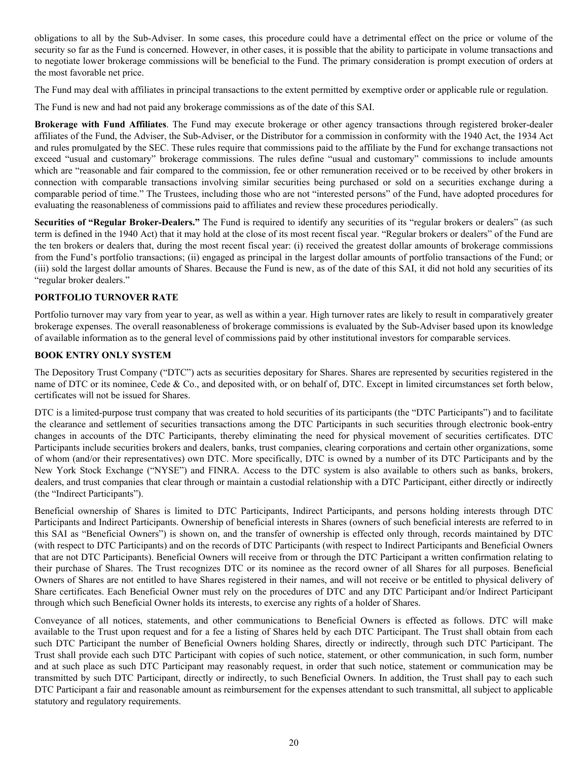obligations to all by the Sub-Adviser. In some cases, this procedure could have a detrimental effect on the price or volume of the security so far as the Fund is concerned. However, in other cases, it is possible that the ability to participate in volume transactions and to negotiate lower brokerage commissions will be beneficial to the Fund. The primary consideration is prompt execution of orders at the most favorable net price.

The Fund may deal with affiliates in principal transactions to the extent permitted by exemptive order or applicable rule or regulation.

The Fund is new and had not paid any brokerage commissions as of the date of this SAI.

**Brokerage with Fund Affiliates**. The Fund may execute brokerage or other agency transactions through registered broker-dealer affiliates of the Fund, the Adviser, the Sub-Adviser, or the Distributor for a commission in conformity with the 1940 Act, the 1934 Act and rules promulgated by the SEC. These rules require that commissions paid to the affiliate by the Fund for exchange transactions not exceed "usual and customary" brokerage commissions. The rules define "usual and customary" commissions to include amounts which are "reasonable and fair compared to the commission, fee or other remuneration received or to be received by other brokers in connection with comparable transactions involving similar securities being purchased or sold on a securities exchange during a comparable period of time." The Trustees, including those who are not "interested persons" of the Fund, have adopted procedures for evaluating the reasonableness of commissions paid to affiliates and review these procedures periodically.

**Securities of "Regular Broker-Dealers."** The Fund is required to identify any securities of its "regular brokers or dealers" (as such term is defined in the 1940 Act) that it may hold at the close of its most recent fiscal year. "Regular brokers or dealers" of the Fund are the ten brokers or dealers that, during the most recent fiscal year: (i) received the greatest dollar amounts of brokerage commissions from the Fund's portfolio transactions; (ii) engaged as principal in the largest dollar amounts of portfolio transactions of the Fund; or (iii) sold the largest dollar amounts of Shares. Because the Fund is new, as of the date of this SAI, it did not hold any securities of its "regular broker dealers."

## PORTFOLIO TURNOVER RATE

Portfolio turnover may vary from year to year, as well as within a year. High turnover rates are likely to result in comparatively greater brokerage expenses. The overall reasonableness of brokerage commissions is evaluated by the Sub-Adviser based upon its knowledge of available information as to the general level of commissions paid by other institutional investors for comparable services.

## BOOK ENTRY ONLY SYSTEM

The Depository Trust Company ("DTC") acts as securities depositary for Shares. Shares are represented by securities registered in the name of DTC or its nominee, Cede & Co., and deposited with, or on behalf of, DTC. Except in limited circumstances set forth below, certificates will not be issued for Shares.

DTC is a limited-purpose trust company that was created to hold securities of its participants (the "DTC Participants") and to facilitate the clearance and settlement of securities transactions among the DTC Participants in such securities through electronic book-entry changes in accounts of the DTC Participants, thereby eliminating the need for physical movement of securities certificates. DTC Participants include securities brokers and dealers, banks, trust companies, clearing corporations and certain other organizations, some of whom (and/or their representatives) own DTC. More specifically, DTC is owned by a number of its DTC Participants and by the New York Stock Exchange ("NYSE") and FINRA. Access to the DTC system is also available to others such as banks, brokers, dealers, and trust companies that clear through or maintain a custodial relationship with a DTC Participant, either directly or indirectly (the "Indirect Participants").

Beneficial ownership of Shares is limited to DTC Participants, Indirect Participants, and persons holding interests through DTC Participants and Indirect Participants. Ownership of beneficial interests in Shares (owners of such beneficial interests are referred to in this SAI as "Beneficial Owners") is shown on, and the transfer of ownership is effected only through, records maintained by DTC (with respect to DTC Participants) and on the records of DTC Participants (with respect to Indirect Participants and Beneficial Owners that are not DTC Participants). Beneficial Owners will receive from or through the DTC Participant a written confirmation relating to their purchase of Shares. The Trust recognizes DTC or its nominee as the record owner of all Shares for all purposes. Beneficial Owners of Shares are not entitled to have Shares registered in their names, and will not receive or be entitled to physical delivery of Share certificates. Each Beneficial Owner must rely on the procedures of DTC and any DTC Participant and/or Indirect Participant through which such Beneficial Owner holds its interests, to exercise any rights of a holder of Shares.

Conveyance of all notices, statements, and other communications to Beneficial Owners is effected as follows. DTC will make available to the Trust upon request and for a fee a listing of Shares held by each DTC Participant. The Trust shall obtain from each such DTC Participant the number of Beneficial Owners holding Shares, directly or indirectly, through such DTC Participant. The Trust shall provide each such DTC Participant with copies of such notice, statement, or other communication, in such form, number and at such place as such DTC Participant may reasonably request, in order that such notice, statement or communication may be transmitted by such DTC Participant, directly or indirectly, to such Beneficial Owners. In addition, the Trust shall pay to each such DTC Participant a fair and reasonable amount as reimbursement for the expenses attendant to such transmittal, all subject to applicable statutory and regulatory requirements.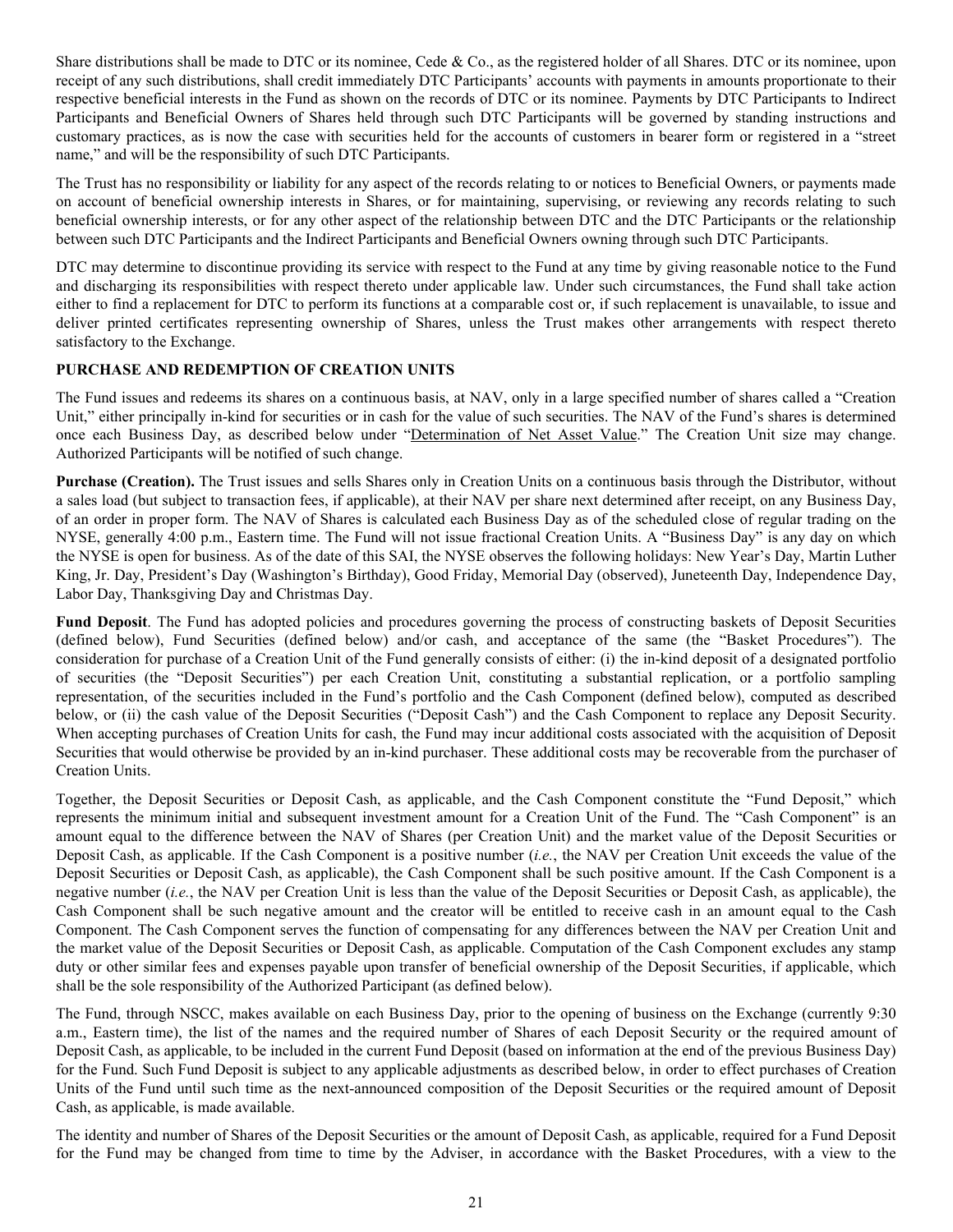Share distributions shall be made to DTC or its nominee, Cede & Co., as the registered holder of all Shares. DTC or its nominee, upon receipt of any such distributions, shall credit immediately DTC Participants' accounts with payments in amounts proportionate to their respective beneficial interests in the Fund as shown on the records of DTC or its nominee. Payments by DTC Participants to Indirect Participants and Beneficial Owners of Shares held through such DTC Participants will be governed by standing instructions and customary practices, as is now the case with securities held for the accounts of customers in bearer form or registered in a "street name," and will be the responsibility of such DTC Participants.

The Trust has no responsibility or liability for any aspect of the records relating to or notices to Beneficial Owners, or payments made on account of beneficial ownership interests in Shares, or for maintaining, supervising, or reviewing any records relating to such beneficial ownership interests, or for any other aspect of the relationship between DTC and the DTC Participants or the relationship between such DTC Participants and the Indirect Participants and Beneficial Owners owning through such DTC Participants.

DTC may determine to discontinue providing its service with respect to the Fund at any time by giving reasonable notice to the Fund and discharging its responsibilities with respect thereto under applicable law. Under such circumstances, the Fund shall take action either to find a replacement for DTC to perform its functions at a comparable cost or, if such replacement is unavailable, to issue and deliver printed certificates representing ownership of Shares, unless the Trust makes other arrangements with respect thereto satisfactory to the Exchange.

**PURCHASE AND REDEMPTION OF CREATION UNITS**

The Fund issues and redeems its shares on a continuous basis, at NAV, only in a large specified number of shares called a "Creation Unit," either principally in-kind for securities or in cash for the value of such securities. The NAV of the Fund's shares is determined once each Business Day, as described below under "Determination of Net Asset Value." The Creation Unit size may change. Authorized Participants will be notified of such change.

**Purchase (Creation).** The Trust issues and sells Shares only in Creation Units on a continuous basis through the Distributor, without a sales load (but subject to transaction fees, if applicable), at their NAV per share next determined after receipt, on any Business Day, of an order in proper form. The NAV of Shares is calculated each Business Day as of the scheduled close of regular trading on the NYSE, generally 4:00 p.m., Eastern time. The Fund will not issue fractional Creation Units. A "Business Day" is any day on which the NYSE is open for business. As of the date of this SAI, the NYSE observes the following holidays: New Year's Day, Martin Luther King, Jr. Day, President's Day (Washington's Birthday), Good Friday, Memorial Day (observed), Juneteenth Day, Independence Day, Labor Day, Thanksgiving Day and Christmas Day.

**Fund Deposit**. The Fund has adopted policies and procedures governing the process of constructing baskets of Deposit Securities (defined below), Fund Securities (defined below) and/or cash, and acceptance of the same (the "Basket Procedures"). The consideration for purchase of a Creation Unit of the Fund generally consists of either: (i) the in-kind deposit of a designated portfolio of securities (the "Deposit Securities") per each Creation Unit, constituting a substantial replication, or a portfolio sampling representation, of the securities included in the Fund's portfolio and the Cash Component (defined below), computed as described below, or (ii) the cash value of the Deposit Securities ("Deposit Cash") and the Cash Component to replace any Deposit Security. When accepting purchases of Creation Units for cash, the Fund may incur additional costs associated with the acquisition of Deposit Securities that would otherwise be provided by an in-kind purchaser. These additional costs may be recoverable from the purchaser of Creation Units.

Together, the Deposit Securities or Deposit Cash, as applicable, and the Cash Component constitute the "Fund Deposit," which represents the minimum initial and subsequent investment amount for a Creation Unit of the Fund. The "Cash Component" is an amount equal to the difference between the NAV of Shares (per Creation Unit) and the market value of the Deposit Securities or Deposit Cash, as applicable. If the Cash Component is a positive number (*i.e.*, the NAV per Creation Unit exceeds the value of the Deposit Securities or Deposit Cash, as applicable), the Cash Component shall be such positive amount. If the Cash Component is a negative number (*i.e.*, the NAV per Creation Unit is less than the value of the Deposit Securities or Deposit Cash, as applicable), the Cash Component shall be such negative amount and the creator will be entitled to receive cash in an amount equal to the Cash Component. The Cash Component serves the function of compensating for any differences between the NAV per Creation Unit and the market value of the Deposit Securities or Deposit Cash, as applicable. Computation of the Cash Component excludes any stamp duty or other similar fees and expenses payable upon transfer of beneficial ownership of the Deposit Securities, if applicable, which shall be the sole responsibility of the Authorized Participant (as defined below).

The Fund, through NSCC, makes available on each Business Day, prior to the opening of business on the Exchange (currently 9:30 a.m., Eastern time), the list of the names and the required number of Shares of each Deposit Security or the required amount of Deposit Cash, as applicable, to be included in the current Fund Deposit (based on information at the end of the previous Business Day) for the Fund. Such Fund Deposit is subject to any applicable adjustments as described below, in order to effect purchases of Creation Units of the Fund until such time as the next-announced composition of the Deposit Securities or the required amount of Deposit Cash, as applicable, is made available.

The identity and number of Shares of the Deposit Securities or the amount of Deposit Cash, as applicable, required for a Fund Deposit for the Fund may be changed from time to time by the Adviser, in accordance with the Basket Procedures, with a view to the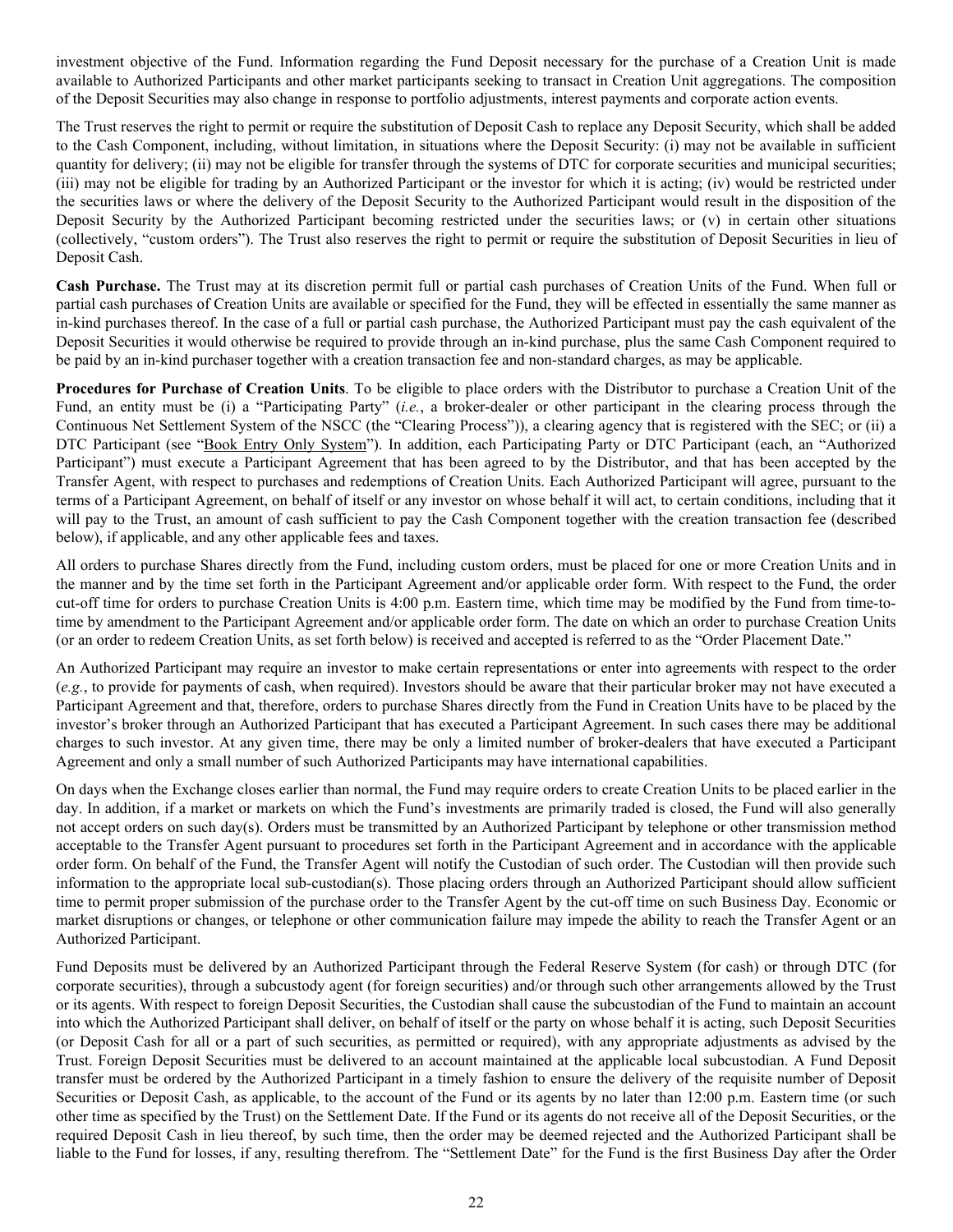investment objective of the Fund. Information regarding the Fund Deposit necessary for the purchase of a Creation Unit is made available to Authorized Participants and other market participants seeking to transact in Creation Unit aggregations. The composition of the Deposit Securities may also change in response to portfolio adjustments, interest payments and corporate action events.

The Trust reserves the right to permit or require the substitution of Deposit Cash to replace any Deposit Security, which shall be added to the Cash Component, including, without limitation, in situations where the Deposit Security: (i) may not be available in sufficient quantity for delivery; (ii) may not be eligible for transfer through the systems of DTC for corporate securities and municipal securities; (iii) may not be eligible for trading by an Authorized Participant or the investor for which it is acting; (iv) would be restricted under the securities laws or where the delivery of the Deposit Security to the Authorized Participant would result in the disposition of the Deposit Security by the Authorized Participant becoming restricted under the securities laws; or (v) in certain other situations (collectively, "custom orders"). The Trust also reserves the right to permit or require the substitution of Deposit Securities in lieu of Deposit Cash.

**Cash Purchase.** The Trust may at its discretion permit full or partial cash purchases of Creation Units of the Fund. When full or partial cash purchases of Creation Units are available or specified for the Fund, they will be effected in essentially the same manner as in-kind purchases thereof. In the case of a full or partial cash purchase, the Authorized Participant must pay the cash equivalent of the Deposit Securities it would otherwise be required to provide through an in-kind purchase, plus the same Cash Component required to be paid by an in-kind purchaser together with a creation transaction fee and non-standard charges, as may be applicable.

**Procedures for Purchase of Creation Units**. To be eligible to place orders with the Distributor to purchase a Creation Unit of the Fund, an entity must be (i) a "Participating Party" (*i.e.*, a broker-dealer or other participant in the clearing process through the Continuous Net Settlement System of the NSCC (the "Clearing Process")), a clearing agency that is registered with the SEC; or (ii) a DTC Participant (see "Book Entry Only System"). In addition, each Participating Party or DTC Participant (each, an "Authorized Participant") must execute a Participant Agreement that has been agreed to by the Distributor, and that has been accepted by the Transfer Agent, with respect to purchases and redemptions of Creation Units. Each Authorized Participant will agree, pursuant to the terms of a Participant Agreement, on behalf of itself or any investor on whose behalf it will act, to certain conditions, including that it will pay to the Trust, an amount of cash sufficient to pay the Cash Component together with the creation transaction fee (described below), if applicable, and any other applicable fees and taxes.

All orders to purchase Shares directly from the Fund, including custom orders, must be placed for one or more Creation Units and in the manner and by the time set forth in the Participant Agreement and/or applicable order form. With respect to the Fund, the order cut-off time for orders to purchase Creation Units is 4:00 p.m. Eastern time, which time may be modified by the Fund from time-to-time by amendment to the Participant Agreement and/or applicable order form. The date on which an order to purchase Creation Units (or an order to redeem Creation Units, as set forth below) is received and accepted is referred to as the "Order Placement Date."

An Authorized Participant may require an investor to make certain representations or enter into agreements with respect to the order (*e.g.*, to provide for payments of cash, when required). Investors should be aware that their particular broker may not have executed a Participant Agreement and that, therefore, orders to purchase Shares directly from the Fund in Creation Units have to be placed by the investor's broker through an Authorized Participant that has executed a Participant Agreement. In such cases there may be additional charges to such investor. At any given time, there may be only a limited number of broker-dealers that have executed a Participant Agreement and only a small number of such Authorized Participants may have international capabilities.

On days when the Exchange closes earlier than normal, the Fund may require orders to create Creation Units to be placed earlier in the day. In addition, if a market or markets on which the Fund's investments are primarily traded is closed, the Fund will also generally not accept orders on such day(s). Orders must be transmitted by an Authorized Participant by telephone or other transmission method acceptable to the Transfer Agent pursuant to procedures set forth in the Participant Agreement and in accordance with the applicable order form. On behalf of the Fund, the Transfer Agent will notify the Custodian of such order. The Custodian will then provide such information to the appropriate local sub-custodian(s). Those placing orders through an Authorized Participant should allow sufficient time to permit proper submission of the purchase order to the Transfer Agent by the cut-off time on such Business Day. Economic or market disruptions or changes, or telephone or other communication failure may impede the ability to reach the Transfer Agent or an Authorized Participant.

Fund Deposits must be delivered by an Authorized Participant through the Federal Reserve System (for cash) or through DTC (for corporate securities), through a subcustody agent (for foreign securities) and/or through such other arrangements allowed by the Trust or its agents. With respect to foreign Deposit Securities, the Custodian shall cause the subcustodian of the Fund to maintain an account into which the Authorized Participant shall deliver, on behalf of itself or the party on whose behalf it is acting, such Deposit Securities (or Deposit Cash for all or a part of such securities, as permitted or required), with any appropriate adjustments as advised by the Trust. Foreign Deposit Securities must be delivered to an account maintained at the applicable local subcustodian. A Fund Deposit transfer must be ordered by the Authorized Participant in a timely fashion to ensure the delivery of the requisite number of Deposit Securities or Deposit Cash, as applicable, to the account of the Fund or its agents by no later than 12:00 p.m. Eastern time (or such other time as specified by the Trust) on the Settlement Date. If the Fund or its agents do not receive all of the Deposit Securities, or the required Deposit Cash in lieu thereof, by such time, then the order may be deemed rejected and the Authorized Participant shall be liable to the Fund for losses, if any, resulting therefrom. The "Settlement Date" for the Fund is the first Business Day after the Order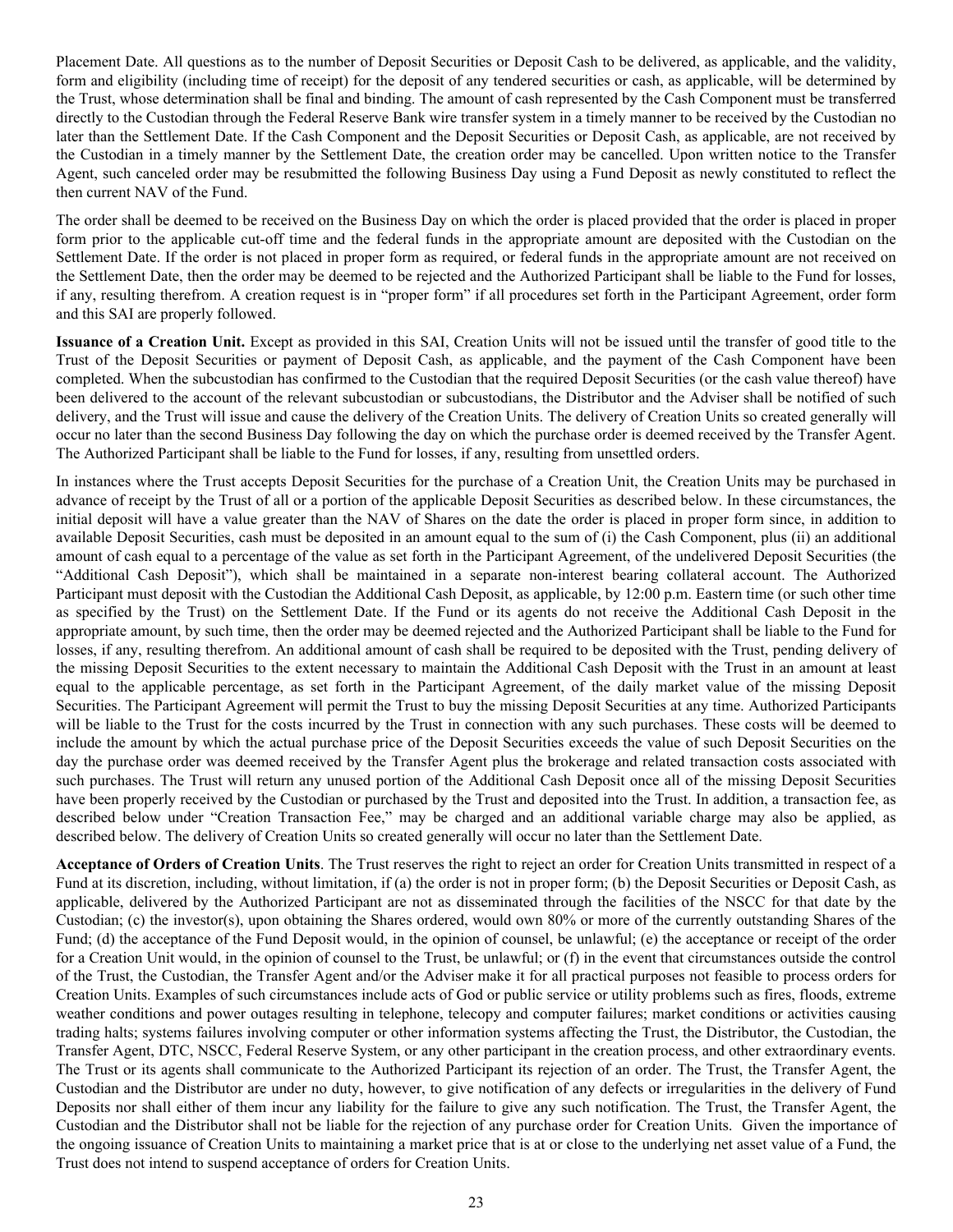Placement Date. All questions as to the number of Deposit Securities or Deposit Cash to be delivered, as applicable, and the validity, form and eligibility (including time of receipt) for the deposit of any tendered securities or cash, as applicable, will be determined by the Trust, whose determination shall be final and binding. The amount of cash represented by the Cash Component must be transferred directly to the Custodian through the Federal Reserve Bank wire transfer system in a timely manner to be received by the Custodian no later than the Settlement Date. If the Cash Component and the Deposit Securities or Deposit Cash, as applicable, are not received by the Custodian in a timely manner by the Settlement Date, the creation order may be cancelled. Upon written notice to the Transfer Agent, such canceled order may be resubmitted the following Business Day using a Fund Deposit as newly constituted to reflect the then current NAV of the Fund.

The order shall be deemed to be received on the Business Day on which the order is placed provided that the order is placed in proper form prior to the applicable cut-off time and the federal funds in the appropriate amount are deposited with the Custodian on the Settlement Date. If the order is not placed in proper form as required, or federal funds in the appropriate amount are not received on the Settlement Date, then the order may be deemed to be rejected and the Authorized Participant shall be liable to the Fund for losses, if any, resulting therefrom. A creation request is in "proper form" if all procedures set forth in the Participant Agreement, order form and this SAI are properly followed.

**Issuance of a Creation Unit.** Except as provided in this SAI, Creation Units will not be issued until the transfer of good title to the Trust of the Deposit Securities or payment of Deposit Cash, as applicable, and the payment of the Cash Component have been completed. When the subcustodian has confirmed to the Custodian that the required Deposit Securities (or the cash value thereof) have been delivered to the account of the relevant subcustodian or subcustodians, the Distributor and the Adviser shall be notified of such delivery, and the Trust will issue and cause the delivery of the Creation Units. The delivery of Creation Units so created generally will occur no later than the second Business Day following the day on which the purchase order is deemed received by the Transfer Agent. The Authorized Participant shall be liable to the Fund for losses, if any, resulting from unsettled orders.

In instances where the Trust accepts Deposit Securities for the purchase of a Creation Unit, the Creation Units may be purchased in advance of receipt by the Trust of all or a portion of the applicable Deposit Securities as described below. In these circumstances, the initial deposit will have a value greater than the NAV of Shares on the date the order is placed in proper form since, in addition to available Deposit Securities, cash must be deposited in an amount equal to the sum of (i) the Cash Component, plus (ii) an additional amount of cash equal to a percentage of the value as set forth in the Participant Agreement, of the undelivered Deposit Securities (the "Additional Cash Deposit"), which shall be maintained in a separate non-interest bearing collateral account. The Authorized Participant must deposit with the Custodian the Additional Cash Deposit, as applicable, by 12:00 p.m. Eastern time (or such other time as specified by the Trust) on the Settlement Date. If the Fund or its agents do not receive the Additional Cash Deposit in the appropriate amount, by such time, then the order may be deemed rejected and the Authorized Participant shall be liable to the Fund for losses, if any, resulting therefrom. An additional amount of cash shall be required to be deposited with the Trust, pending delivery of the missing Deposit Securities to the extent necessary to maintain the Additional Cash Deposit with the Trust in an amount at least equal to the applicable percentage, as set forth in the Participant Agreement, of the daily market value of the missing Deposit Securities. The Participant Agreement will permit the Trust to buy the missing Deposit Securities at any time. Authorized Participants will be liable to the Trust for the costs incurred by the Trust in connection with any such purchases. These costs will be deemed to include the amount by which the actual purchase price of the Deposit Securities exceeds the value of such Deposit Securities on the day the purchase order was deemed received by the Transfer Agent plus the brokerage and related transaction costs associated with such purchases. The Trust will return any unused portion of the Additional Cash Deposit once all of the missing Deposit Securities have been properly received by the Custodian or purchased by the Trust and deposited into the Trust. In addition, a transaction fee, as described below under "Creation Transaction Fee," may be charged and an additional variable charge may also be applied, as described below. The delivery of Creation Units so created generally will occur no later than the Settlement Date.

**Acceptance of Orders of Creation Units**. The Trust reserves the right to reject an order for Creation Units transmitted in respect of a Fund at its discretion, including, without limitation, if (a) the order is not in proper form; (b) the Deposit Securities or Deposit Cash, as applicable, delivered by the Authorized Participant are not as disseminated through the facilities of the NSCC for that date by the Custodian; (c) the investor(s), upon obtaining the Shares ordered, would own 80% or more of the currently outstanding Shares of the Fund; (d) the acceptance of the Fund Deposit would, in the opinion of counsel, be unlawful; (e) the acceptance or receipt of the order for a Creation Unit would, in the opinion of counsel to the Trust, be unlawful; or (f) in the event that circumstances outside the control of the Trust, the Custodian, the Transfer Agent and/or the Adviser make it for all practical purposes not feasible to process orders for Creation Units. Examples of such circumstances include acts of God or public service or utility problems such as fires, floods, extreme weather conditions and power outages resulting in telephone, telecopy and computer failures; market conditions or activities causing trading halts; systems failures involving computer or other information systems affecting the Trust, the Distributor, the Custodian, the Transfer Agent, DTC, NSCC, Federal Reserve System, or any other participant in the creation process, and other extraordinary events. The Trust or its agents shall communicate to the Authorized Participant its rejection of an order. The Trust, the Transfer Agent, the Custodian and the Distributor are under no duty, however, to give notification of any defects or irregularities in the delivery of Fund Deposits nor shall either of them incur any liability for the failure to give any such notification. The Trust, the Transfer Agent, the Custodian and the Distributor shall not be liable for the rejection of any purchase order for Creation Units. Given the importance of the ongoing issuance of Creation Units to maintaining a market price that is at or close to the underlying net asset value of a Fund, the Trust does not intend to suspend acceptance of orders for Creation Units.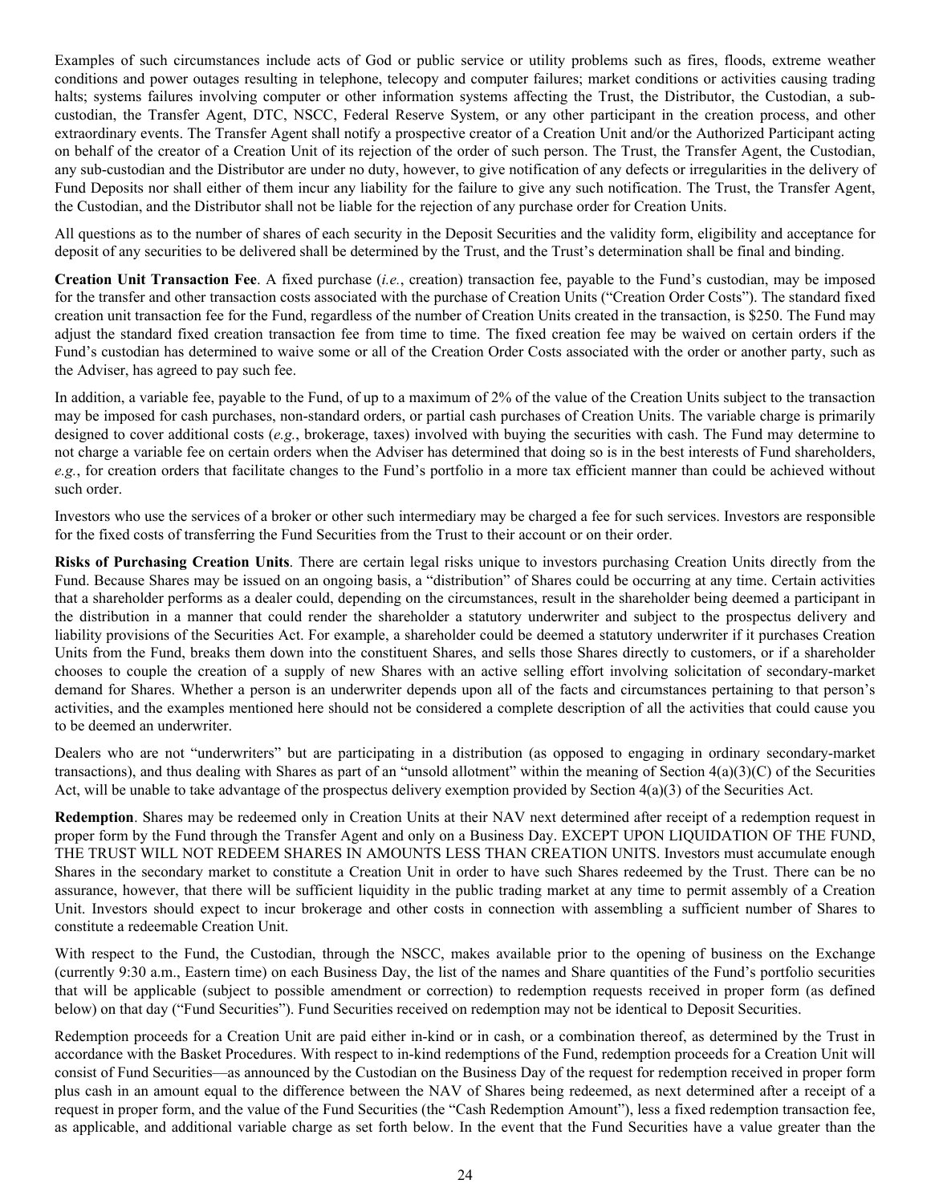Examples of such circumstances include acts of God or public service or utility problems such as fires, floods, extreme weather conditions and power outages resulting in telephone, telecopy and computer failures; market conditions or activities causing trading halts; systems failures involving computer or other information systems affecting the Trust, the Distributor, the Custodian, a sub-custodian, the Transfer Agent, DTC, NSCC, Federal Reserve System, or any other participant in the creation process, and other extraordinary events. The Transfer Agent shall notify a prospective creator of a Creation Unit and/or the Authorized Participant acting on behalf of the creator of a Creation Unit of its rejection of the order of such person. The Trust, the Transfer Agent, the Custodian, any sub-custodian and the Distributor are under no duty, however, to give notification of any defects or irregularities in the delivery of Fund Deposits nor shall either of them incur any liability for the failure to give any such notification. The Trust, the Transfer Agent, the Custodian, and the Distributor shall not be liable for the rejection of any purchase order for Creation Units.

All questions as to the number of shares of each security in the Deposit Securities and the validity form, eligibility and acceptance for deposit of any securities to be delivered shall be determined by the Trust, and the Trust's determination shall be final and binding.

**Creation Unit Transaction Fee**. A fixed purchase (*i.e.*, creation) transaction fee, payable to the Fund's custodian, may be imposed for the transfer and other transaction costs associated with the purchase of Creation Units ("Creation Order Costs"). The standard fixed creation unit transaction fee for the Fund, regardless of the number of Creation Units created in the transaction, is $250. The Fund may adjust the standard fixed creation transaction fee from time to time. The fixed creation fee may be waived on certain orders if the Fund's custodian has determined to waive some or all of the Creation Order Costs associated with the order or another party, such as the Adviser, has agreed to pay such fee.

In addition, a variable fee, payable to the Fund, of up to a maximum of 2% of the value of the Creation Units subject to the transaction may be imposed for cash purchases, non-standard orders, or partial cash purchases of Creation Units. The variable charge is primarily designed to cover additional costs (*e.g.*, brokerage, taxes) involved with buying the securities with cash. The Fund may determine to not charge a variable fee on certain orders when the Adviser has determined that doing so is in the best interests of Fund shareholders, *e.g.*, for creation orders that facilitate changes to the Fund's portfolio in a more tax efficient manner than could be achieved without such order.

Investors who use the services of a broker or other such intermediary may be charged a fee for such services. Investors are responsible for the fixed costs of transferring the Fund Securities from the Trust to their account or on their order.

**Risks of Purchasing Creation Units**. There are certain legal risks unique to investors purchasing Creation Units directly from the Fund. Because Shares may be issued on an ongoing basis, a "distribution" of Shares could be occurring at any time. Certain activities that a shareholder performs as a dealer could, depending on the circumstances, result in the shareholder being deemed a participant in the distribution in a manner that could render the shareholder a statutory underwriter and subject to the prospectus delivery and liability provisions of the Securities Act. For example, a shareholder could be deemed a statutory underwriter if it purchases Creation Units from the Fund, breaks them down into the constituent Shares, and sells those Shares directly to customers, or if a shareholder chooses to couple the creation of a supply of new Shares with an active selling effort involving solicitation of secondary-market demand for Shares. Whether a person is an underwriter depends upon all of the facts and circumstances pertaining to that person's activities, and the examples mentioned here should not be considered a complete description of all the activities that could cause you to be deemed an underwriter.

Dealers who are not "underwriters" but are participating in a distribution (as opposed to engaging in ordinary secondary-market transactions), and thus dealing with Shares as part of an "unsold allotment" within the meaning of Section 4(a)(3)(C) of the Securities Act, will be unable to take advantage of the prospectus delivery exemption provided by Section 4(a)(3) of the Securities Act.

**Redemption**. Shares may be redeemed only in Creation Units at their NAV next determined after receipt of a redemption request in proper form by the Fund through the Transfer Agent and only on a Business Day. EXCEPT UPON LIQUIDATION OF THE FUND, THE TRUST WILL NOT REDEEM SHARES IN AMOUNTS LESS THAN CREATION UNITS. Investors must accumulate enough Shares in the secondary market to constitute a Creation Unit in order to have such Shares redeemed by the Trust. There can be no assurance, however, that there will be sufficient liquidity in the public trading market at any time to permit assembly of a Creation Unit. Investors should expect to incur brokerage and other costs in connection with assembling a sufficient number of Shares to constitute a redeemable Creation Unit.

With respect to the Fund, the Custodian, through the NSCC, makes available prior to the opening of business on the Exchange (currently 9:30 a.m., Eastern time) on each Business Day, the list of the names and Share quantities of the Fund's portfolio securities that will be applicable (subject to possible amendment or correction) to redemption requests received in proper form (as defined below) on that day ("Fund Securities"). Fund Securities received on redemption may not be identical to Deposit Securities.

Redemption proceeds for a Creation Unit are paid either in-kind or in cash, or a combination thereof, as determined by the Trust in accordance with the Basket Procedures. With respect to in-kind redemptions of the Fund, redemption proceeds for a Creation Unit will consist of Fund Securities—as announced by the Custodian on the Business Day of the request for redemption received in proper form plus cash in an amount equal to the difference between the NAV of Shares being redeemed, as next determined after a receipt of a request in proper form, and the value of the Fund Securities (the "Cash Redemption Amount"), less a fixed redemption transaction fee, as applicable, and additional variable charge as set forth below. In the event that the Fund Securities have a value greater than the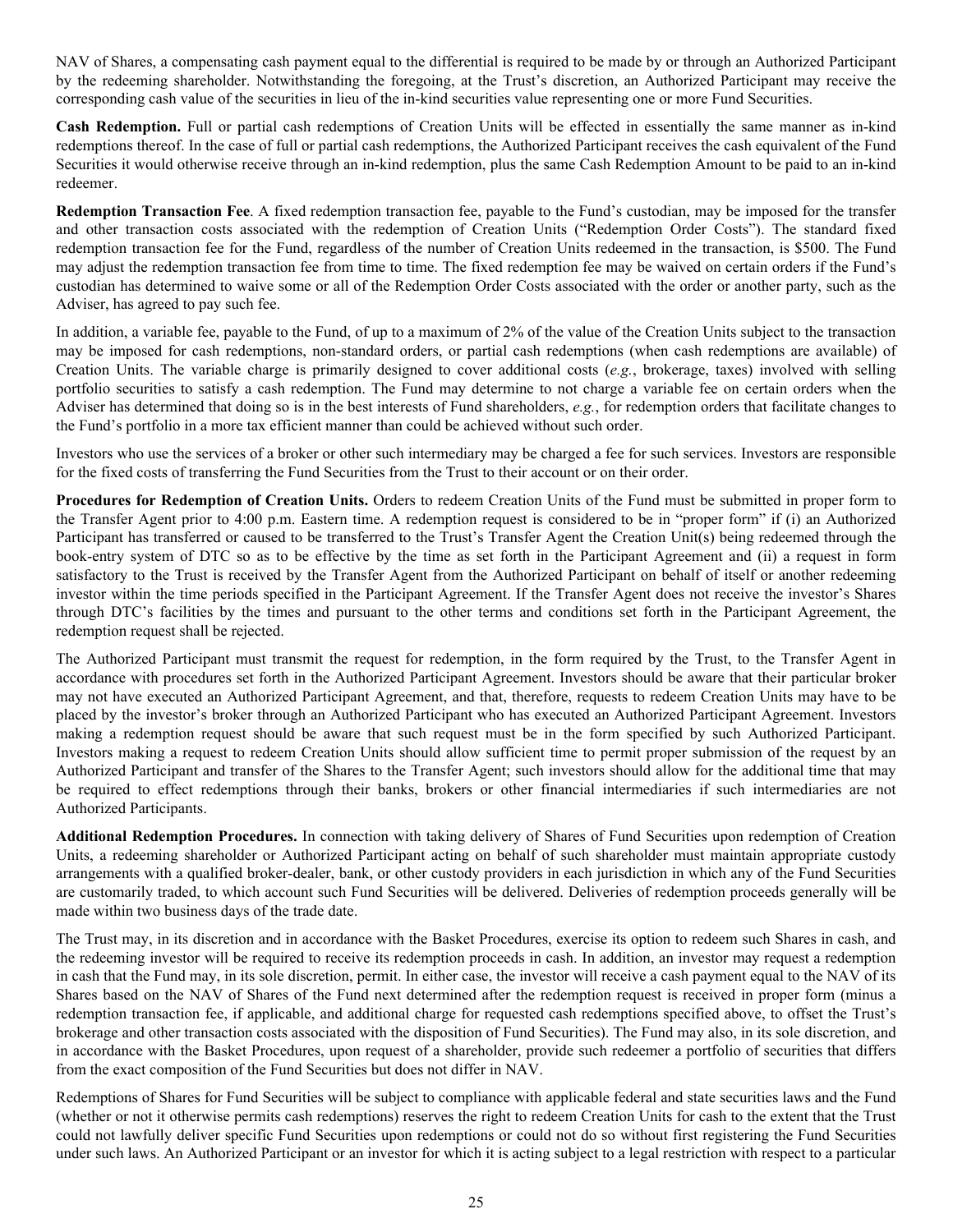NAV of Shares, a compensating cash payment equal to the differential is required to be made by or through an Authorized Participant by the redeeming shareholder. Notwithstanding the foregoing, at the Trust's discretion, an Authorized Participant may receive the corresponding cash value of the securities in lieu of the in-kind securities value representing one or more Fund Securities.

**Cash Redemption.** Full or partial cash redemptions of Creation Units will be effected in essentially the same manner as in-kind redemptions thereof. In the case of full or partial cash redemptions, the Authorized Participant receives the cash equivalent of the Fund Securities it would otherwise receive through an in-kind redemption, plus the same Cash Redemption Amount to be paid to an in-kind redeemer.

**Redemption Transaction Fee**. A fixed redemption transaction fee, payable to the Fund's custodian, may be imposed for the transfer and other transaction costs associated with the redemption of Creation Units ("Redemption Order Costs"). The standard fixed redemption transaction fee for the Fund, regardless of the number of Creation Units redeemed in the transaction, is $500. The Fund may adjust the redemption transaction fee from time to time. The fixed redemption fee may be waived on certain orders if the Fund's custodian has determined to waive some or all of the Redemption Order Costs associated with the order or another party, such as the Adviser, has agreed to pay such fee.

In addition, a variable fee, payable to the Fund, of up to a maximum of 2% of the value of the Creation Units subject to the transaction may be imposed for cash redemptions, non-standard orders, or partial cash redemptions (when cash redemptions are available) of Creation Units. The variable charge is primarily designed to cover additional costs (*e.g.*, brokerage, taxes) involved with selling portfolio securities to satisfy a cash redemption. The Fund may determine to not charge a variable fee on certain orders when the Adviser has determined that doing so is in the best interests of Fund shareholders, *e.g.*, for redemption orders that facilitate changes to the Fund's portfolio in a more tax efficient manner than could be achieved without such order.

Investors who use the services of a broker or other such intermediary may be charged a fee for such services. Investors are responsible for the fixed costs of transferring the Fund Securities from the Trust to their account or on their order.

**Procedures for Redemption of Creation Units.** Orders to redeem Creation Units of the Fund must be submitted in proper form to the Transfer Agent prior to 4:00 p.m. Eastern time. A redemption request is considered to be in "proper form" if (i) an Authorized Participant has transferred or caused to be transferred to the Trust's Transfer Agent the Creation Unit(s) being redeemed through the book-entry system of DTC so as to be effective by the time as set forth in the Participant Agreement and (ii) a request in form satisfactory to the Trust is received by the Transfer Agent from the Authorized Participant on behalf of itself or another redeeming investor within the time periods specified in the Participant Agreement. If the Transfer Agent does not receive the investor's Shares through DTC's facilities by the times and pursuant to the other terms and conditions set forth in the Participant Agreement, the redemption request shall be rejected.

The Authorized Participant must transmit the request for redemption, in the form required by the Trust, to the Transfer Agent in accordance with procedures set forth in the Authorized Participant Agreement. Investors should be aware that their particular broker may not have executed an Authorized Participant Agreement, and that, therefore, requests to redeem Creation Units may have to be placed by the investor's broker through an Authorized Participant who has executed an Authorized Participant Agreement. Investors making a redemption request should be aware that such request must be in the form specified by such Authorized Participant. Investors making a request to redeem Creation Units should allow sufficient time to permit proper submission of the request by an Authorized Participant and transfer of the Shares to the Transfer Agent; such investors should allow for the additional time that may be required to effect redemptions through their banks, brokers or other financial intermediaries if such intermediaries are not Authorized Participants.

**Additional Redemption Procedures.** In connection with taking delivery of Shares of Fund Securities upon redemption of Creation Units, a redeeming shareholder or Authorized Participant acting on behalf of such shareholder must maintain appropriate custody arrangements with a qualified broker-dealer, bank, or other custody providers in each jurisdiction in which any of the Fund Securities are customarily traded, to which account such Fund Securities will be delivered. Deliveries of redemption proceeds generally will be made within two business days of the trade date.

The Trust may, in its discretion and in accordance with the Basket Procedures, exercise its option to redeem such Shares in cash, and the redeeming investor will be required to receive its redemption proceeds in cash. In addition, an investor may request a redemption in cash that the Fund may, in its sole discretion, permit. In either case, the investor will receive a cash payment equal to the NAV of its Shares based on the NAV of Shares of the Fund next determined after the redemption request is received in proper form (minus a redemption transaction fee, if applicable, and additional charge for requested cash redemptions specified above, to offset the Trust's brokerage and other transaction costs associated with the disposition of Fund Securities). The Fund may also, in its sole discretion, and in accordance with the Basket Procedures, upon request of a shareholder, provide such redeemer a portfolio of securities that differs from the exact composition of the Fund Securities but does not differ in NAV.

Redemptions of Shares for Fund Securities will be subject to compliance with applicable federal and state securities laws and the Fund (whether or not it otherwise permits cash redemptions) reserves the right to redeem Creation Units for cash to the extent that the Trust could not lawfully deliver specific Fund Securities upon redemptions or could not do so without first registering the Fund Securities under such laws. An Authorized Participant or an investor for which it is acting subject to a legal restriction with respect to a particular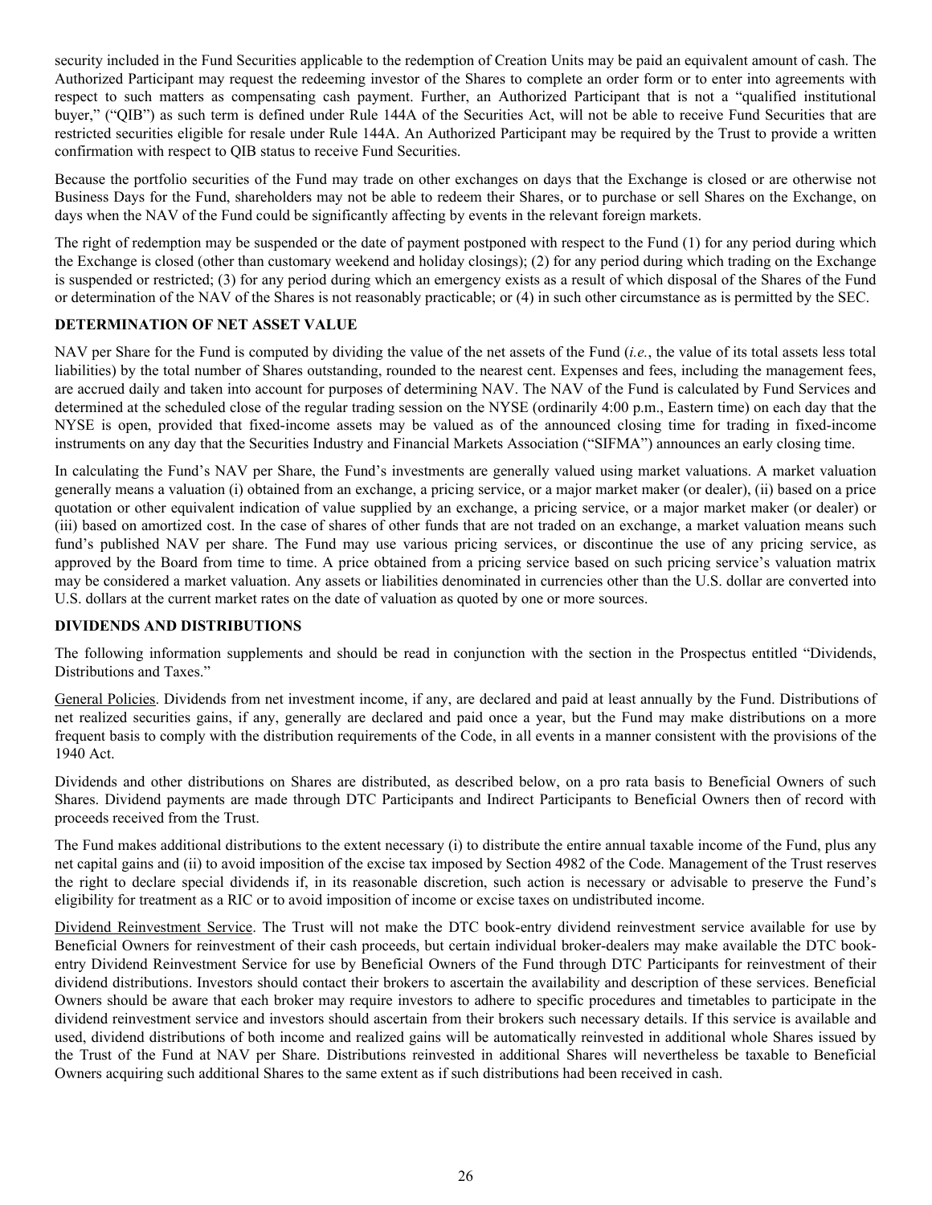security included in the Fund Securities applicable to the redemption of Creation Units may be paid an equivalent amount of cash. The Authorized Participant may request the redeeming investor of the Shares to complete an order form or to enter into agreements with respect to such matters as compensating cash payment. Further, an Authorized Participant that is not a "qualified institutional buyer," ("QIB") as such term is defined under Rule 144A of the Securities Act, will not be able to receive Fund Securities that are restricted securities eligible for resale under Rule 144A. An Authorized Participant may be required by the Trust to provide a written confirmation with respect to QIB status to receive Fund Securities.

Because the portfolio securities of the Fund may trade on other exchanges on days that the Exchange is closed or are otherwise not Business Days for the Fund, shareholders may not be able to redeem their Shares, or to purchase or sell Shares on the Exchange, on days when the NAV of the Fund could be significantly affecting by events in the relevant foreign markets.

The right of redemption may be suspended or the date of payment postponed with respect to the Fund (1) for any period during which the Exchange is closed (other than customary weekend and holiday closings); (2) for any period during which trading on the Exchange is suspended or restricted; (3) for any period during which an emergency exists as a result of which disposal of the Shares of the Fund or determination of the NAV of the Shares is not reasonably practicable; or (4) in such other circumstance as is permitted by the SEC.

**DETERMINATION OF NET ASSET VALUE**

NAV per Share for the Fund is computed by dividing the value of the net assets of the Fund (*i.e.*, the value of its total assets less total liabilities) by the total number of Shares outstanding, rounded to the nearest cent. Expenses and fees, including the management fees, are accrued daily and taken into account for purposes of determining NAV. The NAV of the Fund is calculated by Fund Services and determined at the scheduled close of the regular trading session on the NYSE (ordinarily 4:00 p.m., Eastern time) on each day that the NYSE is open, provided that fixed-income assets may be valued as of the announced closing time for trading in fixed-income instruments on any day that the Securities Industry and Financial Markets Association ("SIFMA") announces an early closing time.

In calculating the Fund's NAV per Share, the Fund's investments are generally valued using market valuations. A market valuation generally means a valuation (i) obtained from an exchange, a pricing service, or a major market maker (or dealer), (ii) based on a price quotation or other equivalent indication of value supplied by an exchange, a pricing service, or a major market maker (or dealer) or (iii) based on amortized cost. In the case of shares of other funds that are not traded on an exchange, a market valuation means such fund's published NAV per share. The Fund may use various pricing services, or discontinue the use of any pricing service, as approved by the Board from time to time. A price obtained from a pricing service based on such pricing service's valuation matrix may be considered a market valuation. Any assets or liabilities denominated in currencies other than the U.S. dollar are converted into U.S. dollars at the current market rates on the date of valuation as quoted by one or more sources.

**DIVIDENDS AND DISTRIBUTIONS**

The following information supplements and should be read in conjunction with the section in the Prospectus entitled "Dividends, Distributions and Taxes."

General Policies. Dividends from net investment income, if any, are declared and paid at least annually by the Fund. Distributions of net realized securities gains, if any, generally are declared and paid once a year, but the Fund may make distributions on a more frequent basis to comply with the distribution requirements of the Code, in all events in a manner consistent with the provisions of the 1940 Act.

Dividends and other distributions on Shares are distributed, as described below, on a pro rata basis to Beneficial Owners of such Shares. Dividend payments are made through DTC Participants and Indirect Participants to Beneficial Owners then of record with proceeds received from the Trust.

The Fund makes additional distributions to the extent necessary (i) to distribute the entire annual taxable income of the Fund, plus any net capital gains and (ii) to avoid imposition of the excise tax imposed by Section 4982 of the Code. Management of the Trust reserves the right to declare special dividends if, in its reasonable discretion, such action is necessary or advisable to preserve the Fund's eligibility for treatment as a RIC or to avoid imposition of income or excise taxes on undistributed income.

Dividend Reinvestment Service. The Trust will not make the DTC book-entry dividend reinvestment service available for use by Beneficial Owners for reinvestment of their cash proceeds, but certain individual broker-dealers may make available the DTC book-entry Dividend Reinvestment Service for use by Beneficial Owners of the Fund through DTC Participants for reinvestment of their dividend distributions. Investors should contact their brokers to ascertain the availability and description of these services. Beneficial Owners should be aware that each broker may require investors to adhere to specific procedures and timetables to participate in the dividend reinvestment service and investors should ascertain from their brokers such necessary details. If this service is available and used, dividend distributions of both income and realized gains will be automatically reinvested in additional whole Shares issued by the Trust of the Fund at NAV per Share. Distributions reinvested in additional Shares will nevertheless be taxable to Beneficial Owners acquiring such additional Shares to the same extent as if such distributions had been received in cash.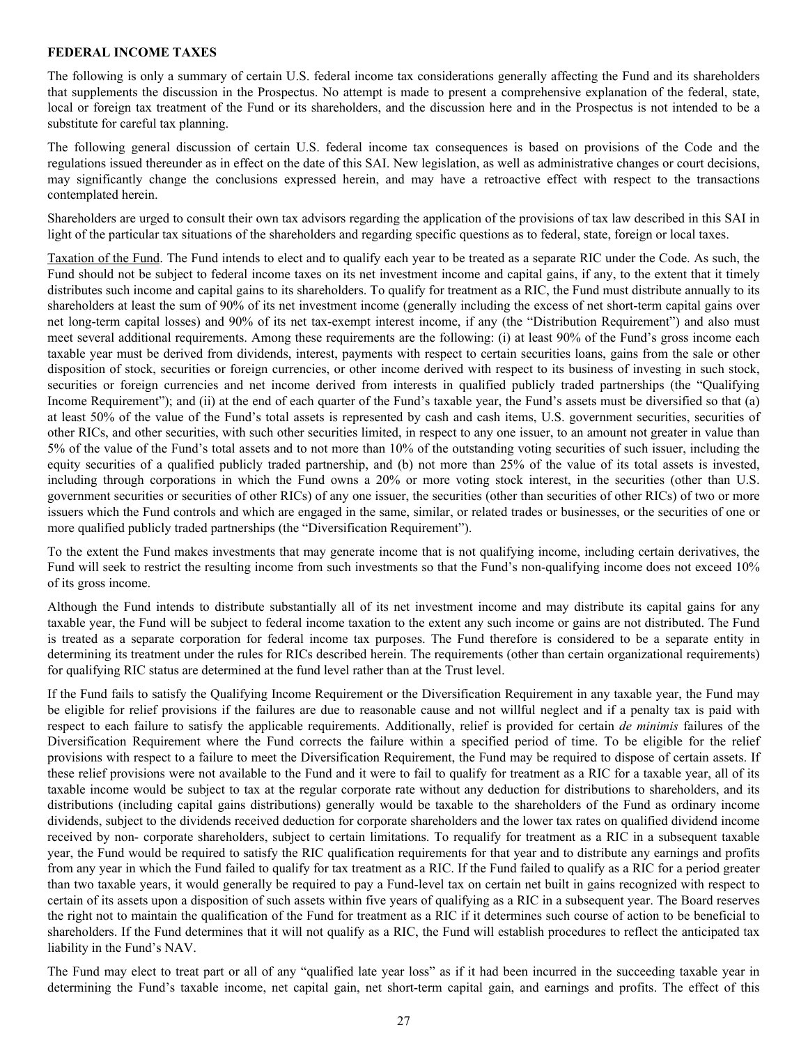**FEDERAL INCOME TAXES**

The following is only a summary of certain U.S. federal income tax considerations generally affecting the Fund and its shareholders that supplements the discussion in the Prospectus. No attempt is made to present a comprehensive explanation of the federal, state, local or foreign tax treatment of the Fund or its shareholders, and the discussion here and in the Prospectus is not intended to be a substitute for careful tax planning.

The following general discussion of certain U.S. federal income tax consequences is based on provisions of the Code and the regulations issued thereunder as in effect on the date of this SAI. New legislation, as well as administrative changes or court decisions, may significantly change the conclusions expressed herein, and may have a retroactive effect with respect to the transactions contemplated herein.

Shareholders are urged to consult their own tax advisors regarding the application of the provisions of tax law described in this SAI in light of the particular tax situations of the shareholders and regarding specific questions as to federal, state, foreign or local taxes.

Taxation of the Fund. The Fund intends to elect and to qualify each year to be treated as a separate RIC under the Code. As such, the Fund should not be subject to federal income taxes on its net investment income and capital gains, if any, to the extent that it timely distributes such income and capital gains to its shareholders. To qualify for treatment as a RIC, the Fund must distribute annually to its shareholders at least the sum of 90% of its net investment income (generally including the excess of net short-term capital gains over net long-term capital losses) and 90% of its net tax-exempt interest income, if any (the "Distribution Requirement") and also must meet several additional requirements. Among these requirements are the following: (i) at least 90% of the Fund's gross income each taxable year must be derived from dividends, interest, payments with respect to certain securities loans, gains from the sale or other disposition of stock, securities or foreign currencies, or other income derived with respect to its business of investing in such stock, securities or foreign currencies and net income derived from interests in qualified publicly traded partnerships (the "Qualifying Income Requirement"); and (ii) at the end of each quarter of the Fund's taxable year, the Fund's assets must be diversified so that (a) at least 50% of the value of the Fund's total assets is represented by cash and cash items, U.S. government securities, securities of other RICs, and other securities, with such other securities limited, in respect to any one issuer, to an amount not greater in value than 5% of the value of the Fund's total assets and to not more than 10% of the outstanding voting securities of such issuer, including the equity securities of a qualified publicly traded partnership, and (b) not more than 25% of the value of its total assets is invested, including through corporations in which the Fund owns a 20% or more voting stock interest, in the securities (other than U.S. government securities or securities of other RICs) of any one issuer, the securities (other than securities of other RICs) of two or more issuers which the Fund controls and which are engaged in the same, similar, or related trades or businesses, or the securities of one or more qualified publicly traded partnerships (the "Diversification Requirement").

To the extent the Fund makes investments that may generate income that is not qualifying income, including certain derivatives, the Fund will seek to restrict the resulting income from such investments so that the Fund's non-qualifying income does not exceed 10% of its gross income.

Although the Fund intends to distribute substantially all of its net investment income and may distribute its capital gains for any taxable year, the Fund will be subject to federal income taxation to the extent any such income or gains are not distributed. The Fund is treated as a separate corporation for federal income tax purposes. The Fund therefore is considered to be a separate entity in determining its treatment under the rules for RICs described herein. The requirements (other than certain organizational requirements) for qualifying RIC status are determined at the fund level rather than at the Trust level.

If the Fund fails to satisfy the Qualifying Income Requirement or the Diversification Requirement in any taxable year, the Fund may be eligible for relief provisions if the failures are due to reasonable cause and not willful neglect and if a penalty tax is paid with respect to each failure to satisfy the applicable requirements. Additionally, relief is provided for certain *de minimis* failures of the Diversification Requirement where the Fund corrects the failure within a specified period of time. To be eligible for the relief provisions with respect to a failure to meet the Diversification Requirement, the Fund may be required to dispose of certain assets. If these relief provisions were not available to the Fund and it were to fail to qualify for treatment as a RIC for a taxable year, all of its taxable income would be subject to tax at the regular corporate rate without any deduction for distributions to shareholders, and its distributions (including capital gains distributions) generally would be taxable to the shareholders of the Fund as ordinary income dividends, subject to the dividends received deduction for corporate shareholders and the lower tax rates on qualified dividend income received by non- corporate shareholders, subject to certain limitations. To requalify for treatment as a RIC in a subsequent taxable year, the Fund would be required to satisfy the RIC qualification requirements for that year and to distribute any earnings and profits from any year in which the Fund failed to qualify for tax treatment as a RIC. If the Fund failed to qualify as a RIC for a period greater than two taxable years, it would generally be required to pay a Fund-level tax on certain net built in gains recognized with respect to certain of its assets upon a disposition of such assets within five years of qualifying as a RIC in a subsequent year. The Board reserves the right not to maintain the qualification of the Fund for treatment as a RIC if it determines such course of action to be beneficial to shareholders. If the Fund determines that it will not qualify as a RIC, the Fund will establish procedures to reflect the anticipated tax liability in the Fund's NAV.

The Fund may elect to treat part or all of any "qualified late year loss" as if it had been incurred in the succeeding taxable year in determining the Fund's taxable income, net capital gain, net short-term capital gain, and earnings and profits. The effect of this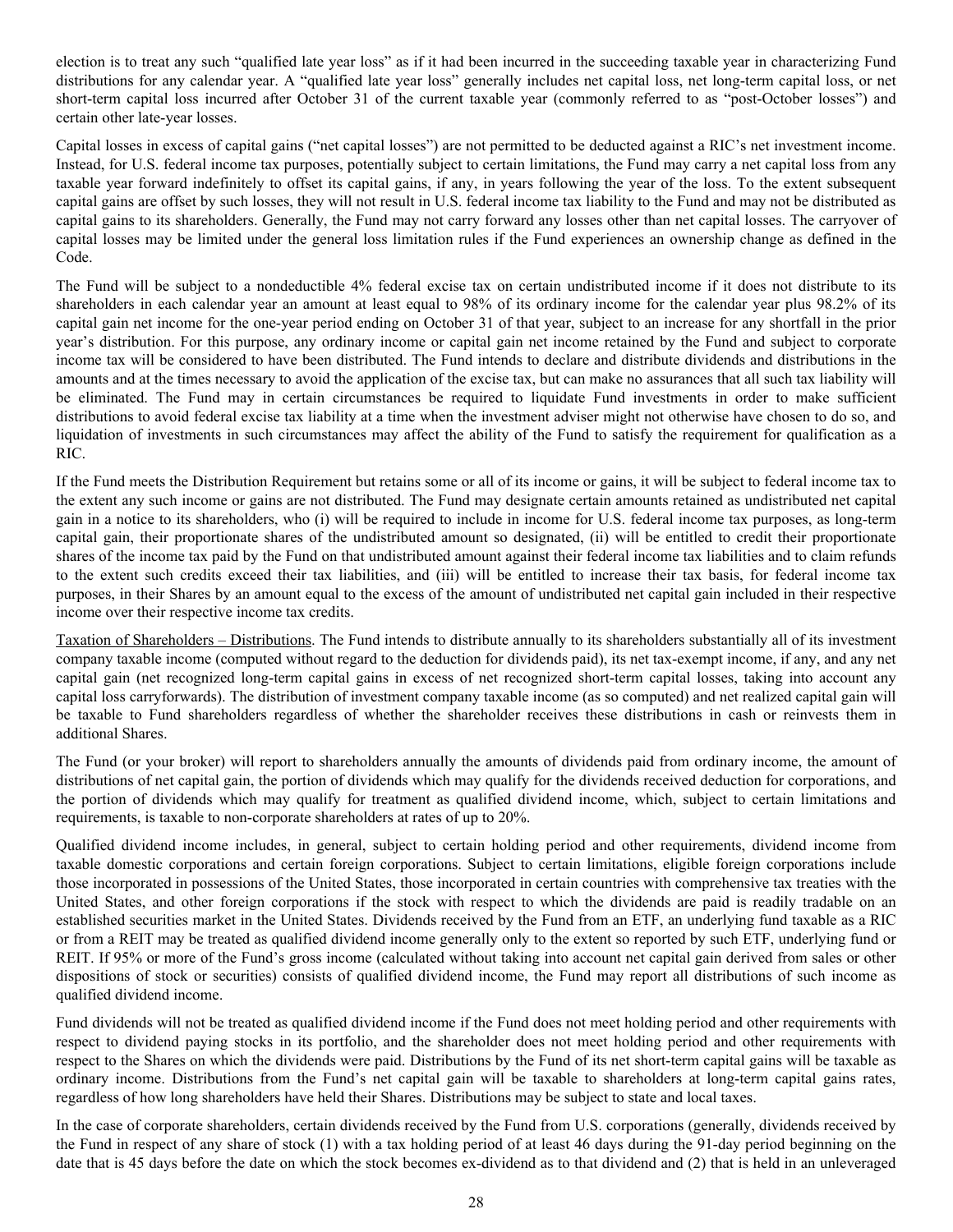election is to treat any such "qualified late year loss" as if it had been incurred in the succeeding taxable year in characterizing Fund distributions for any calendar year. A "qualified late year loss" generally includes net capital loss, net long-term capital loss, or net short-term capital loss incurred after October 31 of the current taxable year (commonly referred to as "post-October losses") and certain other late-year losses.

Capital losses in excess of capital gains ("net capital losses") are not permitted to be deducted against a RIC's net investment income. Instead, for U.S. federal income tax purposes, potentially subject to certain limitations, the Fund may carry a net capital loss from any taxable year forward indefinitely to offset its capital gains, if any, in years following the year of the loss. To the extent subsequent capital gains are offset by such losses, they will not result in U.S. federal income tax liability to the Fund and may not be distributed as capital gains to its shareholders. Generally, the Fund may not carry forward any losses other than net capital losses. The carryover of capital losses may be limited under the general loss limitation rules if the Fund experiences an ownership change as defined in the Code.

The Fund will be subject to a nondeductible 4% federal excise tax on certain undistributed income if it does not distribute to its shareholders in each calendar year an amount at least equal to 98% of its ordinary income for the calendar year plus 98.2% of its capital gain net income for the one-year period ending on October 31 of that year, subject to an increase for any shortfall in the prior year's distribution. For this purpose, any ordinary income or capital gain net income retained by the Fund and subject to corporate income tax will be considered to have been distributed. The Fund intends to declare and distribute dividends and distributions in the amounts and at the times necessary to avoid the application of the excise tax, but can make no assurances that all such tax liability will be eliminated. The Fund may in certain circumstances be required to liquidate Fund investments in order to make sufficient distributions to avoid federal excise tax liability at a time when the investment adviser might not otherwise have chosen to do so, and liquidation of investments in such circumstances may affect the ability of the Fund to satisfy the requirement for qualification as a RIC.

If the Fund meets the Distribution Requirement but retains some or all of its income or gains, it will be subject to federal income tax to the extent any such income or gains are not distributed. The Fund may designate certain amounts retained as undistributed net capital gain in a notice to its shareholders, who (i) will be required to include in income for U.S. federal income tax purposes, as long-term capital gain, their proportionate shares of the undistributed amount so designated, (ii) will be entitled to credit their proportionate shares of the income tax paid by the Fund on that undistributed amount against their federal income tax liabilities and to claim refunds to the extent such credits exceed their tax liabilities, and (iii) will be entitled to increase their tax basis, for federal income tax purposes, in their Shares by an amount equal to the excess of the amount of undistributed net capital gain included in their respective income over their respective income tax credits.

Taxation of Shareholders – Distributions. The Fund intends to distribute annually to its shareholders substantially all of its investment company taxable income (computed without regard to the deduction for dividends paid), its net tax-exempt income, if any, and any net capital gain (net recognized long-term capital gains in excess of net recognized short-term capital losses, taking into account any capital loss carryforwards). The distribution of investment company taxable income (as so computed) and net realized capital gain will be taxable to Fund shareholders regardless of whether the shareholder receives these distributions in cash or reinvests them in additional Shares.

The Fund (or your broker) will report to shareholders annually the amounts of dividends paid from ordinary income, the amount of distributions of net capital gain, the portion of dividends which may qualify for the dividends received deduction for corporations, and the portion of dividends which may qualify for treatment as qualified dividend income, which, subject to certain limitations and requirements, is taxable to non-corporate shareholders at rates of up to 20%.

Qualified dividend income includes, in general, subject to certain holding period and other requirements, dividend income from taxable domestic corporations and certain foreign corporations. Subject to certain limitations, eligible foreign corporations include those incorporated in possessions of the United States, those incorporated in certain countries with comprehensive tax treaties with the United States, and other foreign corporations if the stock with respect to which the dividends are paid is readily tradable on an established securities market in the United States. Dividends received by the Fund from an ETF, an underlying fund taxable as a RIC or from a REIT may be treated as qualified dividend income generally only to the extent so reported by such ETF, underlying fund or REIT. If 95% or more of the Fund's gross income (calculated without taking into account net capital gain derived from sales or other dispositions of stock or securities) consists of qualified dividend income, the Fund may report all distributions of such income as qualified dividend income.

Fund dividends will not be treated as qualified dividend income if the Fund does not meet holding period and other requirements with respect to dividend paying stocks in its portfolio, and the shareholder does not meet holding period and other requirements with respect to the Shares on which the dividends were paid. Distributions by the Fund of its net short-term capital gains will be taxable as ordinary income. Distributions from the Fund's net capital gain will be taxable to shareholders at long-term capital gains rates, regardless of how long shareholders have held their Shares. Distributions may be subject to state and local taxes.

In the case of corporate shareholders, certain dividends received by the Fund from U.S. corporations (generally, dividends received by the Fund in respect of any share of stock (1) with a tax holding period of at least 46 days during the 91-day period beginning on the date that is 45 days before the date on which the stock becomes ex-dividend as to that dividend and (2) that is held in an unleveraged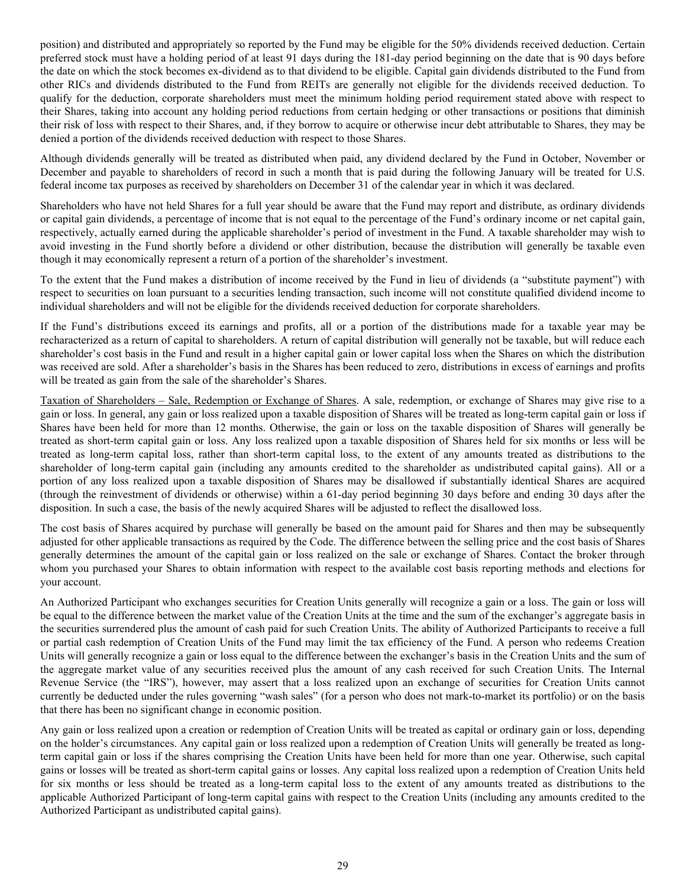position) and distributed and appropriately so reported by the Fund may be eligible for the 50% dividends received deduction. Certain preferred stock must have a holding period of at least 91 days during the 181-day period beginning on the date that is 90 days before the date on which the stock becomes ex-dividend as to that dividend to be eligible. Capital gain dividends distributed to the Fund from other RICs and dividends distributed to the Fund from REITs are generally not eligible for the dividends received deduction. To qualify for the deduction, corporate shareholders must meet the minimum holding period requirement stated above with respect to their Shares, taking into account any holding period reductions from certain hedging or other transactions or positions that diminish their risk of loss with respect to their Shares, and, if they borrow to acquire or otherwise incur debt attributable to Shares, they may be denied a portion of the dividends received deduction with respect to those Shares.

Although dividends generally will be treated as distributed when paid, any dividend declared by the Fund in October, November or December and payable to shareholders of record in such a month that is paid during the following January will be treated for U.S. federal income tax purposes as received by shareholders on December 31 of the calendar year in which it was declared.

Shareholders who have not held Shares for a full year should be aware that the Fund may report and distribute, as ordinary dividends or capital gain dividends, a percentage of income that is not equal to the percentage of the Fund's ordinary income or net capital gain, respectively, actually earned during the applicable shareholder's period of investment in the Fund. A taxable shareholder may wish to avoid investing in the Fund shortly before a dividend or other distribution, because the distribution will generally be taxable even though it may economically represent a return of a portion of the shareholder's investment.

To the extent that the Fund makes a distribution of income received by the Fund in lieu of dividends (a "substitute payment") with respect to securities on loan pursuant to a securities lending transaction, such income will not constitute qualified dividend income to individual shareholders and will not be eligible for the dividends received deduction for corporate shareholders.

If the Fund's distributions exceed its earnings and profits, all or a portion of the distributions made for a taxable year may be recharacterized as a return of capital to shareholders. A return of capital distribution will generally not be taxable, but will reduce each shareholder's cost basis in the Fund and result in a higher capital gain or lower capital loss when the Shares on which the distribution was received are sold. After a shareholder's basis in the Shares has been reduced to zero, distributions in excess of earnings and profits will be treated as gain from the sale of the shareholder's Shares.

Taxation of Shareholders – Sale, Redemption or Exchange of Shares. A sale, redemption, or exchange of Shares may give rise to a gain or loss. In general, any gain or loss realized upon a taxable disposition of Shares will be treated as long-term capital gain or loss if Shares have been held for more than 12 months. Otherwise, the gain or loss on the taxable disposition of Shares will generally be treated as short-term capital gain or loss. Any loss realized upon a taxable disposition of Shares held for six months or less will be treated as long-term capital loss, rather than short-term capital loss, to the extent of any amounts treated as distributions to the shareholder of long-term capital gain (including any amounts credited to the shareholder as undistributed capital gains). All or a portion of any loss realized upon a taxable disposition of Shares may be disallowed if substantially identical Shares are acquired (through the reinvestment of dividends or otherwise) within a 61-day period beginning 30 days before and ending 30 days after the disposition. In such a case, the basis of the newly acquired Shares will be adjusted to reflect the disallowed loss.

The cost basis of Shares acquired by purchase will generally be based on the amount paid for Shares and then may be subsequently adjusted for other applicable transactions as required by the Code. The difference between the selling price and the cost basis of Shares generally determines the amount of the capital gain or loss realized on the sale or exchange of Shares. Contact the broker through whom you purchased your Shares to obtain information with respect to the available cost basis reporting methods and elections for your account.

An Authorized Participant who exchanges securities for Creation Units generally will recognize a gain or a loss. The gain or loss will be equal to the difference between the market value of the Creation Units at the time and the sum of the exchanger's aggregate basis in the securities surrendered plus the amount of cash paid for such Creation Units. The ability of Authorized Participants to receive a full or partial cash redemption of Creation Units of the Fund may limit the tax efficiency of the Fund. A person who redeems Creation Units will generally recognize a gain or loss equal to the difference between the exchanger's basis in the Creation Units and the sum of the aggregate market value of any securities received plus the amount of any cash received for such Creation Units. The Internal Revenue Service (the "IRS"), however, may assert that a loss realized upon an exchange of securities for Creation Units cannot currently be deducted under the rules governing "wash sales" (for a person who does not mark-to-market its portfolio) or on the basis that there has been no significant change in economic position.

Any gain or loss realized upon a creation or redemption of Creation Units will be treated as capital or ordinary gain or loss, depending on the holder's circumstances. Any capital gain or loss realized upon a redemption of Creation Units will generally be treated as long-term capital gain or loss if the shares comprising the Creation Units have been held for more than one year. Otherwise, such capital gains or losses will be treated as short-term capital gains or losses. Any capital loss realized upon a redemption of Creation Units held for six months or less should be treated as a long-term capital loss to the extent of any amounts treated as distributions to the applicable Authorized Participant of long-term capital gains with respect to the Creation Units (including any amounts credited to the Authorized Participant as undistributed capital gains).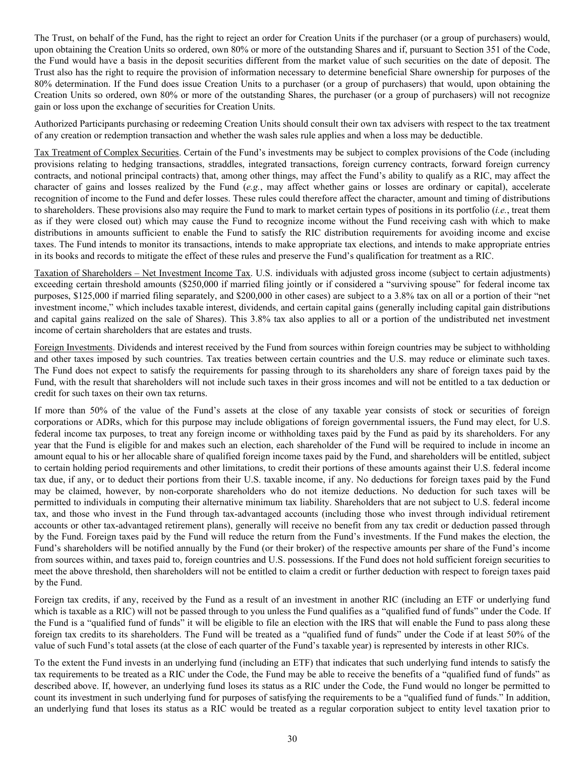The Trust, on behalf of the Fund, has the right to reject an order for Creation Units if the purchaser (or a group of purchasers) would, upon obtaining the Creation Units so ordered, own 80% or more of the outstanding Shares and if, pursuant to Section 351 of the Code, the Fund would have a basis in the deposit securities different from the market value of such securities on the date of deposit. The Trust also has the right to require the provision of information necessary to determine beneficial Share ownership for purposes of the 80% determination. If the Fund does issue Creation Units to a purchaser (or a group of purchasers) that would, upon obtaining the Creation Units so ordered, own 80% or more of the outstanding Shares, the purchaser (or a group of purchasers) will not recognize gain or loss upon the exchange of securities for Creation Units.

Authorized Participants purchasing or redeeming Creation Units should consult their own tax advisers with respect to the tax treatment of any creation or redemption transaction and whether the wash sales rule applies and when a loss may be deductible.

Tax Treatment of Complex Securities. Certain of the Fund's investments may be subject to complex provisions of the Code (including provisions relating to hedging transactions, straddles, integrated transactions, foreign currency contracts, forward foreign currency contracts, and notional principal contracts) that, among other things, may affect the Fund's ability to qualify as a RIC, may affect the character of gains and losses realized by the Fund (*e.g.*, may affect whether gains or losses are ordinary or capital), accelerate recognition of income to the Fund and defer losses. These rules could therefore affect the character, amount and timing of distributions to shareholders. These provisions also may require the Fund to mark to market certain types of positions in its portfolio (*i.e.*, treat them as if they were closed out) which may cause the Fund to recognize income without the Fund receiving cash with which to make distributions in amounts sufficient to enable the Fund to satisfy the RIC distribution requirements for avoiding income and excise taxes. The Fund intends to monitor its transactions, intends to make appropriate tax elections, and intends to make appropriate entries in its books and records to mitigate the effect of these rules and preserve the Fund's qualification for treatment as a RIC.

Taxation of Shareholders – Net Investment Income Tax. U.S. individuals with adjusted gross income (subject to certain adjustments) exceeding certain threshold amounts ($250,000 if married filing jointly or if considered a "surviving spouse" for federal income tax purposes, $125,000 if married filing separately, and $200,000 in other cases) are subject to a 3.8% tax on all or a portion of their "net investment income," which includes taxable interest, dividends, and certain capital gains (generally including capital gain distributions and capital gains realized on the sale of Shares). This 3.8% tax also applies to all or a portion of the undistributed net investment income of certain shareholders that are estates and trusts.

Foreign Investments. Dividends and interest received by the Fund from sources within foreign countries may be subject to withholding and other taxes imposed by such countries. Tax treaties between certain countries and the U.S. may reduce or eliminate such taxes. The Fund does not expect to satisfy the requirements for passing through to its shareholders any share of foreign taxes paid by the Fund, with the result that shareholders will not include such taxes in their gross incomes and will not be entitled to a tax deduction or credit for such taxes on their own tax returns.

If more than 50% of the value of the Fund's assets at the close of any taxable year consists of stock or securities of foreign corporations or ADRs, which for this purpose may include obligations of foreign governmental issuers, the Fund may elect, for U.S. federal income tax purposes, to treat any foreign income or withholding taxes paid by the Fund as paid by its shareholders. For any year that the Fund is eligible for and makes such an election, each shareholder of the Fund will be required to include in income an amount equal to his or her allocable share of qualified foreign income taxes paid by the Fund, and shareholders will be entitled, subject to certain holding period requirements and other limitations, to credit their portions of these amounts against their U.S. federal income tax due, if any, or to deduct their portions from their U.S. taxable income, if any. No deductions for foreign taxes paid by the Fund may be claimed, however, by non-corporate shareholders who do not itemize deductions. No deduction for such taxes will be permitted to individuals in computing their alternative minimum tax liability. Shareholders that are not subject to U.S. federal income tax, and those who invest in the Fund through tax-advantaged accounts (including those who invest through individual retirement accounts or other tax-advantaged retirement plans), generally will receive no benefit from any tax credit or deduction passed through by the Fund. Foreign taxes paid by the Fund will reduce the return from the Fund's investments. If the Fund makes the election, the Fund's shareholders will be notified annually by the Fund (or their broker) of the respective amounts per share of the Fund's income from sources within, and taxes paid to, foreign countries and U.S. possessions. If the Fund does not hold sufficient foreign securities to meet the above threshold, then shareholders will not be entitled to claim a credit or further deduction with respect to foreign taxes paid by the Fund.

Foreign tax credits, if any, received by the Fund as a result of an investment in another RIC (including an ETF or underlying fund which is taxable as a RIC) will not be passed through to you unless the Fund qualifies as a "qualified fund of funds" under the Code. If the Fund is a "qualified fund of funds" it will be eligible to file an election with the IRS that will enable the Fund to pass along these foreign tax credits to its shareholders. The Fund will be treated as a "qualified fund of funds" under the Code if at least 50% of the value of such Fund's total assets (at the close of each quarter of the Fund's taxable year) is represented by interests in other RICs.

To the extent the Fund invests in an underlying fund (including an ETF) that indicates that such underlying fund intends to satisfy the tax requirements to be treated as a RIC under the Code, the Fund may be able to receive the benefits of a "qualified fund of funds" as described above. If, however, an underlying fund loses its status as a RIC under the Code, the Fund would no longer be permitted to count its investment in such underlying fund for purposes of satisfying the requirements to be a "qualified fund of funds." In addition, an underlying fund that loses its status as a RIC would be treated as a regular corporation subject to entity level taxation prior to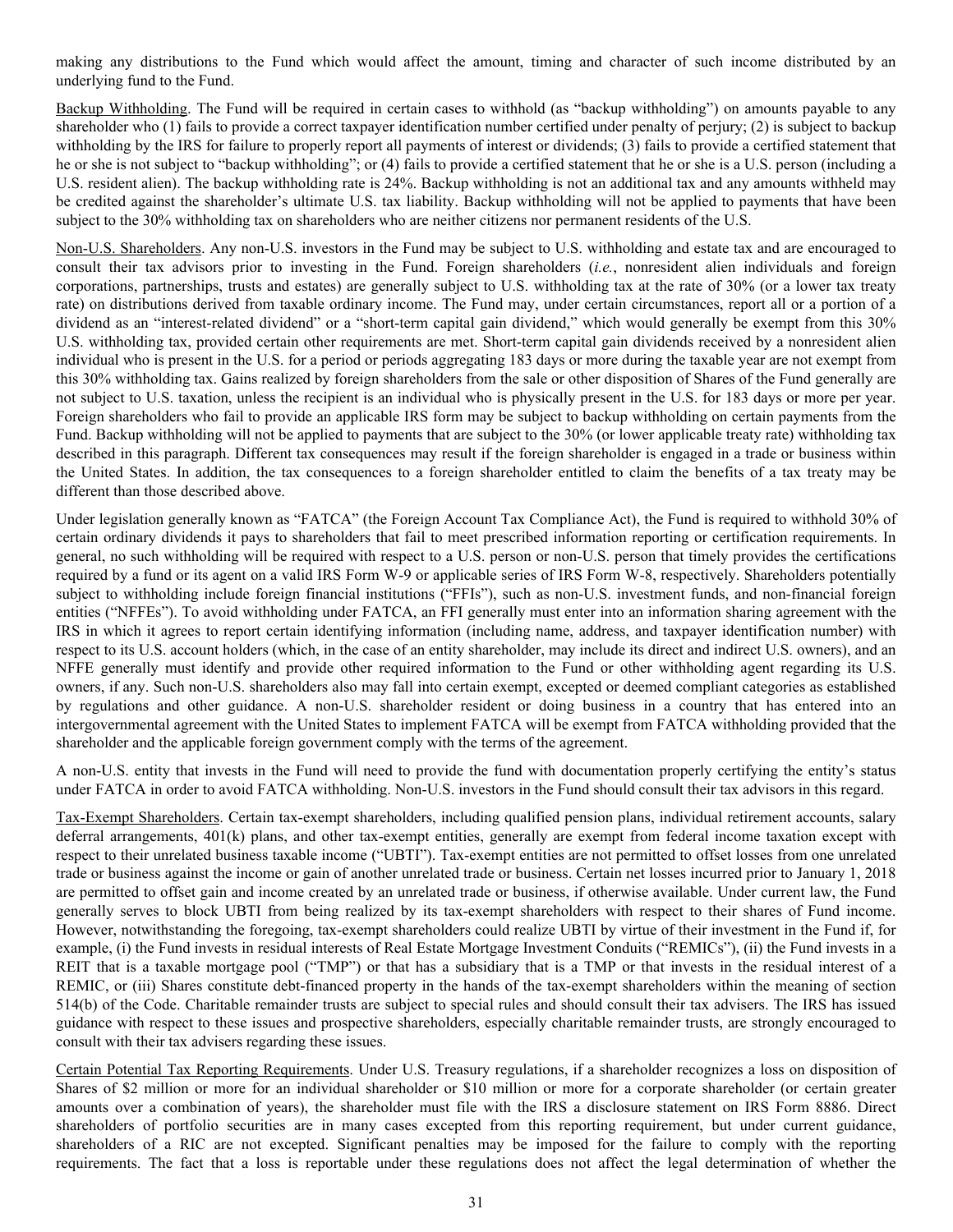making any distributions to the Fund which would affect the amount, timing and character of such income distributed by an underlying fund to the Fund.

Backup Withholding. The Fund will be required in certain cases to withhold (as "backup withholding") on amounts payable to any shareholder who (1) fails to provide a correct taxpayer identification number certified under penalty of perjury; (2) is subject to backup withholding by the IRS for failure to properly report all payments of interest or dividends; (3) fails to provide a certified statement that he or she is not subject to "backup withholding"; or (4) fails to provide a certified statement that he or she is a U.S. person (including a U.S. resident alien). The backup withholding rate is 24%. Backup withholding is not an additional tax and any amounts withheld may be credited against the shareholder's ultimate U.S. tax liability. Backup withholding will not be applied to payments that have been subject to the 30% withholding tax on shareholders who are neither citizens nor permanent residents of the U.S.

Non-U.S. Shareholders. Any non-U.S. investors in the Fund may be subject to U.S. withholding and estate tax and are encouraged to consult their tax advisors prior to investing in the Fund. Foreign shareholders (*i.e.*, nonresident alien individuals and foreign corporations, partnerships, trusts and estates) are generally subject to U.S. withholding tax at the rate of 30% (or a lower tax treaty rate) on distributions derived from taxable ordinary income. The Fund may, under certain circumstances, report all or a portion of a dividend as an "interest-related dividend" or a "short-term capital gain dividend," which would generally be exempt from this 30% U.S. withholding tax, provided certain other requirements are met. Short-term capital gain dividends received by a nonresident alien individual who is present in the U.S. for a period or periods aggregating 183 days or more during the taxable year are not exempt from this 30% withholding tax. Gains realized by foreign shareholders from the sale or other disposition of Shares of the Fund generally are not subject to U.S. taxation, unless the recipient is an individual who is physically present in the U.S. for 183 days or more per year. Foreign shareholders who fail to provide an applicable IRS form may be subject to backup withholding on certain payments from the Fund. Backup withholding will not be applied to payments that are subject to the 30% (or lower applicable treaty rate) withholding tax described in this paragraph. Different tax consequences may result if the foreign shareholder is engaged in a trade or business within the United States. In addition, the tax consequences to a foreign shareholder entitled to claim the benefits of a tax treaty may be different than those described above.

Under legislation generally known as "FATCA" (the Foreign Account Tax Compliance Act), the Fund is required to withhold 30% of certain ordinary dividends it pays to shareholders that fail to meet prescribed information reporting or certification requirements. In general, no such withholding will be required with respect to a U.S. person or non-U.S. person that timely provides the certifications required by a fund or its agent on a valid IRS Form W-9 or applicable series of IRS Form W-8, respectively. Shareholders potentially subject to withholding include foreign financial institutions ("FFIs"), such as non-U.S. investment funds, and non-financial foreign entities ("NFFEs"). To avoid withholding under FATCA, an FFI generally must enter into an information sharing agreement with the IRS in which it agrees to report certain identifying information (including name, address, and taxpayer identification number) with respect to its U.S. account holders (which, in the case of an entity shareholder, may include its direct and indirect U.S. owners), and an NFFE generally must identify and provide other required information to the Fund or other withholding agent regarding its U.S. owners, if any. Such non-U.S. shareholders also may fall into certain exempt, excepted or deemed compliant categories as established by regulations and other guidance. A non-U.S. shareholder resident or doing business in a country that has entered into an intergovernmental agreement with the United States to implement FATCA will be exempt from FATCA withholding provided that the shareholder and the applicable foreign government comply with the terms of the agreement.

A non-U.S. entity that invests in the Fund will need to provide the fund with documentation properly certifying the entity's status under FATCA in order to avoid FATCA withholding. Non-U.S. investors in the Fund should consult their tax advisors in this regard.

Tax-Exempt Shareholders. Certain tax-exempt shareholders, including qualified pension plans, individual retirement accounts, salary deferral arrangements, 401(k) plans, and other tax-exempt entities, generally are exempt from federal income taxation except with respect to their unrelated business taxable income ("UBTI"). Tax-exempt entities are not permitted to offset losses from one unrelated trade or business against the income or gain of another unrelated trade or business. Certain net losses incurred prior to January 1, 2018 are permitted to offset gain and income created by an unrelated trade or business, if otherwise available. Under current law, the Fund generally serves to block UBTI from being realized by its tax-exempt shareholders with respect to their shares of Fund income. However, notwithstanding the foregoing, tax-exempt shareholders could realize UBTI by virtue of their investment in the Fund if, for example, (i) the Fund invests in residual interests of Real Estate Mortgage Investment Conduits ("REMICs"), (ii) the Fund invests in a REIT that is a taxable mortgage pool ("TMP") or that has a subsidiary that is a TMP or that invests in the residual interest of a REMIC, or (iii) Shares constitute debt-financed property in the hands of the tax-exempt shareholders within the meaning of section 514(b) of the Code. Charitable remainder trusts are subject to special rules and should consult their tax advisers. The IRS has issued guidance with respect to these issues and prospective shareholders, especially charitable remainder trusts, are strongly encouraged to consult with their tax advisers regarding these issues.

Certain Potential Tax Reporting Requirements. Under U.S. Treasury regulations, if a shareholder recognizes a loss on disposition of Shares of $2 million or more for an individual shareholder or $10 million or more for a corporate shareholder (or certain greater amounts over a combination of years), the shareholder must file with the IRS a disclosure statement on IRS Form 8886. Direct shareholders of portfolio securities are in many cases excepted from this reporting requirement, but under current guidance, shareholders of a RIC are not excepted. Significant penalties may be imposed for the failure to comply with the reporting requirements. The fact that a loss is reportable under these regulations does not affect the legal determination of whether the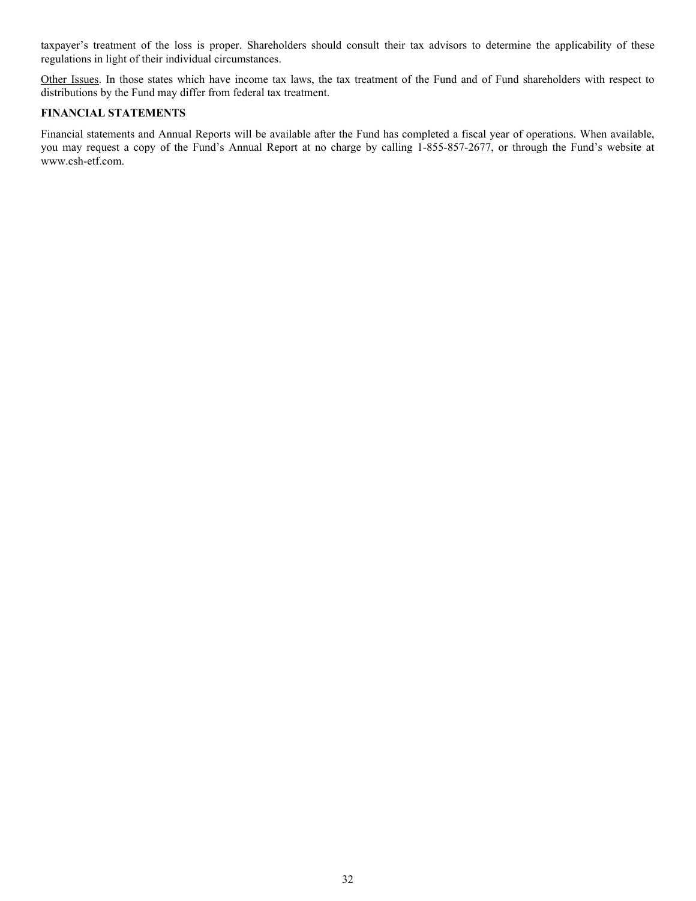taxpayer's treatment of the loss is proper. Shareholders should consult their tax advisors to determine the applicability of these regulations in light of their individual circumstances.

<u>Other Issues</u>. In those states which have income tax laws, the tax treatment of the Fund and of Fund shareholders with respect to distributions by the Fund may differ from federal tax treatment.

**FINANCIAL STATEMENTS**

Financial statements and Annual Reports will be available after the Fund has completed a fiscal year of operations. When available, you may request a copy of the Fund's Annual Report at no charge by calling 1-855-857-2677, or through the Fund's website at www.csh-etf.com.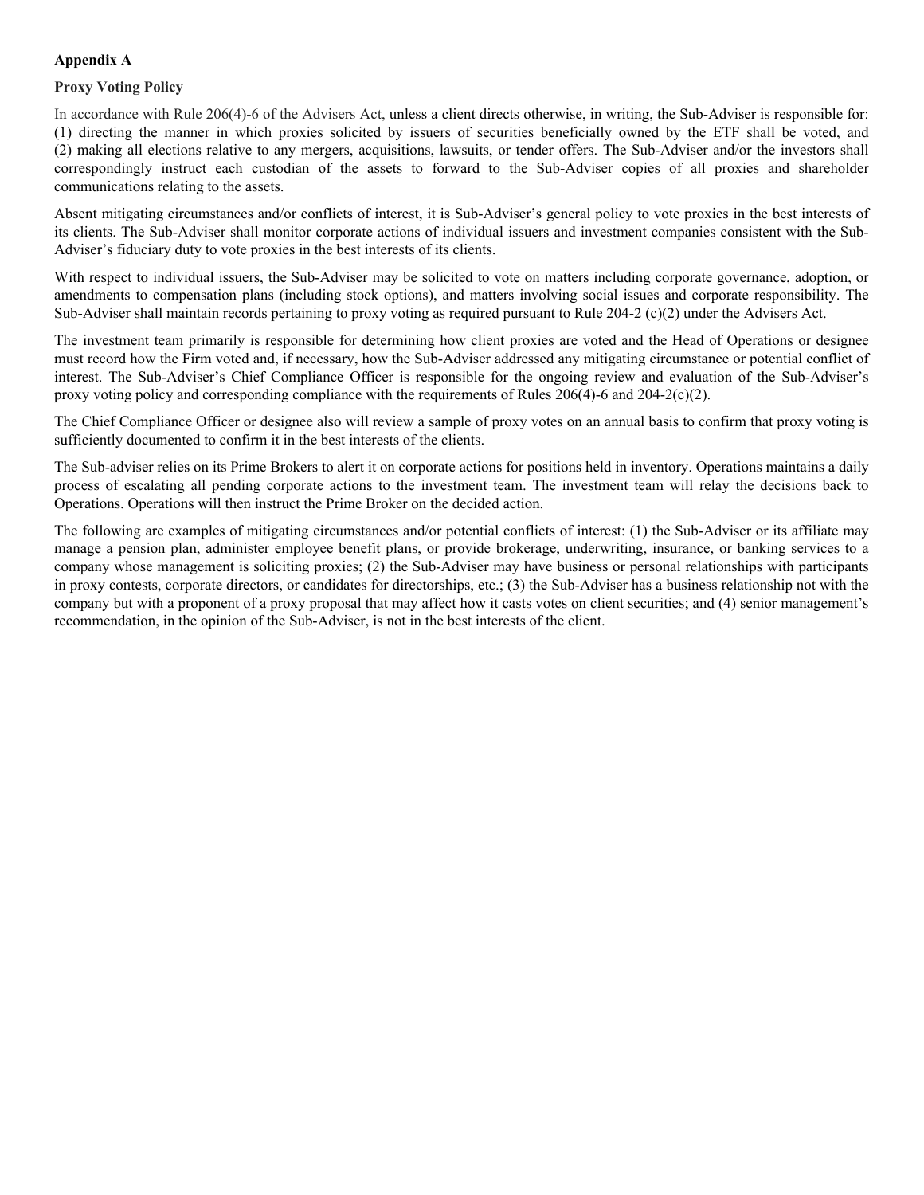**Appendix A**

**Proxy Voting Policy**

In accordance with Rule 206(4)-6 of the Advisers Act, unless a client directs otherwise, in writing, the Sub-Adviser is responsible for: (1) directing the manner in which proxies solicited by issuers of securities beneficially owned by the ETF shall be voted, and (2) making all elections relative to any mergers, acquisitions, lawsuits, or tender offers. The Sub-Adviser and/or the investors shall correspondingly instruct each custodian of the assets to forward to the Sub-Adviser copies of all proxies and shareholder communications relating to the assets.

Absent mitigating circumstances and/or conflicts of interest, it is Sub-Adviser's general policy to vote proxies in the best interests of its clients. The Sub-Adviser shall monitor corporate actions of individual issuers and investment companies consistent with the Sub-Adviser's fiduciary duty to vote proxies in the best interests of its clients.

With respect to individual issuers, the Sub-Adviser may be solicited to vote on matters including corporate governance, adoption, or amendments to compensation plans (including stock options), and matters involving social issues and corporate responsibility. The Sub-Adviser shall maintain records pertaining to proxy voting as required pursuant to Rule 204-2 (c)(2) under the Advisers Act.

The investment team primarily is responsible for determining how client proxies are voted and the Head of Operations or designee must record how the Firm voted and, if necessary, how the Sub-Adviser addressed any mitigating circumstance or potential conflict of interest. The Sub-Adviser's Chief Compliance Officer is responsible for the ongoing review and evaluation of the Sub-Adviser's proxy voting policy and corresponding compliance with the requirements of Rules 206(4)-6 and 204-2(c)(2).

The Chief Compliance Officer or designee also will review a sample of proxy votes on an annual basis to confirm that proxy voting is sufficiently documented to confirm it in the best interests of the clients.

The Sub-adviser relies on its Prime Brokers to alert it on corporate actions for positions held in inventory. Operations maintains a daily process of escalating all pending corporate actions to the investment team. The investment team will relay the decisions back to Operations. Operations will then instruct the Prime Broker on the decided action.

The following are examples of mitigating circumstances and/or potential conflicts of interest: (1) the Sub-Adviser or its affiliate may manage a pension plan, administer employee benefit plans, or provide brokerage, underwriting, insurance, or banking services to a company whose management is soliciting proxies; (2) the Sub-Adviser may have business or personal relationships with participants in proxy contests, corporate directors, or candidates for directorships, etc.; (3) the Sub-Adviser has a business relationship not with the company but with a proponent of a proxy proposal that may affect how it casts votes on client securities; and (4) senior management's recommendation, in the opinion of the Sub-Adviser, is not in the best interests of the client.